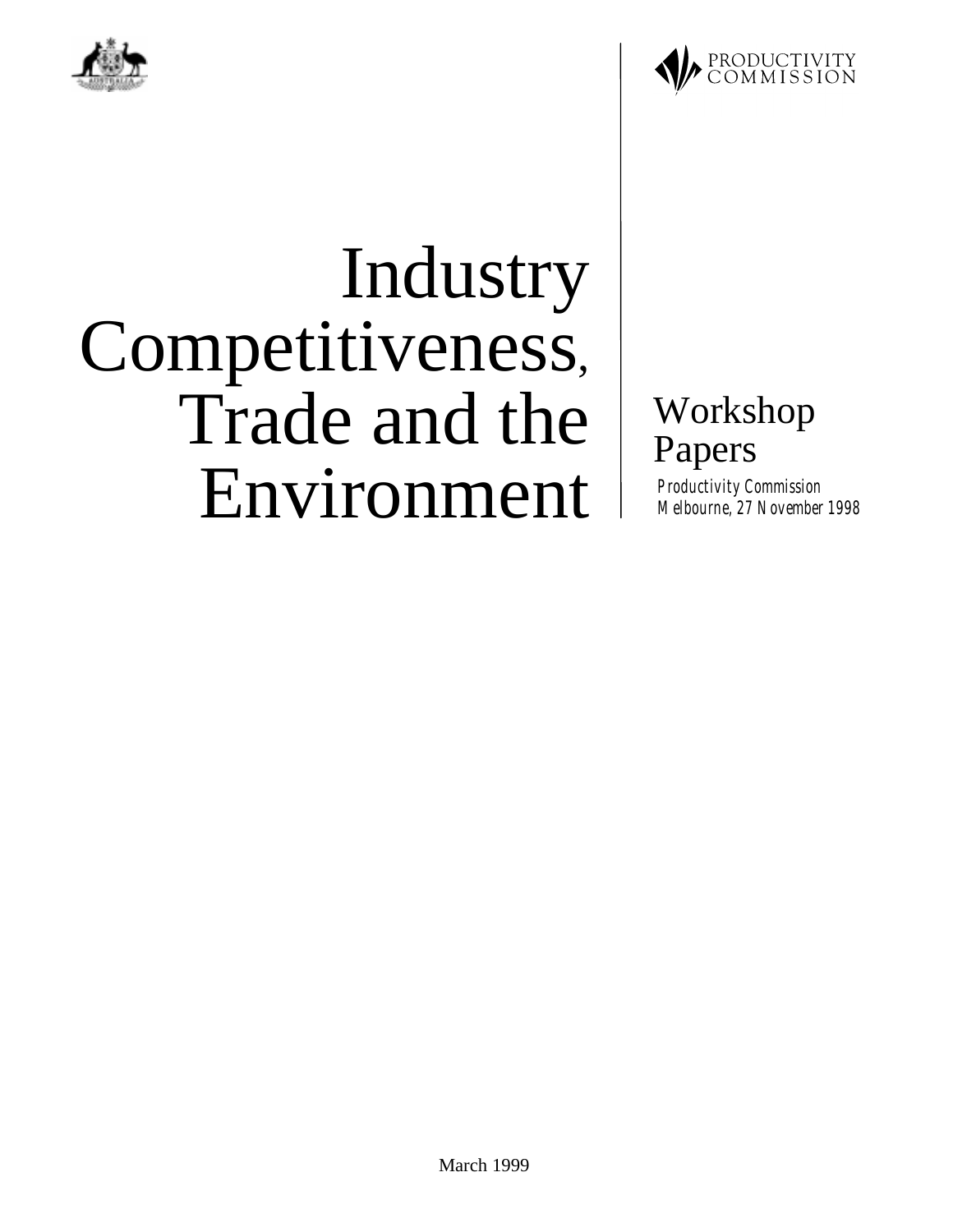PRODUCTIVITY COMMISSION

# Industry Competitiveness, Trade and the Environment

## Workshop Papers

*Productivity Commission*
*Melbourne, 27 November 1998*

March 1999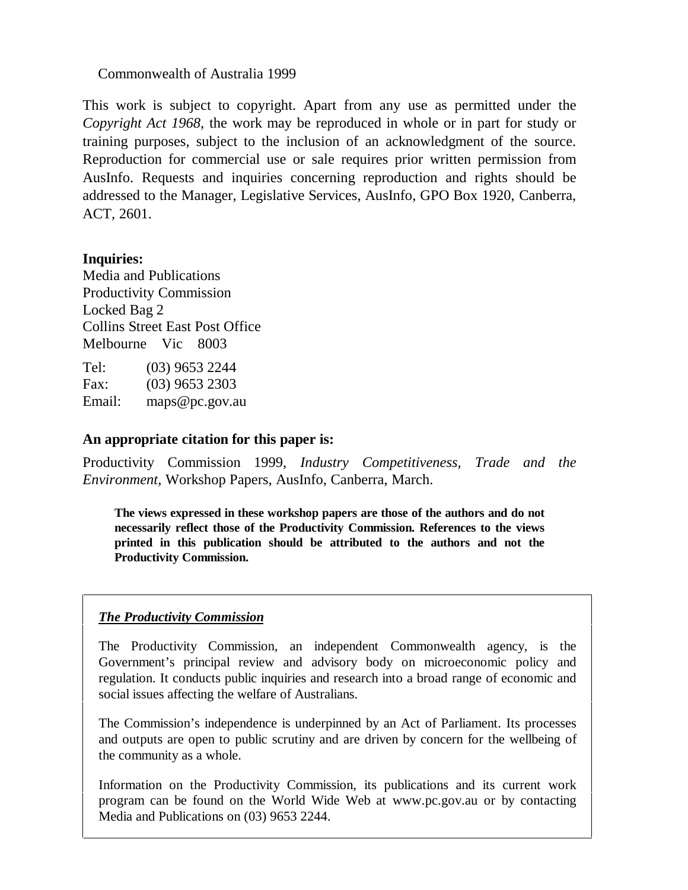Commonwealth of Australia 1999

This work is subject to copyright. Apart from any use as permitted under the *Copyright Act 1968*, the work may be reproduced in whole or in part for study or training purposes, subject to the inclusion of an acknowledgment of the source. Reproduction for commercial use or sale requires prior written permission from AusInfo. Requests and inquiries concerning reproduction and rights should be addressed to the Manager, Legislative Services, AusInfo, GPO Box 1920, Canberra, ACT, 2601.

**Inquiries:**
Media and Publications
Productivity Commission
Locked Bag 2
Collins Street East Post Office
Melbourne Vic 8003

Tel: (03) 9653 2244
Fax: (03) 9653 2303
Email: maps@pc.gov.au

### An appropriate citation for this paper is:

Productivity Commission 1999, *Industry Competitiveness, Trade and the Environment*, Workshop Papers, AusInfo, Canberra, March.

**The views expressed in these workshop papers are those of the authors and do not necessarily reflect those of the Productivity Commission. References to the views printed in this publication should be attributed to the authors and not the Productivity Commission.**

***The Productivity Commission***

The Productivity Commission, an independent Commonwealth agency, is the Government's principal review and advisory body on microeconomic policy and regulation. It conducts public inquiries and research into a broad range of economic and social issues affecting the welfare of Australians.

The Commission's independence is underpinned by an Act of Parliament. Its processes and outputs are open to public scrutiny and are driven by concern for the wellbeing of the community as a whole.

Information on the Productivity Commission, its publications and its current work program can be found on the World Wide Web at www.pc.gov.au or by contacting Media and Publications on (03) 9653 2244.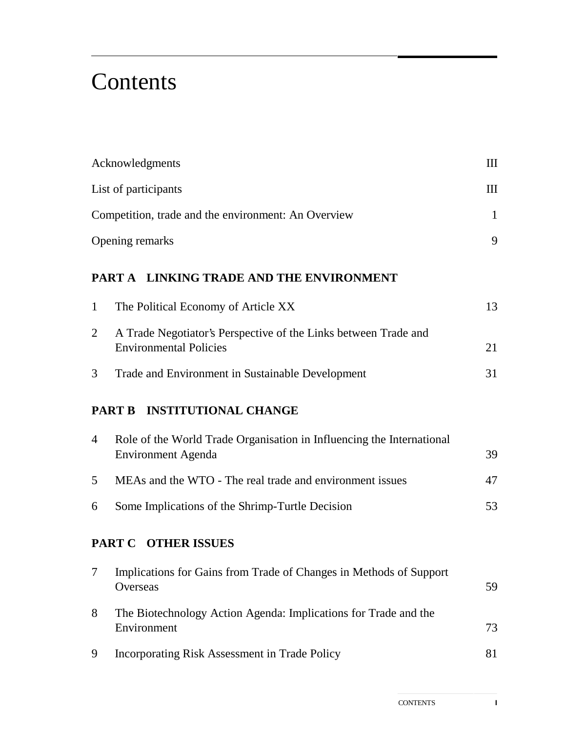# Contents

| | |
|---|---|
| Acknowledgments | III |
| List of participants | III |
| Competition, trade and the environment: An Overview | 1 |
| Opening remarks | 9 |

**PART A LINKING TRADE AND THE ENVIRONMENT**

| | | |
|---|---|---|
| 1 | The Political Economy of Article XX | 13 |
| 2 | A Trade Negotiator's Perspective of the Links between Trade and Environmental Policies | 21 |
| 3 | Trade and Environment in Sustainable Development | 31 |

**PART B INSTITUTIONAL CHANGE**

| | | |
|---|---|---|
| 4 | Role of the World Trade Organisation in Influencing the International Environment Agenda | 39 |
| 5 | MEAs and the WTO - The real trade and environment issues | 47 |
| 6 | Some Implications of the Shrimp-Turtle Decision | 53 |

**PART C OTHER ISSUES**

| | | |
|---|---|---|
| 7 | Implications for Gains from Trade of Changes in Methods of Support Overseas | 59 |
| 8 | The Biotechnology Action Agenda: Implications for Trade and the Environment | 73 |
| 9 | Incorporating Risk Assessment in Trade Policy | 81 |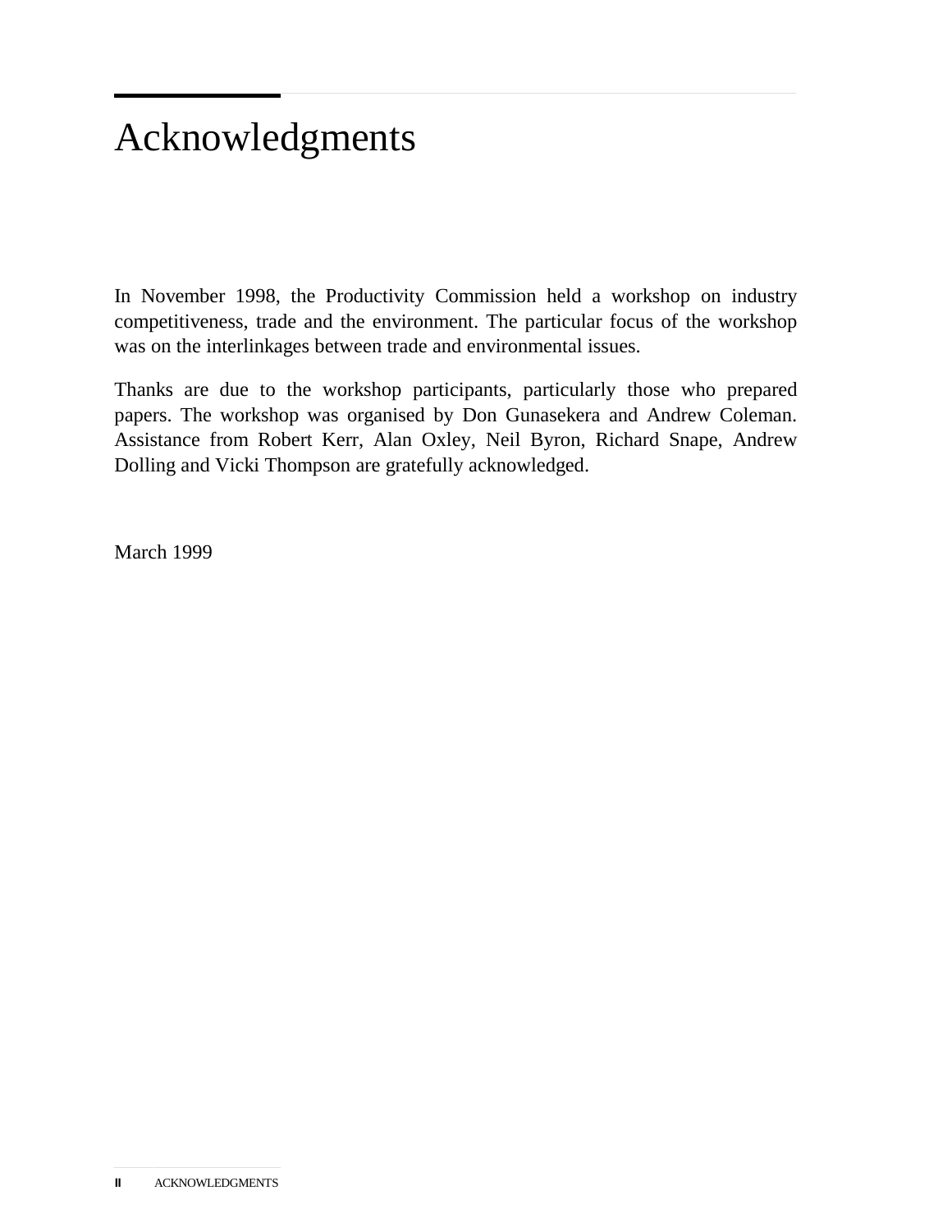# Acknowledgments

In November 1998, the Productivity Commission held a workshop on industry competitiveness, trade and the environment. The particular focus of the workshop was on the interlinkages between trade and environmental issues.

Thanks are due to the workshop participants, particularly those who prepared papers. The workshop was organised by Don Gunasekera and Andrew Coleman. Assistance from Robert Kerr, Alan Oxley, Neil Byron, Richard Snape, Andrew Dolling and Vicki Thompson are gratefully acknowledged.

March 1999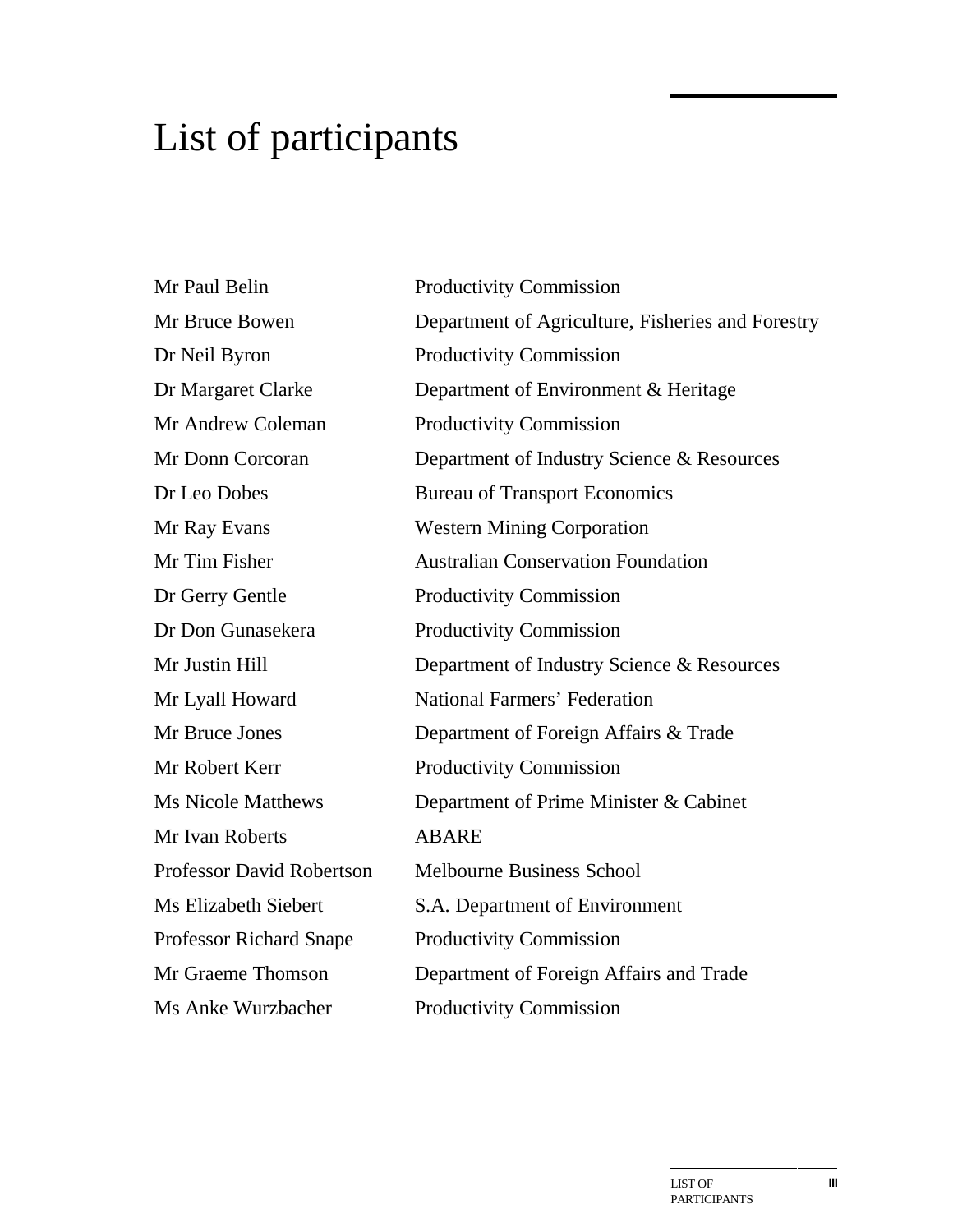# List of participants

| | |
|---|---|
| Mr Paul Belin | Productivity Commission |
| Mr Bruce Bowen | Department of Agriculture, Fisheries and Forestry |
| Dr Neil Byron | Productivity Commission |
| Dr Margaret Clarke | Department of Environment & Heritage |
| Mr Andrew Coleman | Productivity Commission |
| Mr Donn Corcoran | Department of Industry Science & Resources |
| Dr Leo Dobes | Bureau of Transport Economics |
| Mr Ray Evans | Western Mining Corporation |
| Mr Tim Fisher | Australian Conservation Foundation |
| Dr Gerry Gentle | Productivity Commission |
| Dr Don Gunasekera | Productivity Commission |
| Mr Justin Hill | Department of Industry Science & Resources |
| Mr Lyall Howard | National Farmers' Federation |
| Mr Bruce Jones | Department of Foreign Affairs & Trade |
| Mr Robert Kerr | Productivity Commission |
| Ms Nicole Matthews | Department of Prime Minister & Cabinet |
| Mr Ivan Roberts | ABARE |
| Professor David Robertson | Melbourne Business School |
| Ms Elizabeth Siebert | S.A. Department of Environment |
| Professor Richard Snape | Productivity Commission |
| Mr Graeme Thomson | Department of Foreign Affairs and Trade |
| Ms Anke Wurzbacher | Productivity Commission |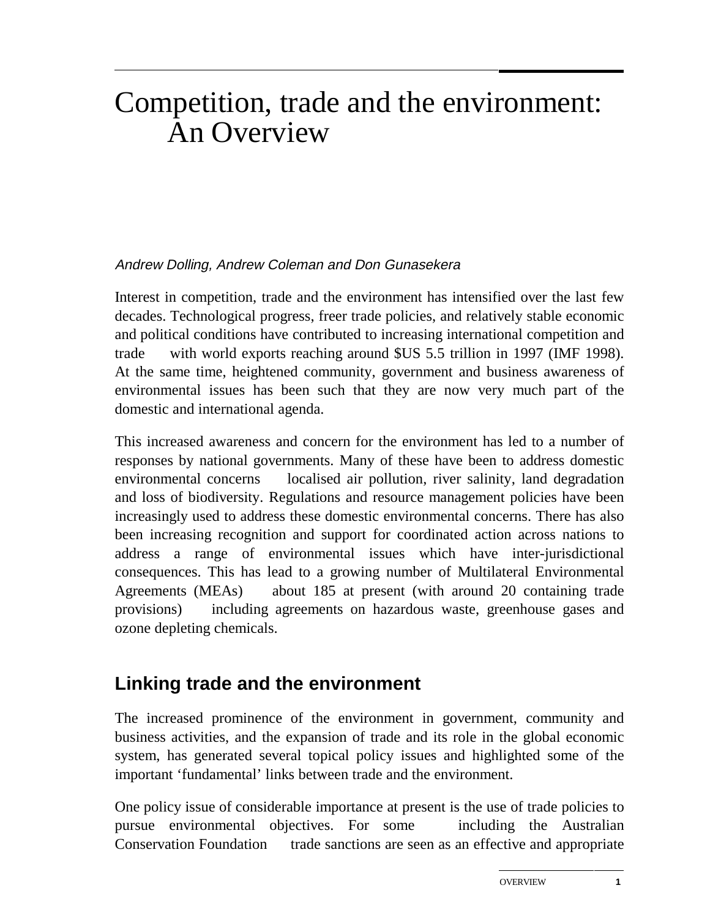# Competition, trade and the environment: An Overview

*Andrew Dolling, Andrew Coleman and Don Gunasekera*

Interest in competition, trade and the environment has intensified over the last few decades. Technological progress, freer trade policies, and relatively stable economic and political conditions have contributed to increasing international competition and trade — with world exports reaching around $US 5.5 trillion in 1997 (IMF 1998). At the same time, heightened community, government and business awareness of environmental issues has been such that they are now very much part of the domestic and international agenda.

This increased awareness and concern for the environment has led to a number of responses by national governments. Many of these have been to address domestic environmental concerns — localised air pollution, river salinity, land degradation and loss of biodiversity. Regulations and resource management policies have been increasingly used to address these domestic environmental concerns. There has also been increasing recognition and support for coordinated action across nations to address a range of environmental issues which have inter-jurisdictional consequences. This has lead to a growing number of Multilateral Environmental Agreements (MEAs) — about 185 at present (with around 20 containing trade provisions) — including agreements on hazardous waste, greenhouse gases and ozone depleting chemicals.

## Linking trade and the environment

The increased prominence of the environment in government, community and business activities, and the expansion of trade and its role in the global economic system, has generated several topical policy issues and highlighted some of the important 'fundamental' links between trade and the environment.

One policy issue of considerable importance at present is the use of trade policies to pursue environmental objectives. For some — including the Australian Conservation Foundation — trade sanctions are seen as an effective and appropriate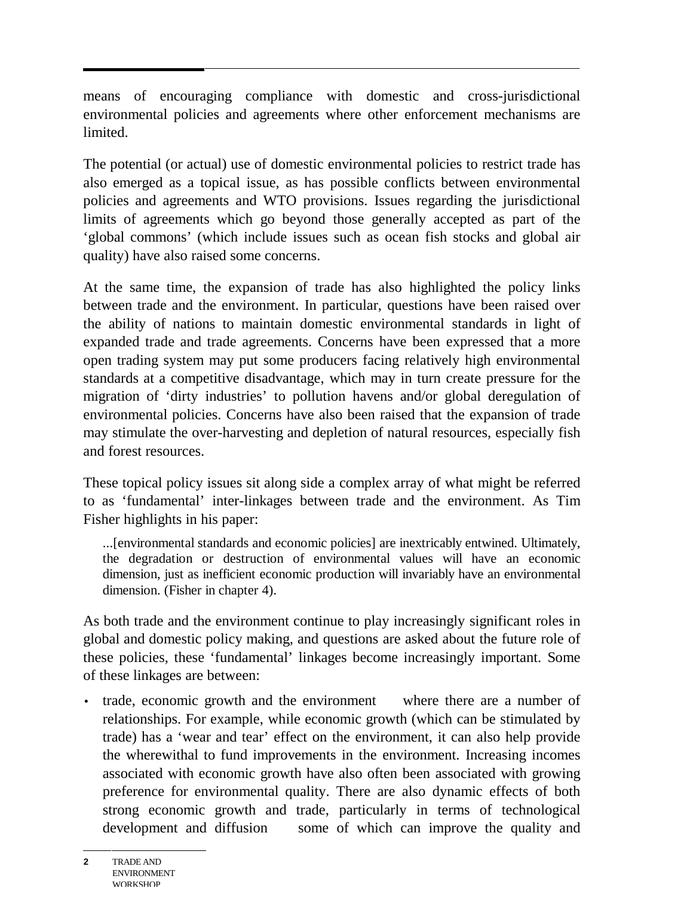means of encouraging compliance with domestic and cross-jurisdictional environmental policies and agreements where other enforcement mechanisms are limited.

The potential (or actual) use of domestic environmental policies to restrict trade has also emerged as a topical issue, as has possible conflicts between environmental policies and agreements and WTO provisions. Issues regarding the jurisdictional limits of agreements which go beyond those generally accepted as part of the 'global commons' (which include issues such as ocean fish stocks and global air quality) have also raised some concerns.

At the same time, the expansion of trade has also highlighted the policy links between trade and the environment. In particular, questions have been raised over the ability of nations to maintain domestic environmental standards in light of expanded trade and trade agreements. Concerns have been expressed that a more open trading system may put some producers facing relatively high environmental standards at a competitive disadvantage, which may in turn create pressure for the migration of 'dirty industries' to pollution havens and/or global deregulation of environmental policies. Concerns have also been raised that the expansion of trade may stimulate the over-harvesting and depletion of natural resources, especially fish and forest resources.

These topical policy issues sit along side a complex array of what might be referred to as 'fundamental' inter-linkages between trade and the environment. As Tim Fisher highlights in his paper:

> ...[environmental standards and economic policies] are inextricably entwined. Ultimately, the degradation or destruction of environmental values will have an economic dimension, just as inefficient economic production will invariably have an environmental dimension. (Fisher in chapter 4).

As both trade and the environment continue to play increasingly significant roles in global and domestic policy making, and questions are asked about the future role of these policies, these 'fundamental' linkages become increasingly important. Some of these linkages are between:

- trade, economic growth and the environment — where there are a number of relationships. For example, while economic growth (which can be stimulated by trade) has a 'wear and tear' effect on the environment, it can also help provide the wherewithal to fund improvements in the environment. Increasing incomes associated with economic growth have also often been associated with growing preference for environmental quality. There are also dynamic effects of both strong economic growth and trade, particularly in terms of technological development and diffusion — some of which can improve the quality and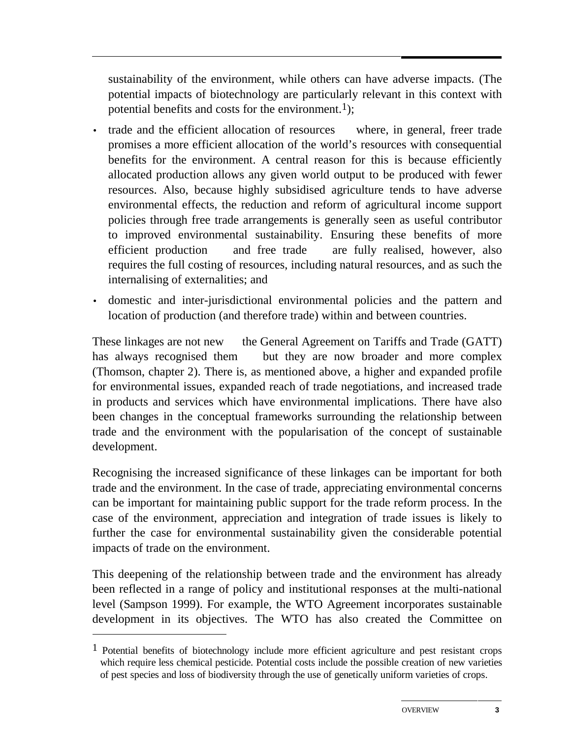sustainability of the environment, while others can have adverse impacts. (The potential impacts of biotechnology are particularly relevant in this context with potential benefits and costs for the environment.[1]);

- trade and the efficient allocation of resources — where, in general, freer trade promises a more efficient allocation of the world's resources with consequential benefits for the environment. A central reason for this is because efficiently allocated production allows any given world output to be produced with fewer resources. Also, because highly subsidised agriculture tends to have adverse environmental effects, the reduction and reform of agricultural income support policies through free trade arrangements is generally seen as useful contributor to improved environmental sustainability. Ensuring these benefits of more efficient production — and free trade — are fully realised, however, also requires the full costing of resources, including natural resources, and as such the internalising of externalities; and
- domestic and inter-jurisdictional environmental policies and the pattern and location of production (and therefore trade) within and between countries.

These linkages are not new — the General Agreement on Tariffs and Trade (GATT) has always recognised them — but they are now broader and more complex (Thomson, chapter 2). There is, as mentioned above, a higher and expanded profile for environmental issues, expanded reach of trade negotiations, and increased trade in products and services which have environmental implications. There have also been changes in the conceptual frameworks surrounding the relationship between trade and the environment with the popularisation of the concept of sustainable development.

Recognising the increased significance of these linkages can be important for both trade and the environment. In the case of trade, appreciating environmental concerns can be important for maintaining public support for the trade reform process. In the case of the environment, appreciation and integration of trade issues is likely to further the case for environmental sustainability given the considerable potential impacts of trade on the environment.

This deepening of the relationship between trade and the environment has already been reflected in a range of policy and institutional responses at the multi-national level (Sampson 1999). For example, the WTO Agreement incorporates sustainable development in its objectives. The WTO has also created the Committee on

---

[1] Potential benefits of biotechnology include more efficient agriculture and pest resistant crops which require less chemical pesticide. Potential costs include the possible creation of new varieties of pest species and loss of biodiversity through the use of genetically uniform varieties of crops.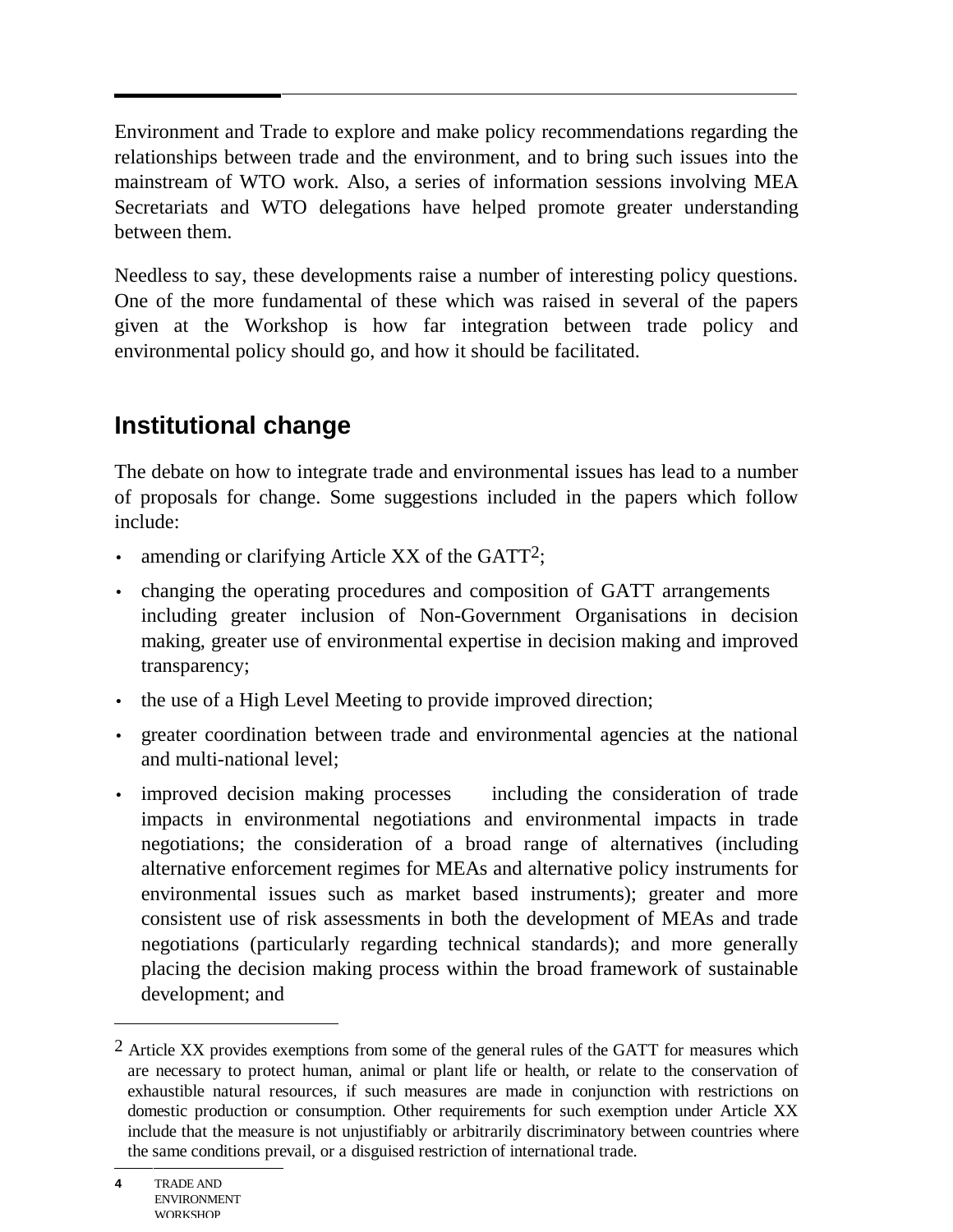Environment and Trade to explore and make policy recommendations regarding the relationships between trade and the environment, and to bring such issues into the mainstream of WTO work. Also, a series of information sessions involving MEA Secretariats and WTO delegations have helped promote greater understanding between them.

Needless to say, these developments raise a number of interesting policy questions. One of the more fundamental of these which was raised in several of the papers given at the Workshop is how far integration between trade policy and environmental policy should go, and how it should be facilitated.

## Institutional change

The debate on how to integrate trade and environmental issues has lead to a number of proposals for change. Some suggestions included in the papers which follow include:

- amending or clarifying Article XX of the GATT[2];
- changing the operating procedures and composition of GATT arrangements including greater inclusion of Non-Government Organisations in decision making, greater use of environmental expertise in decision making and improved transparency;
- the use of a High Level Meeting to provide improved direction;
- greater coordination between trade and environmental agencies at the national and multi-national level;
- improved decision making processes including the consideration of trade impacts in environmental negotiations and environmental impacts in trade negotiations; the consideration of a broad range of alternatives (including alternative enforcement regimes for MEAs and alternative policy instruments for environmental issues such as market based instruments); greater and more consistent use of risk assessments in both the development of MEAs and trade negotiations (particularly regarding technical standards); and more generally placing the decision making process within the broad framework of sustainable development; and

---

[2] Article XX provides exemptions from some of the general rules of the GATT for measures which are necessary to protect human, animal or plant life or health, or relate to the conservation of exhaustible natural resources, if such measures are made in conjunction with restrictions on domestic production or consumption. Other requirements for such exemption under Article XX include that the measure is not unjustifiably or arbitrarily discriminatory between countries where the same conditions prevail, or a disguised restriction of international trade.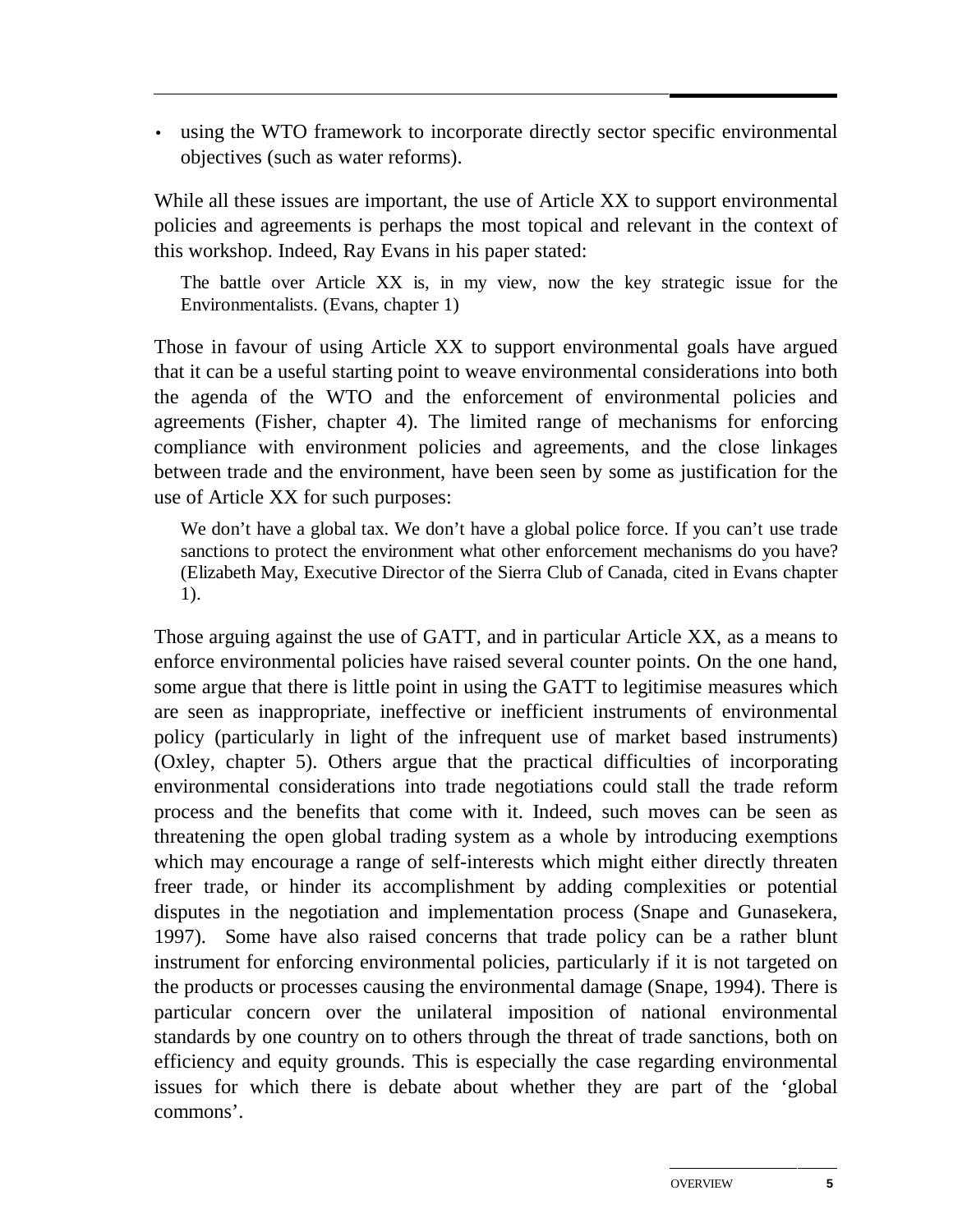- using the WTO framework to incorporate directly sector specific environmental objectives (such as water reforms).

While all these issues are important, the use of Article XX to support environmental policies and agreements is perhaps the most topical and relevant in the context of this workshop. Indeed, Ray Evans in his paper stated:

> The battle over Article XX is, in my view, now the key strategic issue for the Environmentalists. (Evans, chapter 1)

Those in favour of using Article XX to support environmental goals have argued that it can be a useful starting point to weave environmental considerations into both the agenda of the WTO and the enforcement of environmental policies and agreements (Fisher, chapter 4). The limited range of mechanisms for enforcing compliance with environment policies and agreements, and the close linkages between trade and the environment, have been seen by some as justification for the use of Article XX for such purposes:

> We don't have a global tax. We don't have a global police force. If you can't use trade sanctions to protect the environment what other enforcement mechanisms do you have? (Elizabeth May, Executive Director of the Sierra Club of Canada, cited in Evans chapter 1).

Those arguing against the use of GATT, and in particular Article XX, as a means to enforce environmental policies have raised several counter points. On the one hand, some argue that there is little point in using the GATT to legitimise measures which are seen as inappropriate, ineffective or inefficient instruments of environmental policy (particularly in light of the infrequent use of market based instruments) (Oxley, chapter 5). Others argue that the practical difficulties of incorporating environmental considerations into trade negotiations could stall the trade reform process and the benefits that come with it. Indeed, such moves can be seen as threatening the open global trading system as a whole by introducing exemptions which may encourage a range of self-interests which might either directly threaten freer trade, or hinder its accomplishment by adding complexities or potential disputes in the negotiation and implementation process (Snape and Gunasekera, 1997). Some have also raised concerns that trade policy can be a rather blunt instrument for enforcing environmental policies, particularly if it is not targeted on the products or processes causing the environmental damage (Snape, 1994). There is particular concern over the unilateral imposition of national environmental standards by one country on to others through the threat of trade sanctions, both on efficiency and equity grounds. This is especially the case regarding environmental issues for which there is debate about whether they are part of the 'global commons'.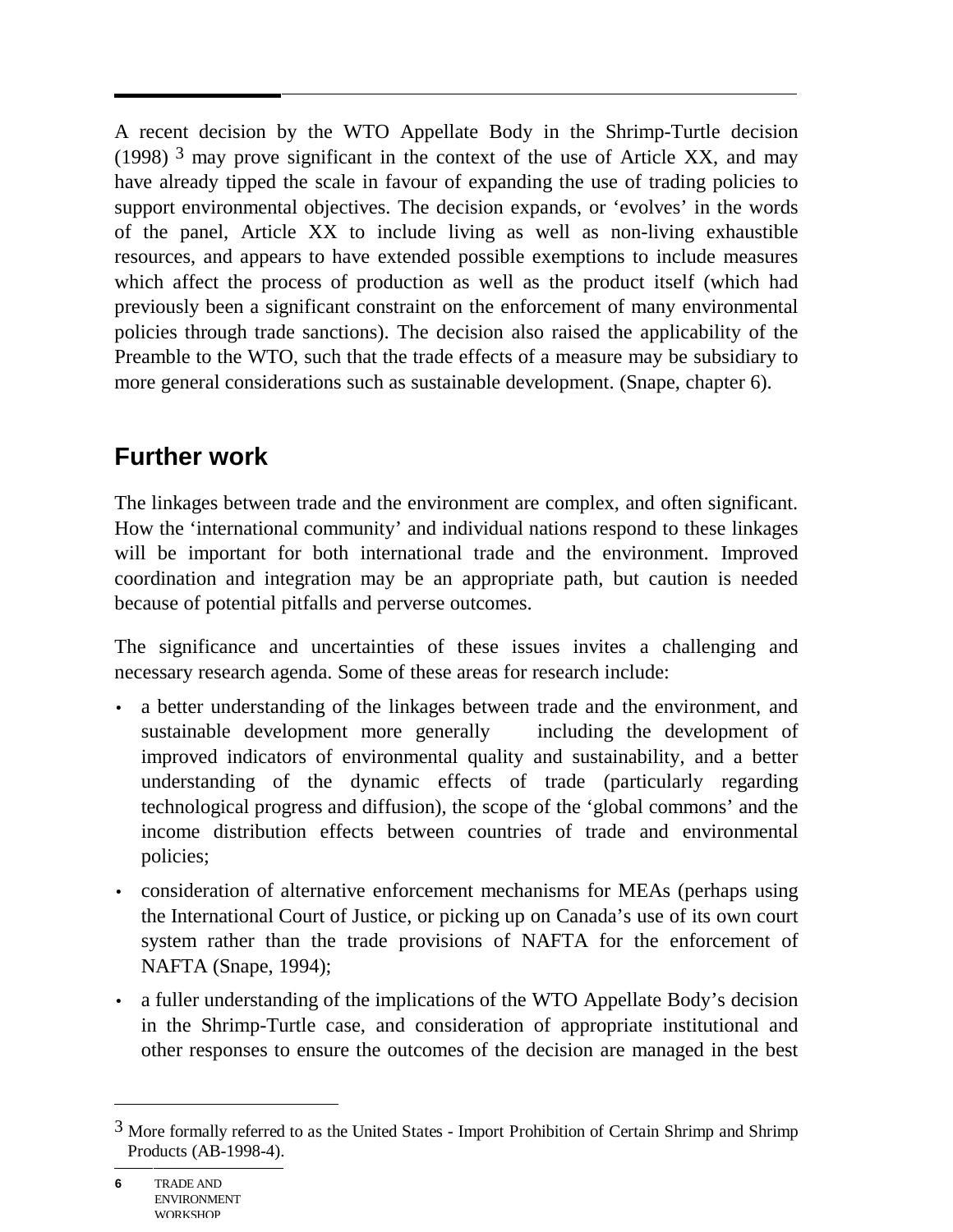A recent decision by the WTO Appellate Body in the Shrimp-Turtle decision (1998) [3] may prove significant in the context of the use of Article XX, and may have already tipped the scale in favour of expanding the use of trading policies to support environmental objectives. The decision expands, or 'evolves' in the words of the panel, Article XX to include living as well as non-living exhaustible resources, and appears to have extended possible exemptions to include measures which affect the process of production as well as the product itself (which had previously been a significant constraint on the enforcement of many environmental policies through trade sanctions). The decision also raised the applicability of the Preamble to the WTO, such that the trade effects of a measure may be subsidiary to more general considerations such as sustainable development. (Snape, chapter 6).

## Further work

The linkages between trade and the environment are complex, and often significant. How the 'international community' and individual nations respond to these linkages will be important for both international trade and the environment. Improved coordination and integration may be an appropriate path, but caution is needed because of potential pitfalls and perverse outcomes.

The significance and uncertainties of these issues invites a challenging and necessary research agenda. Some of these areas for research include:

- a better understanding of the linkages between trade and the environment, and sustainable development more generally including the development of improved indicators of environmental quality and sustainability, and a better understanding of the dynamic effects of trade (particularly regarding technological progress and diffusion), the scope of the 'global commons' and the income distribution effects between countries of trade and environmental policies;
- consideration of alternative enforcement mechanisms for MEAs (perhaps using the International Court of Justice, or picking up on Canada's use of its own court system rather than the trade provisions of NAFTA for the enforcement of NAFTA (Snape, 1994);
- a fuller understanding of the implications of the WTO Appellate Body's decision in the Shrimp-Turtle case, and consideration of appropriate institutional and other responses to ensure the outcomes of the decision are managed in the best

[3] More formally referred to as the United States - Import Prohibition of Certain Shrimp and Shrimp Products (AB-1998-4).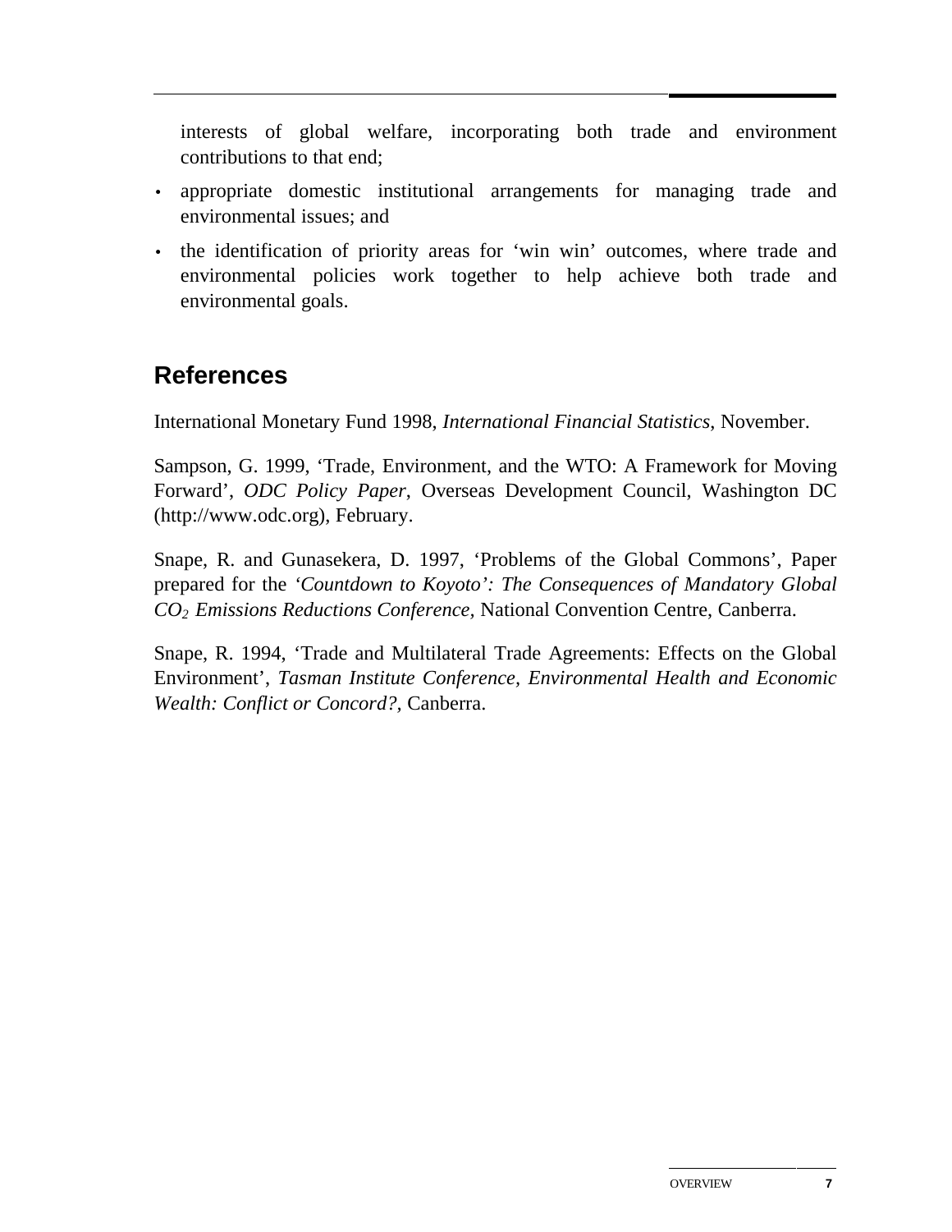interests of global welfare, incorporating both trade and environment contributions to that end;

- appropriate domestic institutional arrangements for managing trade and environmental issues; and
- the identification of priority areas for 'win win' outcomes, where trade and environmental policies work together to help achieve both trade and environmental goals.

## References

International Monetary Fund 1998, *International Financial Statistics*, November.

Sampson, G. 1999, 'Trade, Environment, and the WTO: A Framework for Moving Forward', *ODC Policy Paper*, Overseas Development Council, Washington DC (http://www.odc.org), February.

Snape, R. and Gunasekera, D. 1997, 'Problems of the Global Commons', Paper prepared for the *'Countdown to Koyoto': The Consequences of Mandatory Global $CO_2$ Emissions Reductions Conference*, National Convention Centre, Canberra.

Snape, R. 1994, 'Trade and Multilateral Trade Agreements: Effects on the Global Environment', *Tasman Institute Conference, Environmental Health and Economic Wealth: Conflict or Concord?*, Canberra.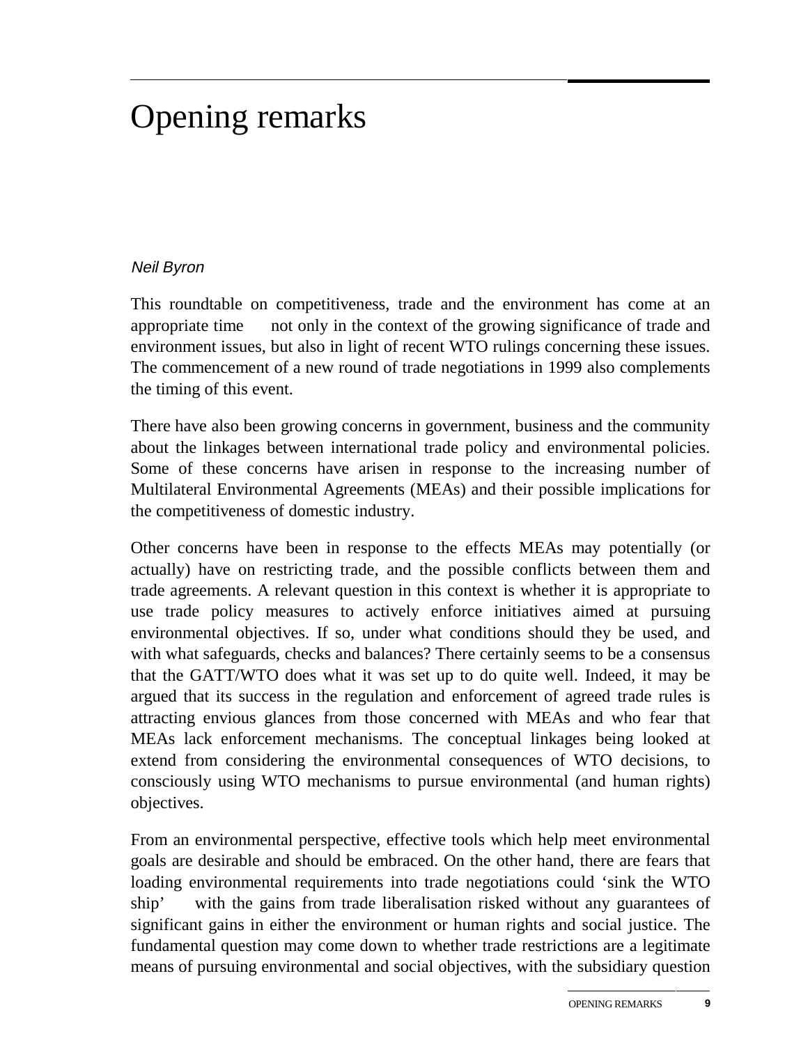# Opening remarks

*Neil Byron*

This roundtable on competitiveness, trade and the environment has come at an appropriate time — not only in the context of the growing significance of trade and environment issues, but also in light of recent WTO rulings concerning these issues. The commencement of a new round of trade negotiations in 1999 also complements the timing of this event.

There have also been growing concerns in government, business and the community about the linkages between international trade policy and environmental policies. Some of these concerns have arisen in response to the increasing number of Multilateral Environmental Agreements (MEAs) and their possible implications for the competitiveness of domestic industry.

Other concerns have been in response to the effects MEAs may potentially (or actually) have on restricting trade, and the possible conflicts between them and trade agreements. A relevant question in this context is whether it is appropriate to use trade policy measures to actively enforce initiatives aimed at pursuing environmental objectives. If so, under what conditions should they be used, and with what safeguards, checks and balances? There certainly seems to be a consensus that the GATT/WTO does what it was set up to do quite well. Indeed, it may be argued that its success in the regulation and enforcement of agreed trade rules is attracting envious glances from those concerned with MEAs and who fear that MEAs lack enforcement mechanisms. The conceptual linkages being looked at extend from considering the environmental consequences of WTO decisions, to consciously using WTO mechanisms to pursue environmental (and human rights) objectives.

From an environmental perspective, effective tools which help meet environmental goals are desirable and should be embraced. On the other hand, there are fears that loading environmental requirements into trade negotiations could 'sink the WTO ship' — with the gains from trade liberalisation risked without any guarantees of significant gains in either the environment or human rights and social justice. The fundamental question may come down to whether trade restrictions are a legitimate means of pursuing environmental and social objectives, with the subsidiary question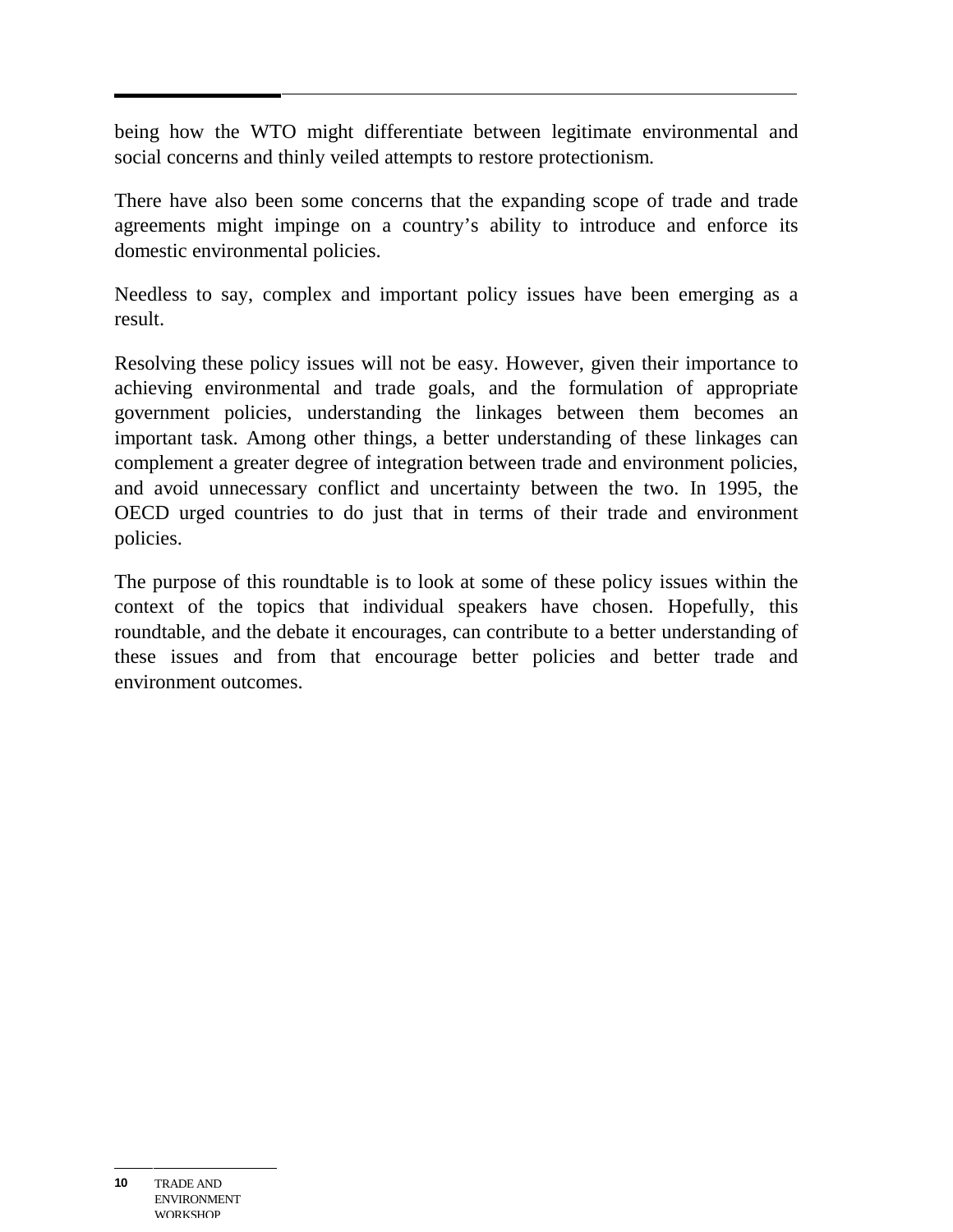being how the WTO might differentiate between legitimate environmental and social concerns and thinly veiled attempts to restore protectionism.

There have also been some concerns that the expanding scope of trade and trade agreements might impinge on a country's ability to introduce and enforce its domestic environmental policies.

Needless to say, complex and important policy issues have been emerging as a result.

Resolving these policy issues will not be easy. However, given their importance to achieving environmental and trade goals, and the formulation of appropriate government policies, understanding the linkages between them becomes an important task. Among other things, a better understanding of these linkages can complement a greater degree of integration between trade and environment policies, and avoid unnecessary conflict and uncertainty between the two. In 1995, the OECD urged countries to do just that in terms of their trade and environment policies.

The purpose of this roundtable is to look at some of these policy issues within the context of the topics that individual speakers have chosen. Hopefully, this roundtable, and the debate it encourages, can contribute to a better understanding of these issues and from that encourage better policies and better trade and environment outcomes.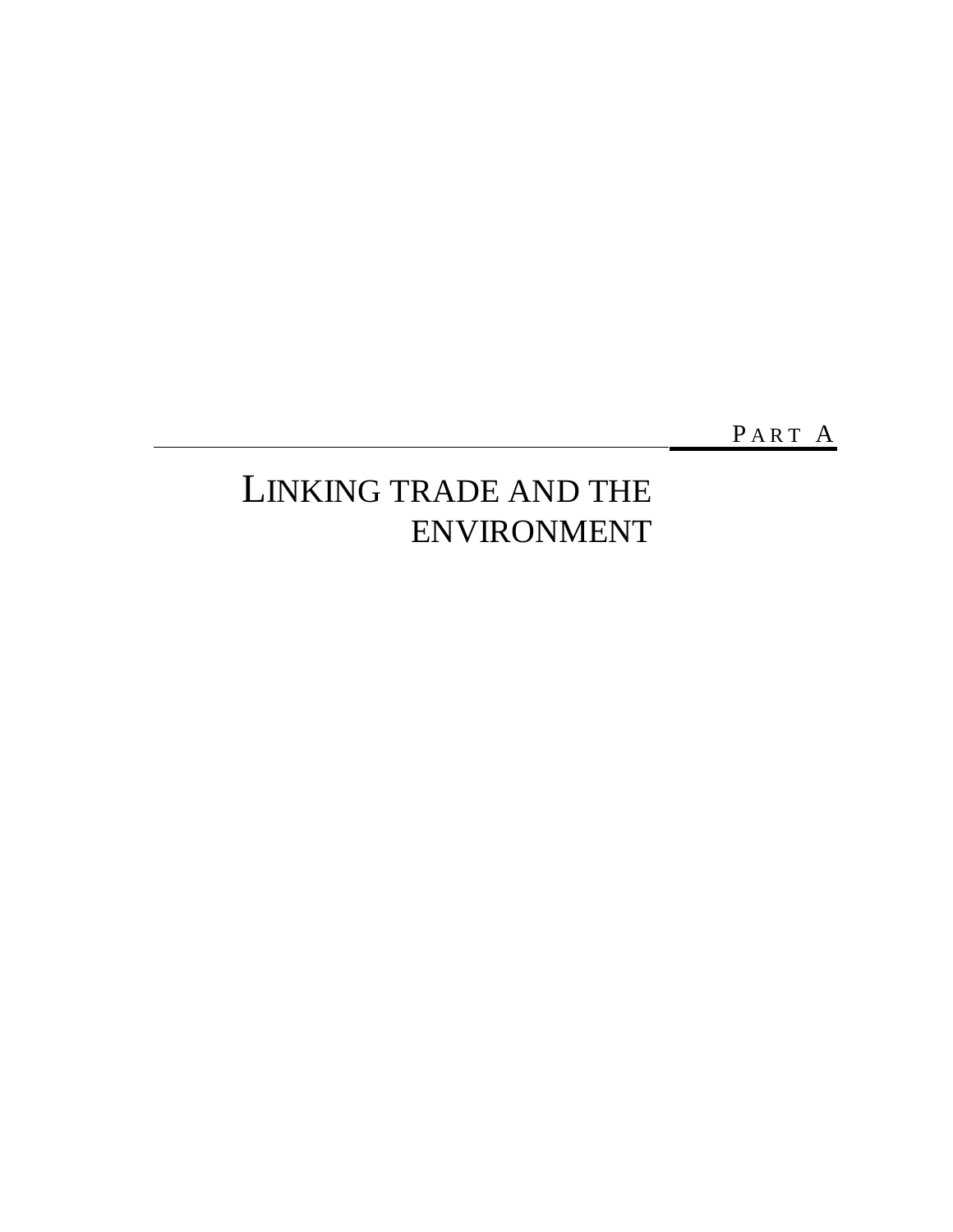# PART A

# LINKING TRADE AND THE ENVIRONMENT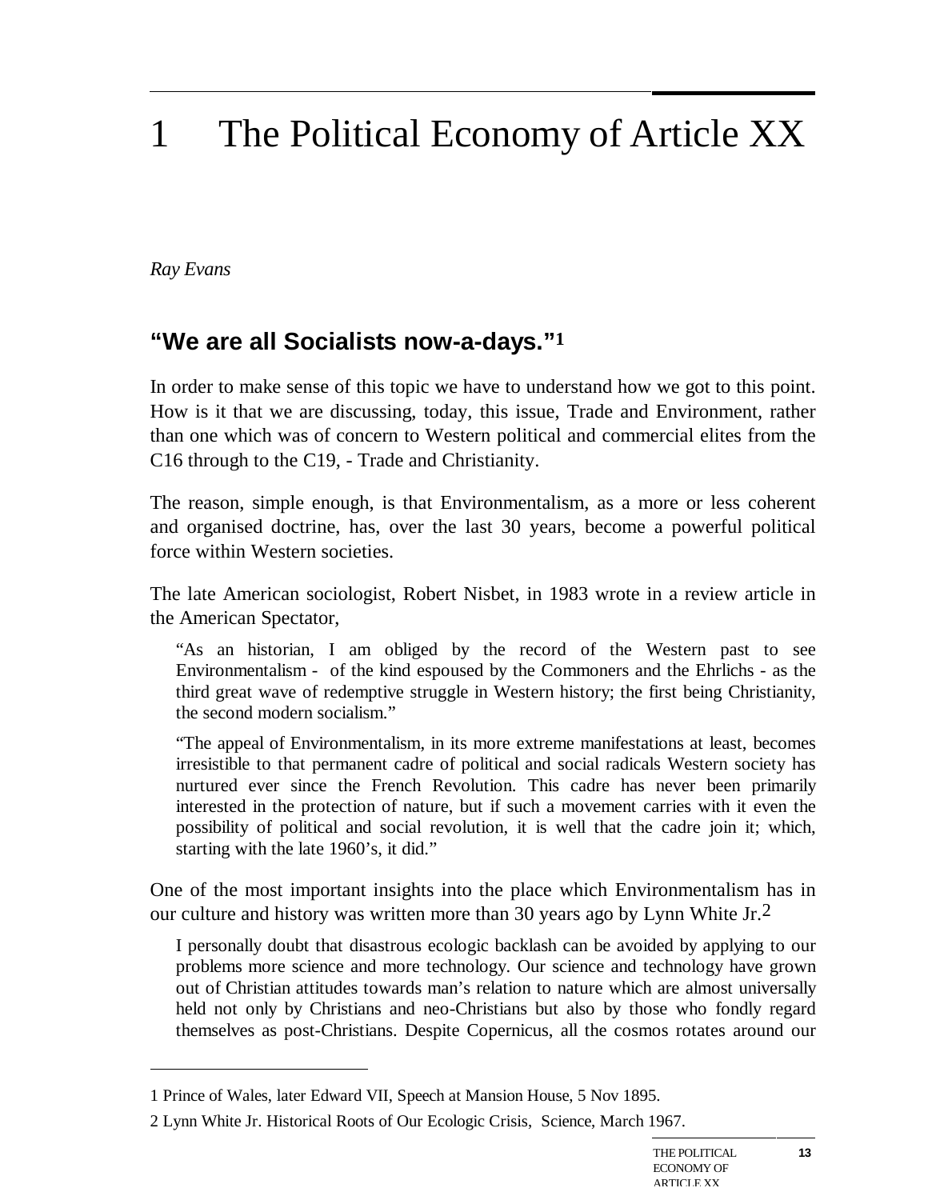# 1 The Political Economy of Article XX

*Ray Evans*

## "We are all Socialists now-a-days."[1]

In order to make sense of this topic we have to understand how we got to this point. How is it that we are discussing, today, this issue, Trade and Environment, rather than one which was of concern to Western political and commercial elites from the C16 through to the C19, - Trade and Christianity.

The reason, simple enough, is that Environmentalism, as a more or less coherent and organised doctrine, has, over the last 30 years, become a powerful political force within Western societies.

The late American sociologist, Robert Nisbet, in 1983 wrote in a review article in the American Spectator,

> "As an historian, I am obliged by the record of the Western past to see Environmentalism - of the kind espoused by the Commoners and the Ehrlichs - as the third great wave of redemptive struggle in Western history; the first being Christianity, the second modern socialism."
>
> "The appeal of Environmentalism, in its more extreme manifestations at least, becomes irresistible to that permanent cadre of political and social radicals Western society has nurtured ever since the French Revolution. This cadre has never been primarily interested in the protection of nature, but if such a movement carries with it even the possibility of political and social revolution, it is well that the cadre join it; which, starting with the late 1960's, it did."

One of the most important insights into the place which Environmentalism has in our culture and history was written more than 30 years ago by Lynn White Jr.[2]

> I personally doubt that disastrous ecologic backlash can be avoided by applying to our problems more science and more technology. Our science and technology have grown out of Christian attitudes towards man's relation to nature which are almost universally held not only by Christians and neo-Christians but also by those who fondly regard themselves as post-Christians. Despite Copernicus, all the cosmos rotates around our

---

1 Prince of Wales, later Edward VII, Speech at Mansion House, 5 Nov 1895.

2 Lynn White Jr. Historical Roots of Our Ecologic Crisis, Science, March 1967.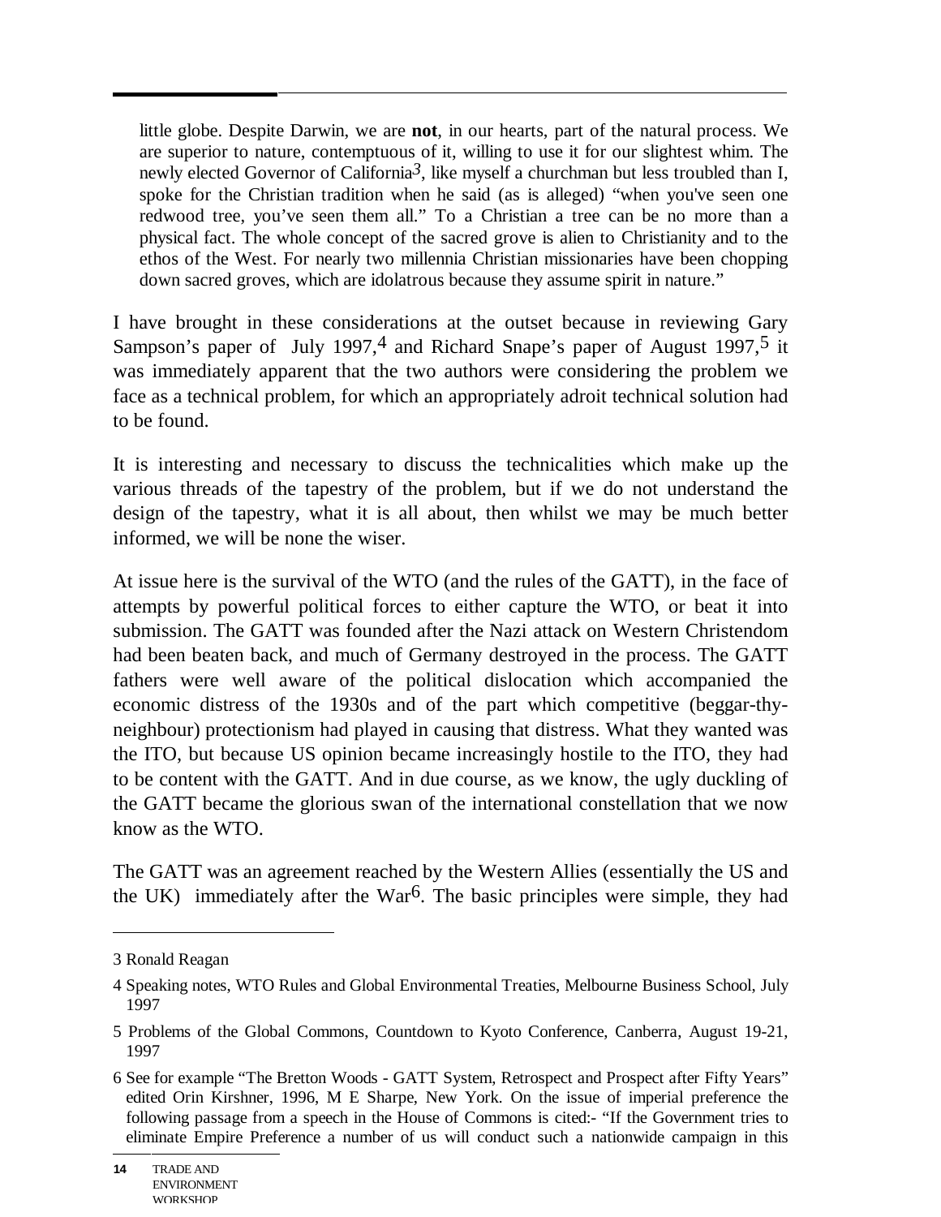> little globe. Despite Darwin, we are **not**, in our hearts, part of the natural process. We are superior to nature, contemptuous of it, willing to use it for our slightest whim. The newly elected Governor of California[3], like myself a churchman but less troubled than I, spoke for the Christian tradition when he said (as is alleged) "when you've seen one redwood tree, you've seen them all." To a Christian a tree can be no more than a physical fact. The whole concept of the sacred grove is alien to Christianity and to the ethos of the West. For nearly two millennia Christian missionaries have been chopping down sacred groves, which are idolatrous because they assume spirit in nature."

I have brought in these considerations at the outset because in reviewing Gary Sampson's paper of July 1997,[4] and Richard Snape's paper of August 1997,[5] it was immediately apparent that the two authors were considering the problem we face as a technical problem, for which an appropriately adroit technical solution had to be found.

It is interesting and necessary to discuss the technicalities which make up the various threads of the tapestry of the problem, but if we do not understand the design of the tapestry, what it is all about, then whilst we may be much better informed, we will be none the wiser.

At issue here is the survival of the WTO (and the rules of the GATT), in the face of attempts by powerful political forces to either capture the WTO, or beat it into submission. The GATT was founded after the Nazi attack on Western Christendom had been beaten back, and much of Germany destroyed in the process. The GATT fathers were well aware of the political dislocation which accompanied the economic distress of the 1930s and of the part which competitive (beggar-thy-neighbour) protectionism had played in causing that distress. What they wanted was the ITO, but because US opinion became increasingly hostile to the ITO, they had to be content with the GATT. And in due course, as we know, the ugly duckling of the GATT became the glorious swan of the international constellation that we now know as the WTO.

The GATT was an agreement reached by the Western Allies (essentially the US and the UK) immediately after the War[6]. The basic principles were simple, they had

---

3 Ronald Reagan

4 Speaking notes, WTO Rules and Global Environmental Treaties, Melbourne Business School, July 1997

5 Problems of the Global Commons, Countdown to Kyoto Conference, Canberra, August 19-21, 1997

6 See for example "The Bretton Woods - GATT System, Retrospect and Prospect after Fifty Years" edited Orin Kirshner, 1996, M E Sharpe, New York. On the issue of imperial preference the following passage from a speech in the House of Commons is cited:- "If the Government tries to eliminate Empire Preference a number of us will conduct such a nationwide campaign in this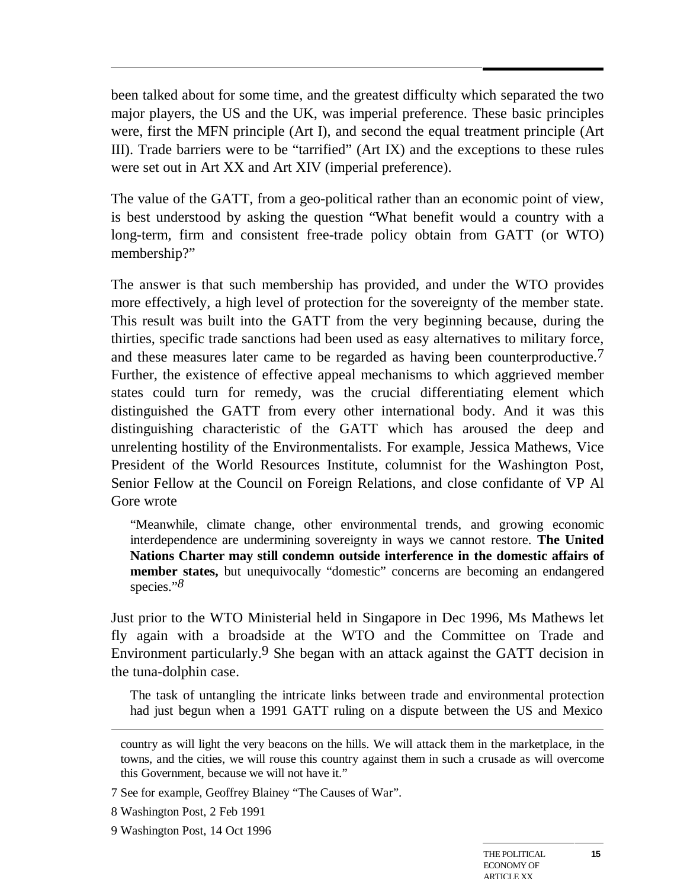been talked about for some time, and the greatest difficulty which separated the two major players, the US and the UK, was imperial preference. These basic principles were, first the MFN principle (Art I), and second the equal treatment principle (Art III). Trade barriers were to be "tarrified" (Art IX) and the exceptions to these rules were set out in Art XX and Art XIV (imperial preference).

The value of the GATT, from a geo-political rather than an economic point of view, is best understood by asking the question "What benefit would a country with a long-term, firm and consistent free-trade policy obtain from GATT (or WTO) membership?"

The answer is that such membership has provided, and under the WTO provides more effectively, a high level of protection for the sovereignty of the member state. This result was built into the GATT from the very beginning because, during the thirties, specific trade sanctions had been used as easy alternatives to military force, and these measures later came to be regarded as having been counterproductive.[7] Further, the existence of effective appeal mechanisms to which aggrieved member states could turn for remedy, was the crucial differentiating element which distinguished the GATT from every other international body. And it was this distinguishing characteristic of the GATT which has aroused the deep and unrelenting hostility of the Environmentalists. For example, Jessica Mathews, Vice President of the World Resources Institute, columnist for the Washington Post, Senior Fellow at the Council on Foreign Relations, and close confidante of VP Al Gore wrote

> "Meanwhile, climate change, other environmental trends, and growing economic interdependence are undermining sovereignty in ways we cannot restore. **The United Nations Charter may still condemn outside interference in the domestic affairs of member states,** but unequivocally "domestic" concerns are becoming an endangered species."[8]

Just prior to the WTO Ministerial held in Singapore in Dec 1996, Ms Mathews let fly again with a broadside at the WTO and the Committee on Trade and Environment particularly.[9] She began with an attack against the GATT decision in the tuna-dolphin case.

> The task of untangling the intricate links between trade and environmental protection had just begun when a 1991 GATT ruling on a dispute between the US and Mexico

---

country as will light the very beacons on the hills. We will attack them in the marketplace, in the towns, and the cities, we will rouse this country against them in such a crusade as will overcome this Government, because we will not have it."

7 See for example, Geoffrey Blainey "The Causes of War".

8 Washington Post, 2 Feb 1991

9 Washington Post, 14 Oct 1996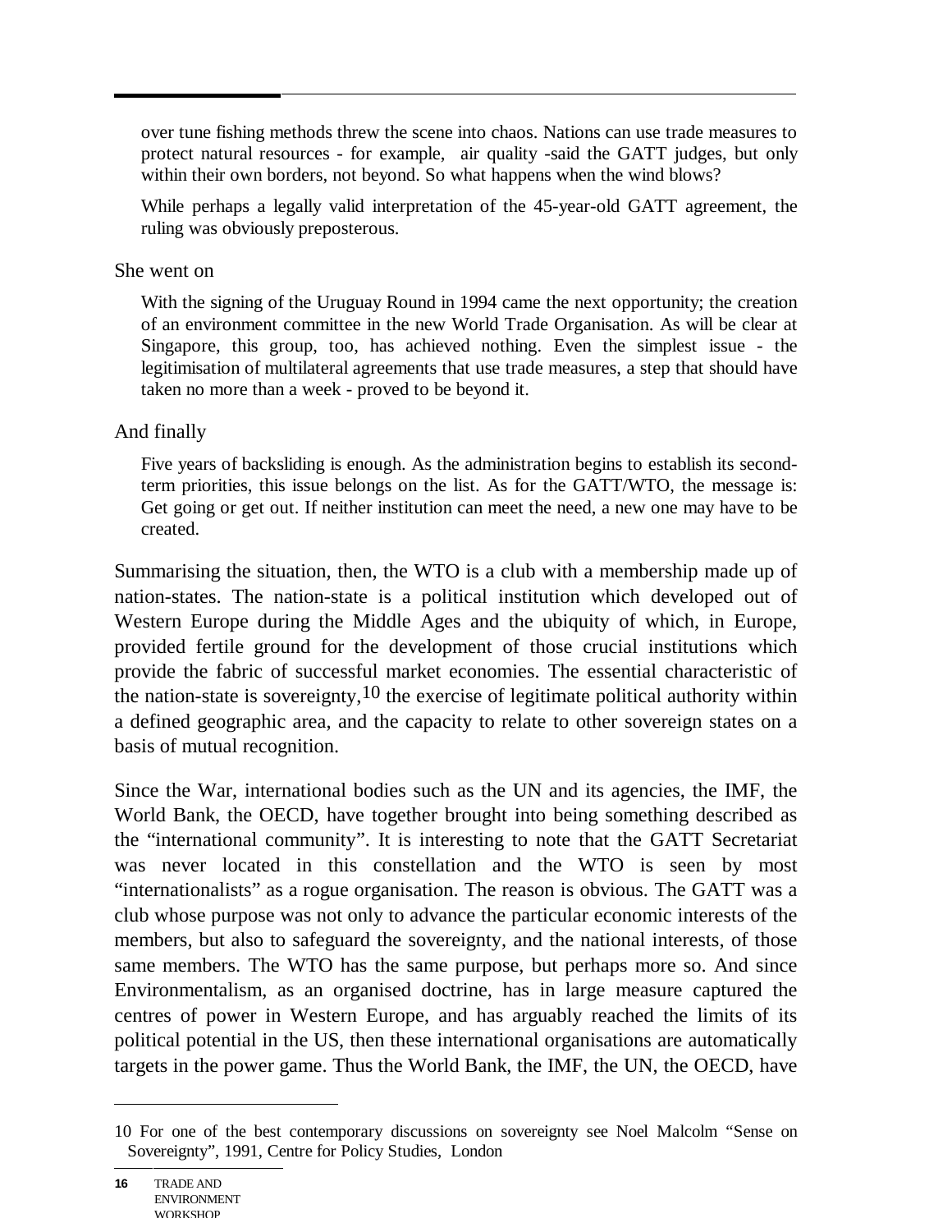> over tune fishing methods threw the scene into chaos. Nations can use trade measures to protect natural resources - for example, air quality -said the GATT judges, but only within their own borders, not beyond. So what happens when the wind blows?
>
> While perhaps a legally valid interpretation of the 45-year-old GATT agreement, the ruling was obviously preposterous.

She went on

> With the signing of the Uruguay Round in 1994 came the next opportunity; the creation of an environment committee in the new World Trade Organisation. As will be clear at Singapore, this group, too, has achieved nothing. Even the simplest issue - the legitimisation of multilateral agreements that use trade measures, a step that should have taken no more than a week - proved to be beyond it.

And finally

> Five years of backsliding is enough. As the administration begins to establish its second-term priorities, this issue belongs on the list. As for the GATT/WTO, the message is: Get going or get out. If neither institution can meet the need, a new one may have to be created.

Summarising the situation, then, the WTO is a club with a membership made up of nation-states. The nation-state is a political institution which developed out of Western Europe during the Middle Ages and the ubiquity of which, in Europe, provided fertile ground for the development of those crucial institutions which provide the fabric of successful market economies. The essential characteristic of the nation-state is sovereignty,[10] the exercise of legitimate political authority within a defined geographic area, and the capacity to relate to other sovereign states on a basis of mutual recognition.

Since the War, international bodies such as the UN and its agencies, the IMF, the World Bank, the OECD, have together brought into being something described as the "international community". It is interesting to note that the GATT Secretariat was never located in this constellation and the WTO is seen by most "internationalists" as a rogue organisation. The reason is obvious. The GATT was a club whose purpose was not only to advance the particular economic interests of the members, but also to safeguard the sovereignty, and the national interests, of those same members. The WTO has the same purpose, but perhaps more so. And since Environmentalism, as an organised doctrine, has in large measure captured the centres of power in Western Europe, and has arguably reached the limits of its political potential in the US, then these international organisations are automatically targets in the power game. Thus the World Bank, the IMF, the UN, the OECD, have

---

10 For one of the best contemporary discussions on sovereignty see Noel Malcolm "Sense on Sovereignty", 1991, Centre for Policy Studies, London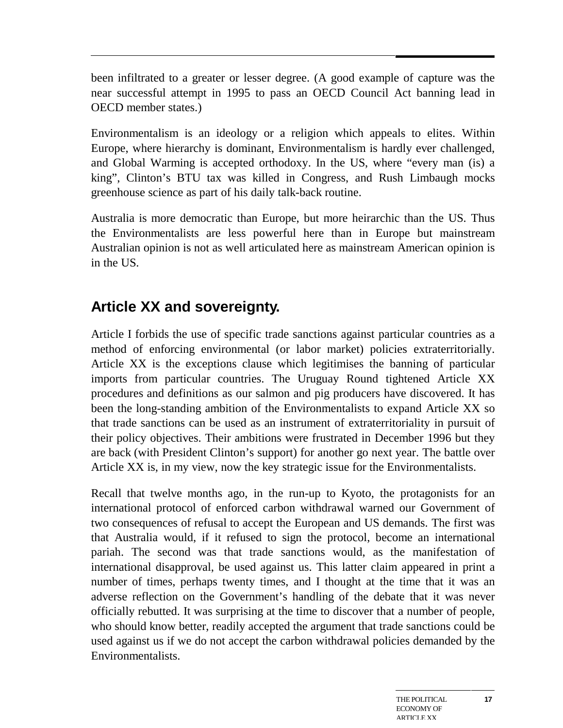been infiltrated to a greater or lesser degree. (A good example of capture was the near successful attempt in 1995 to pass an OECD Council Act banning lead in OECD member states.)

Environmentalism is an ideology or a religion which appeals to elites. Within Europe, where hierarchy is dominant, Environmentalism is hardly ever challenged, and Global Warming is accepted orthodoxy. In the US, where "every man (is) a king", Clinton's BTU tax was killed in Congress, and Rush Limbaugh mocks greenhouse science as part of his daily talk-back routine.

Australia is more democratic than Europe, but more heirarchic than the US. Thus the Environmentalists are less powerful here than in Europe but mainstream Australian opinion is not as well articulated here as mainstream American opinion is in the US.

## Article XX and sovereignty.

Article I forbids the use of specific trade sanctions against particular countries as a method of enforcing environmental (or labor market) policies extraterritorially. Article XX is the exceptions clause which legitimises the banning of particular imports from particular countries. The Uruguay Round tightened Article XX procedures and definitions as our salmon and pig producers have discovered. It has been the long-standing ambition of the Environmentalists to expand Article XX so that trade sanctions can be used as an instrument of extraterritoriality in pursuit of their policy objectives. Their ambitions were frustrated in December 1996 but they are back (with President Clinton's support) for another go next year. The battle over Article XX is, in my view, now the key strategic issue for the Environmentalists.

Recall that twelve months ago, in the run-up to Kyoto, the protagonists for an international protocol of enforced carbon withdrawal warned our Government of two consequences of refusal to accept the European and US demands. The first was that Australia would, if it refused to sign the protocol, become an international pariah. The second was that trade sanctions would, as the manifestation of international disapproval, be used against us. This latter claim appeared in print a number of times, perhaps twenty times, and I thought at the time that it was an adverse reflection on the Government's handling of the debate that it was never officially rebutted. It was surprising at the time to discover that a number of people, who should know better, readily accepted the argument that trade sanctions could be used against us if we do not accept the carbon withdrawal policies demanded by the Environmentalists.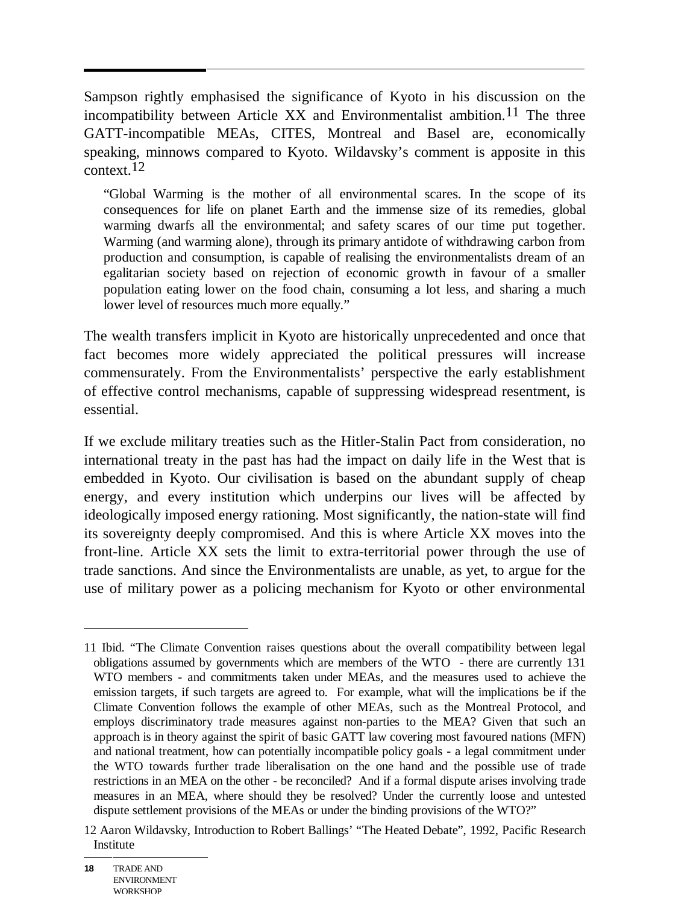Sampson rightly emphasised the significance of Kyoto in his discussion on the incompatibility between Article XX and Environmentalist ambition.[11] The three GATT-incompatible MEAs, CITES, Montreal and Basel are, economically speaking, minnows compared to Kyoto. Wildavsky's comment is apposite in this context.[12]

> "Global Warming is the mother of all environmental scares. In the scope of its consequences for life on planet Earth and the immense size of its remedies, global warming dwarfs all the environmental; and safety scares of our time put together. Warming (and warming alone), through its primary antidote of withdrawing carbon from production and consumption, is capable of realising the environmentalists dream of an egalitarian society based on rejection of economic growth in favour of a smaller population eating lower on the food chain, consuming a lot less, and sharing a much lower level of resources much more equally."

The wealth transfers implicit in Kyoto are historically unprecedented and once that fact becomes more widely appreciated the political pressures will increase commensurately. From the Environmentalists' perspective the early establishment of effective control mechanisms, capable of suppressing widespread resentment, is essential.

If we exclude military treaties such as the Hitler-Stalin Pact from consideration, no international treaty in the past has had the impact on daily life in the West that is embedded in Kyoto. Our civilisation is based on the abundant supply of cheap energy, and every institution which underpins our lives will be affected by ideologically imposed energy rationing. Most significantly, the nation-state will find its sovereignty deeply compromised. And this is where Article XX moves into the front-line. Article XX sets the limit to extra-territorial power through the use of trade sanctions. And since the Environmentalists are unable, as yet, to argue for the use of military power as a policing mechanism for Kyoto or other environmental

---

11 Ibid. "The Climate Convention raises questions about the overall compatibility between legal obligations assumed by governments which are members of the WTO - there are currently 131 WTO members - and commitments taken under MEAs, and the measures used to achieve the emission targets, if such targets are agreed to. For example, what will the implications be if the Climate Convention follows the example of other MEAs, such as the Montreal Protocol, and employs discriminatory trade measures against non-parties to the MEA? Given that such an approach is in theory against the spirit of basic GATT law covering most favoured nations (MFN) and national treatment, how can potentially incompatible policy goals - a legal commitment under the WTO towards further trade liberalisation on the one hand and the possible use of trade restrictions in an MEA on the other - be reconciled? And if a formal dispute arises involving trade measures in an MEA, where should they be resolved? Under the currently loose and untested dispute settlement provisions of the MEAs or under the binding provisions of the WTO?"

12 Aaron Wildavsky, Introduction to Robert Ballings' "The Heated Debate", 1992, Pacific Research Institute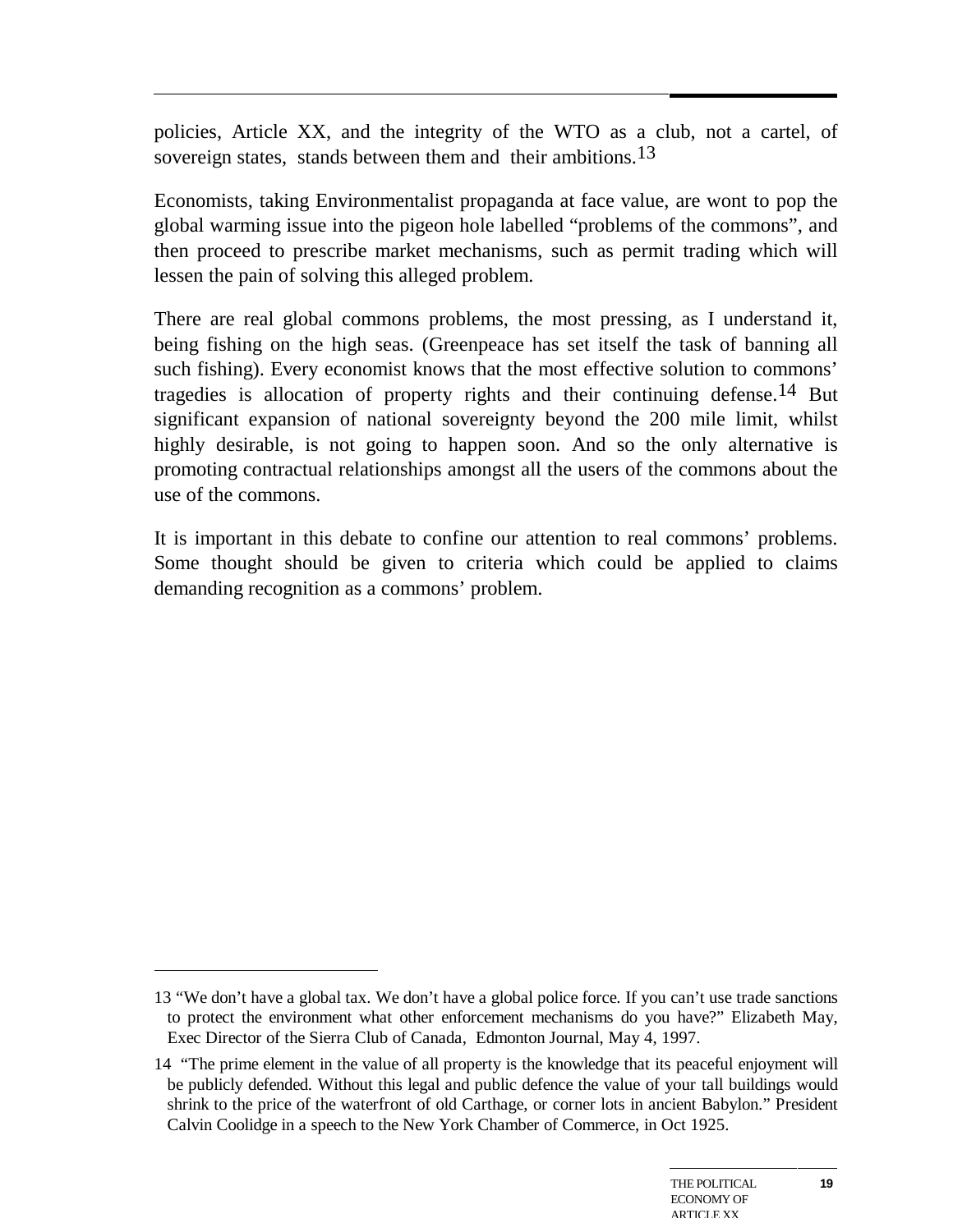policies, Article XX, and the integrity of the WTO as a club, not a cartel, of sovereign states, stands between them and their ambitions.[13]

Economists, taking Environmentalist propaganda at face value, are wont to pop the global warming issue into the pigeon hole labelled "problems of the commons", and then proceed to prescribe market mechanisms, such as permit trading which will lessen the pain of solving this alleged problem.

There are real global commons problems, the most pressing, as I understand it, being fishing on the high seas. (Greenpeace has set itself the task of banning all such fishing). Every economist knows that the most effective solution to commons' tragedies is allocation of property rights and their continuing defense.[14] But significant expansion of national sovereignty beyond the 200 mile limit, whilst highly desirable, is not going to happen soon. And so the only alternative is promoting contractual relationships amongst all the users of the commons about the use of the commons.

It is important in this debate to confine our attention to real commons' problems. Some thought should be given to criteria which could be applied to claims demanding recognition as a commons' problem.

---

13 "We don't have a global tax. We don't have a global police force. If you can't use trade sanctions to protect the environment what other enforcement mechanisms do you have?" Elizabeth May, Exec Director of the Sierra Club of Canada, Edmonton Journal, May 4, 1997.

14 "The prime element in the value of all property is the knowledge that its peaceful enjoyment will be publicly defended. Without this legal and public defence the value of your tall buildings would shrink to the price of the waterfront of old Carthage, or corner lots in ancient Babylon." President Calvin Coolidge in a speech to the New York Chamber of Commerce, in Oct 1925.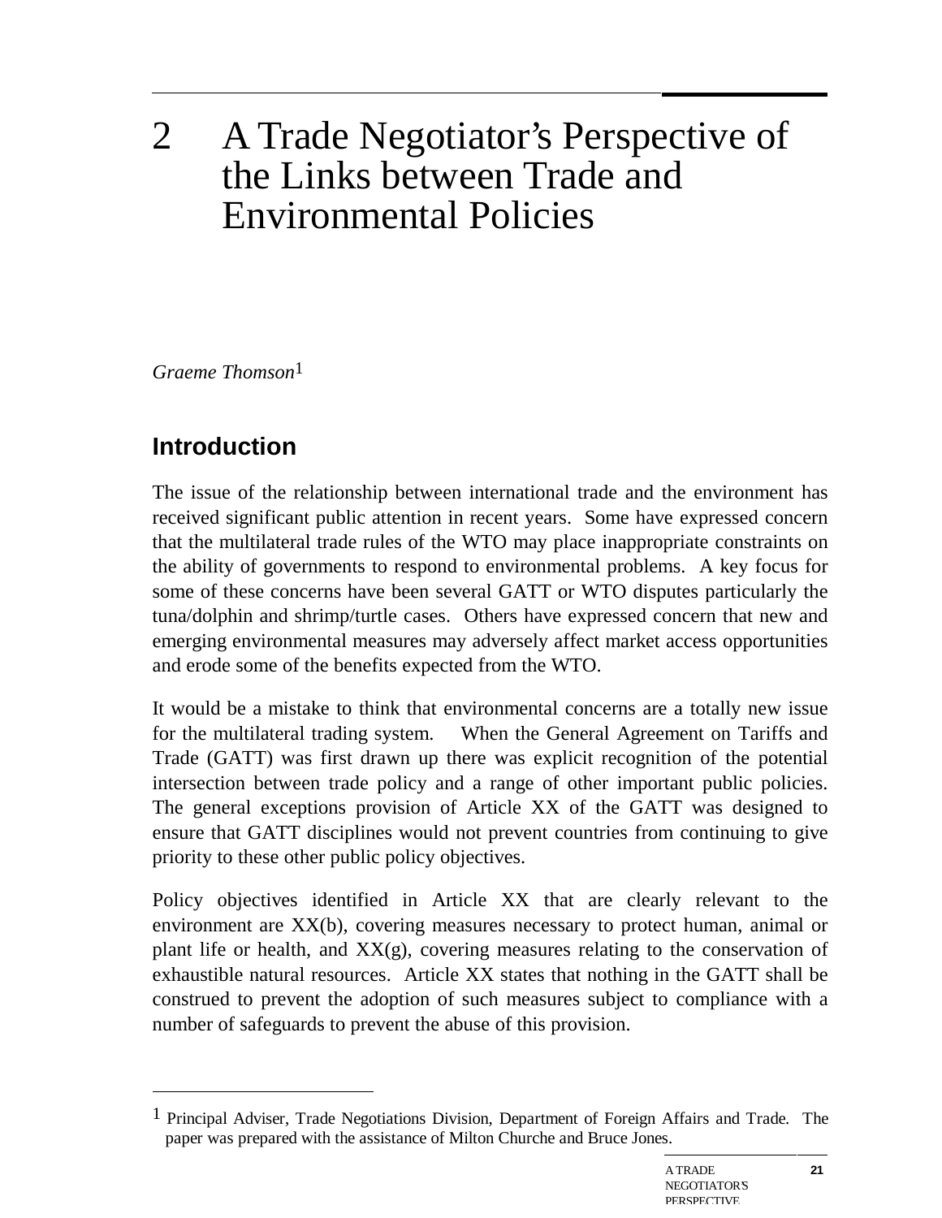# 2 A Trade Negotiator's Perspective of the Links between Trade and Environmental Policies

*Graeme Thomson*[1]

## Introduction

The issue of the relationship between international trade and the environment has received significant public attention in recent years. Some have expressed concern that the multilateral trade rules of the WTO may place inappropriate constraints on the ability of governments to respond to environmental problems. A key focus for some of these concerns have been several GATT or WTO disputes particularly the tuna/dolphin and shrimp/turtle cases. Others have expressed concern that new and emerging environmental measures may adversely affect market access opportunities and erode some of the benefits expected from the WTO.

It would be a mistake to think that environmental concerns are a totally new issue for the multilateral trading system. When the General Agreement on Tariffs and Trade (GATT) was first drawn up there was explicit recognition of the potential intersection between trade policy and a range of other important public policies. The general exceptions provision of Article XX of the GATT was designed to ensure that GATT disciplines would not prevent countries from continuing to give priority to these other public policy objectives.

Policy objectives identified in Article XX that are clearly relevant to the environment are XX(b), covering measures necessary to protect human, animal or plant life or health, and XX(g), covering measures relating to the conservation of exhaustible natural resources. Article XX states that nothing in the GATT shall be construed to prevent the adoption of such measures subject to compliance with a number of safeguards to prevent the abuse of this provision.

---

[1] Principal Adviser, Trade Negotiations Division, Department of Foreign Affairs and Trade. The paper was prepared with the assistance of Milton Churche and Bruce Jones.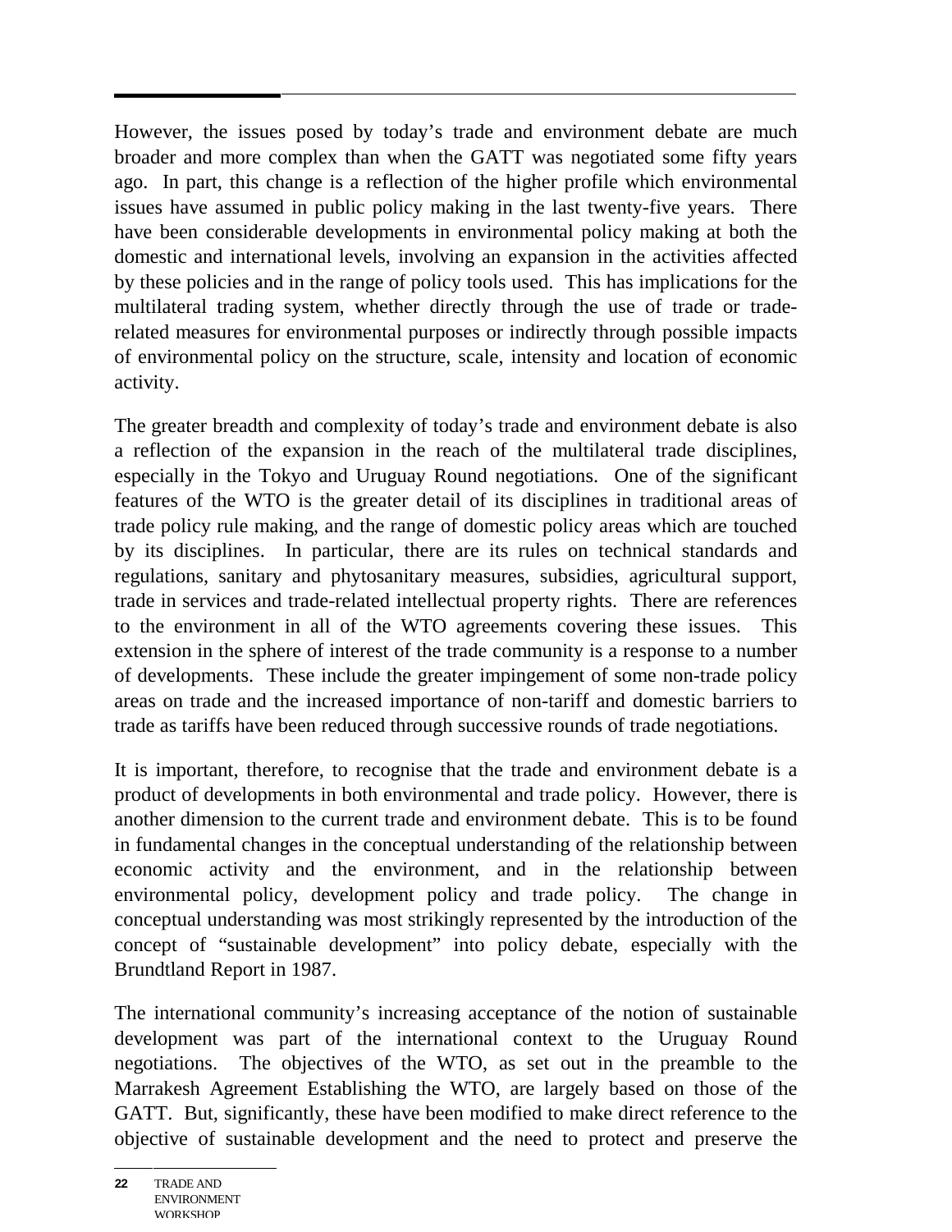However, the issues posed by today's trade and environment debate are much broader and more complex than when the GATT was negotiated some fifty years ago. In part, this change is a reflection of the higher profile which environmental issues have assumed in public policy making in the last twenty-five years. There have been considerable developments in environmental policy making at both the domestic and international levels, involving an expansion in the activities affected by these policies and in the range of policy tools used. This has implications for the multilateral trading system, whether directly through the use of trade or trade-related measures for environmental purposes or indirectly through possible impacts of environmental policy on the structure, scale, intensity and location of economic activity.

The greater breadth and complexity of today's trade and environment debate is also a reflection of the expansion in the reach of the multilateral trade disciplines, especially in the Tokyo and Uruguay Round negotiations. One of the significant features of the WTO is the greater detail of its disciplines in traditional areas of trade policy rule making, and the range of domestic policy areas which are touched by its disciplines. In particular, there are its rules on technical standards and regulations, sanitary and phytosanitary measures, subsidies, agricultural support, trade in services and trade-related intellectual property rights. There are references to the environment in all of the WTO agreements covering these issues. This extension in the sphere of interest of the trade community is a response to a number of developments. These include the greater impingement of some non-trade policy areas on trade and the increased importance of non-tariff and domestic barriers to trade as tariffs have been reduced through successive rounds of trade negotiations.

It is important, therefore, to recognise that the trade and environment debate is a product of developments in both environmental and trade policy. However, there is another dimension to the current trade and environment debate. This is to be found in fundamental changes in the conceptual understanding of the relationship between economic activity and the environment, and in the relationship between environmental policy, development policy and trade policy. The change in conceptual understanding was most strikingly represented by the introduction of the concept of "sustainable development" into policy debate, especially with the Brundtland Report in 1987.

The international community's increasing acceptance of the notion of sustainable development was part of the international context to the Uruguay Round negotiations. The objectives of the WTO, as set out in the preamble to the Marrakesh Agreement Establishing the WTO, are largely based on those of the GATT. But, significantly, these have been modified to make direct reference to the objective of sustainable development and the need to protect and preserve the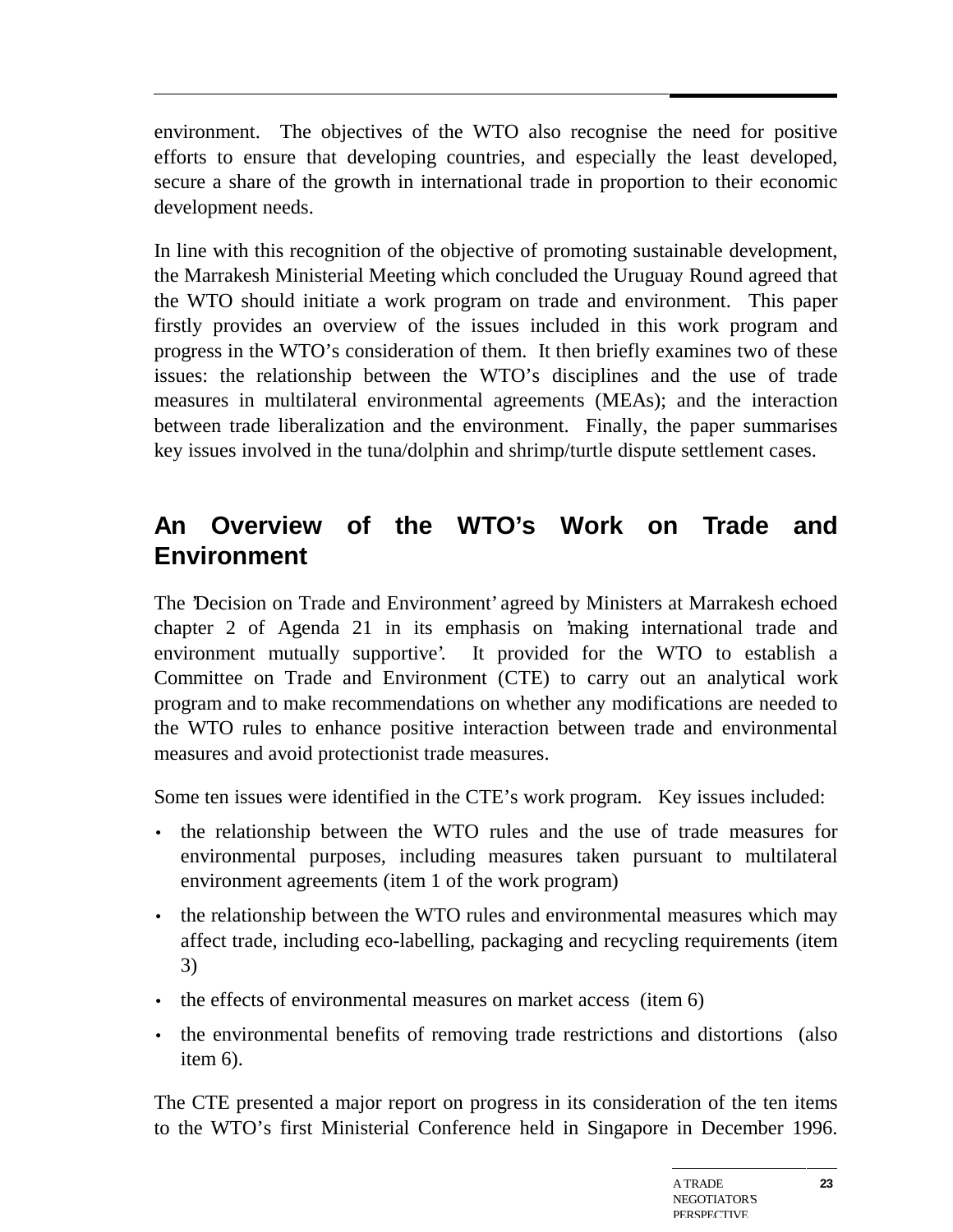environment. The objectives of the WTO also recognise the need for positive efforts to ensure that developing countries, and especially the least developed, secure a share of the growth in international trade in proportion to their economic development needs.

In line with this recognition of the objective of promoting sustainable development, the Marrakesh Ministerial Meeting which concluded the Uruguay Round agreed that the WTO should initiate a work program on trade and environment. This paper firstly provides an overview of the issues included in this work program and progress in the WTO's consideration of them. It then briefly examines two of these issues: the relationship between the WTO's disciplines and the use of trade measures in multilateral environmental agreements (MEAs); and the interaction between trade liberalization and the environment. Finally, the paper summarises key issues involved in the tuna/dolphin and shrimp/turtle dispute settlement cases.

## An Overview of the WTO's Work on Trade and Environment

The 'Decision on Trade and Environment' agreed by Ministers at Marrakesh echoed chapter 2 of Agenda 21 in its emphasis on 'making international trade and environment mutually supportive'. It provided for the WTO to establish a Committee on Trade and Environment (CTE) to carry out an analytical work program and to make recommendations on whether any modifications are needed to the WTO rules to enhance positive interaction between trade and environmental measures and avoid protectionist trade measures.

Some ten issues were identified in the CTE's work program. Key issues included:

- the relationship between the WTO rules and the use of trade measures for environmental purposes, including measures taken pursuant to multilateral environment agreements (item 1 of the work program)
- the relationship between the WTO rules and environmental measures which may affect trade, including eco-labelling, packaging and recycling requirements (item 3)
- the effects of environmental measures on market access (item 6)
- the environmental benefits of removing trade restrictions and distortions (also item 6).

The CTE presented a major report on progress in its consideration of the ten items to the WTO's first Ministerial Conference held in Singapore in December 1996.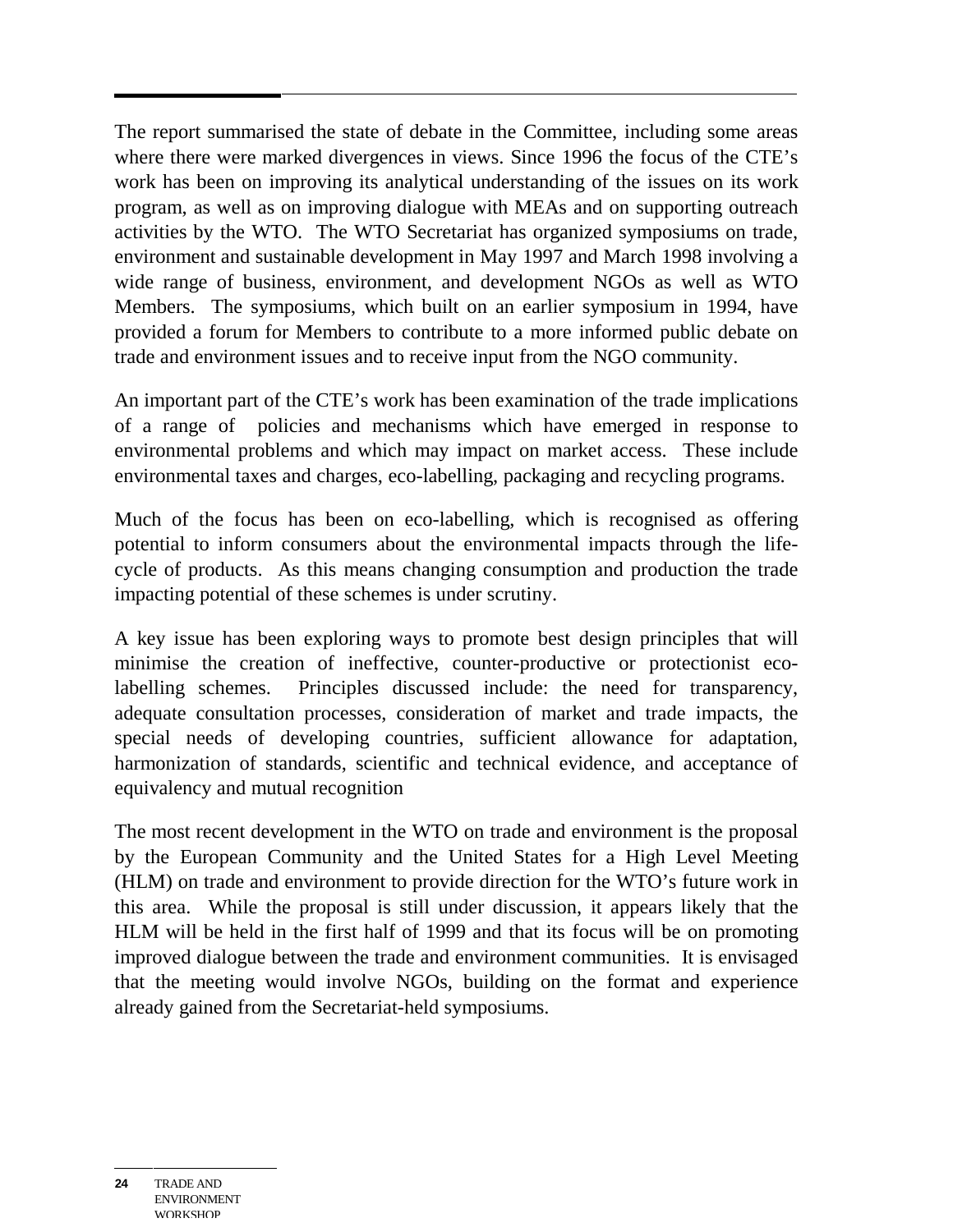The report summarised the state of debate in the Committee, including some areas where there were marked divergences in views. Since 1996 the focus of the CTE's work has been on improving its analytical understanding of the issues on its work program, as well as on improving dialogue with MEAs and on supporting outreach activities by the WTO. The WTO Secretariat has organized symposiums on trade, environment and sustainable development in May 1997 and March 1998 involving a wide range of business, environment, and development NGOs as well as WTO Members. The symposiums, which built on an earlier symposium in 1994, have provided a forum for Members to contribute to a more informed public debate on trade and environment issues and to receive input from the NGO community.

An important part of the CTE's work has been examination of the trade implications of a range of policies and mechanisms which have emerged in response to environmental problems and which may impact on market access. These include environmental taxes and charges, eco-labelling, packaging and recycling programs.

Much of the focus has been on eco-labelling, which is recognised as offering potential to inform consumers about the environmental impacts through the life-cycle of products. As this means changing consumption and production the trade impacting potential of these schemes is under scrutiny.

A key issue has been exploring ways to promote best design principles that will minimise the creation of ineffective, counter-productive or protectionist eco-labelling schemes. Principles discussed include: the need for transparency, adequate consultation processes, consideration of market and trade impacts, the special needs of developing countries, sufficient allowance for adaptation, harmonization of standards, scientific and technical evidence, and acceptance of equivalency and mutual recognition

The most recent development in the WTO on trade and environment is the proposal by the European Community and the United States for a High Level Meeting (HLM) on trade and environment to provide direction for the WTO's future work in this area. While the proposal is still under discussion, it appears likely that the HLM will be held in the first half of 1999 and that its focus will be on promoting improved dialogue between the trade and environment communities. It is envisaged that the meeting would involve NGOs, building on the format and experience already gained from the Secretariat-held symposiums.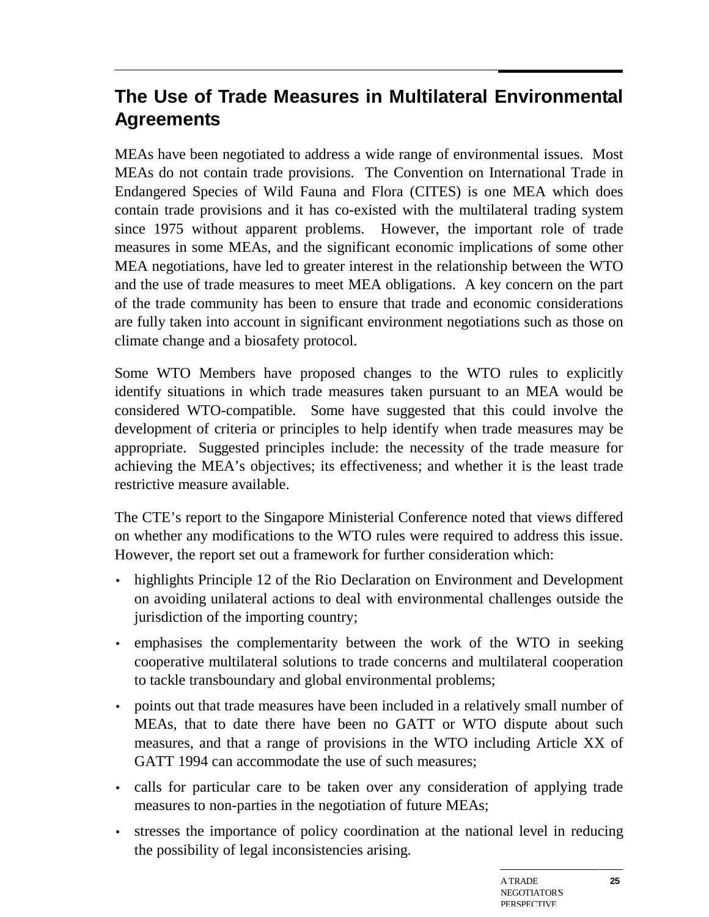## The Use of Trade Measures in Multilateral Environmental Agreements

MEAs have been negotiated to address a wide range of environmental issues. Most MEAs do not contain trade provisions. The Convention on International Trade in Endangered Species of Wild Fauna and Flora (CITES) is one MEA which does contain trade provisions and it has co-existed with the multilateral trading system since 1975 without apparent problems. However, the important role of trade measures in some MEAs, and the significant economic implications of some other MEA negotiations, have led to greater interest in the relationship between the WTO and the use of trade measures to meet MEA obligations. A key concern on the part of the trade community has been to ensure that trade and economic considerations are fully taken into account in significant environment negotiations such as those on climate change and a biosafety protocol.

Some WTO Members have proposed changes to the WTO rules to explicitly identify situations in which trade measures taken pursuant to an MEA would be considered WTO-compatible. Some have suggested that this could involve the development of criteria or principles to help identify when trade measures may be appropriate. Suggested principles include: the necessity of the trade measure for achieving the MEA's objectives; its effectiveness; and whether it is the least trade restrictive measure available.

The CTE's report to the Singapore Ministerial Conference noted that views differed on whether any modifications to the WTO rules were required to address this issue. However, the report set out a framework for further consideration which:

- highlights Principle 12 of the Rio Declaration on Environment and Development on avoiding unilateral actions to deal with environmental challenges outside the jurisdiction of the importing country;
- emphasises the complementarity between the work of the WTO in seeking cooperative multilateral solutions to trade concerns and multilateral cooperation to tackle transboundary and global environmental problems;
- points out that trade measures have been included in a relatively small number of MEAs, that to date there have been no GATT or WTO dispute about such measures, and that a range of provisions in the WTO including Article XX of GATT 1994 can accommodate the use of such measures;
- calls for particular care to be taken over any consideration of applying trade measures to non-parties in the negotiation of future MEAs;
- stresses the importance of policy coordination at the national level in reducing the possibility of legal inconsistencies arising.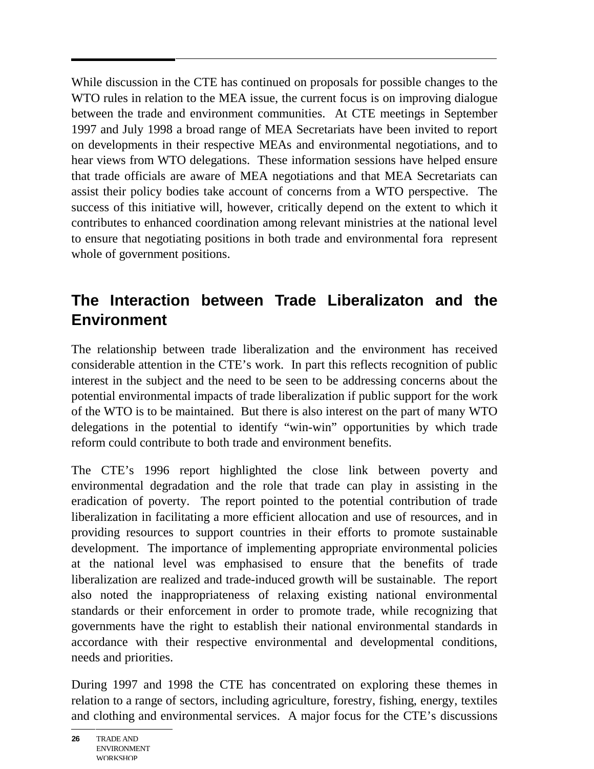While discussion in the CTE has continued on proposals for possible changes to the WTO rules in relation to the MEA issue, the current focus is on improving dialogue between the trade and environment communities. At CTE meetings in September 1997 and July 1998 a broad range of MEA Secretariats have been invited to report on developments in their respective MEAs and environmental negotiations, and to hear views from WTO delegations. These information sessions have helped ensure that trade officials are aware of MEA negotiations and that MEA Secretariats can assist their policy bodies take account of concerns from a WTO perspective. The success of this initiative will, however, critically depend on the extent to which it contributes to enhanced coordination among relevant ministries at the national level to ensure that negotiating positions in both trade and environmental fora represent whole of government positions.

## The Interaction between Trade Liberalizaton and the Environment

The relationship between trade liberalization and the environment has received considerable attention in the CTE's work. In part this reflects recognition of public interest in the subject and the need to be seen to be addressing concerns about the potential environmental impacts of trade liberalization if public support for the work of the WTO is to be maintained. But there is also interest on the part of many WTO delegations in the potential to identify "win-win" opportunities by which trade reform could contribute to both trade and environment benefits.

The CTE's 1996 report highlighted the close link between poverty and environmental degradation and the role that trade can play in assisting in the eradication of poverty. The report pointed to the potential contribution of trade liberalization in facilitating a more efficient allocation and use of resources, and in providing resources to support countries in their efforts to promote sustainable development. The importance of implementing appropriate environmental policies at the national level was emphasised to ensure that the benefits of trade liberalization are realized and trade-induced growth will be sustainable. The report also noted the inappropriateness of relaxing existing national environmental standards or their enforcement in order to promote trade, while recognizing that governments have the right to establish their national environmental standards in accordance with their respective environmental and developmental conditions, needs and priorities.

During 1997 and 1998 the CTE has concentrated on exploring these themes in relation to a range of sectors, including agriculture, forestry, fishing, energy, textiles and clothing and environmental services. A major focus for the CTE's discussions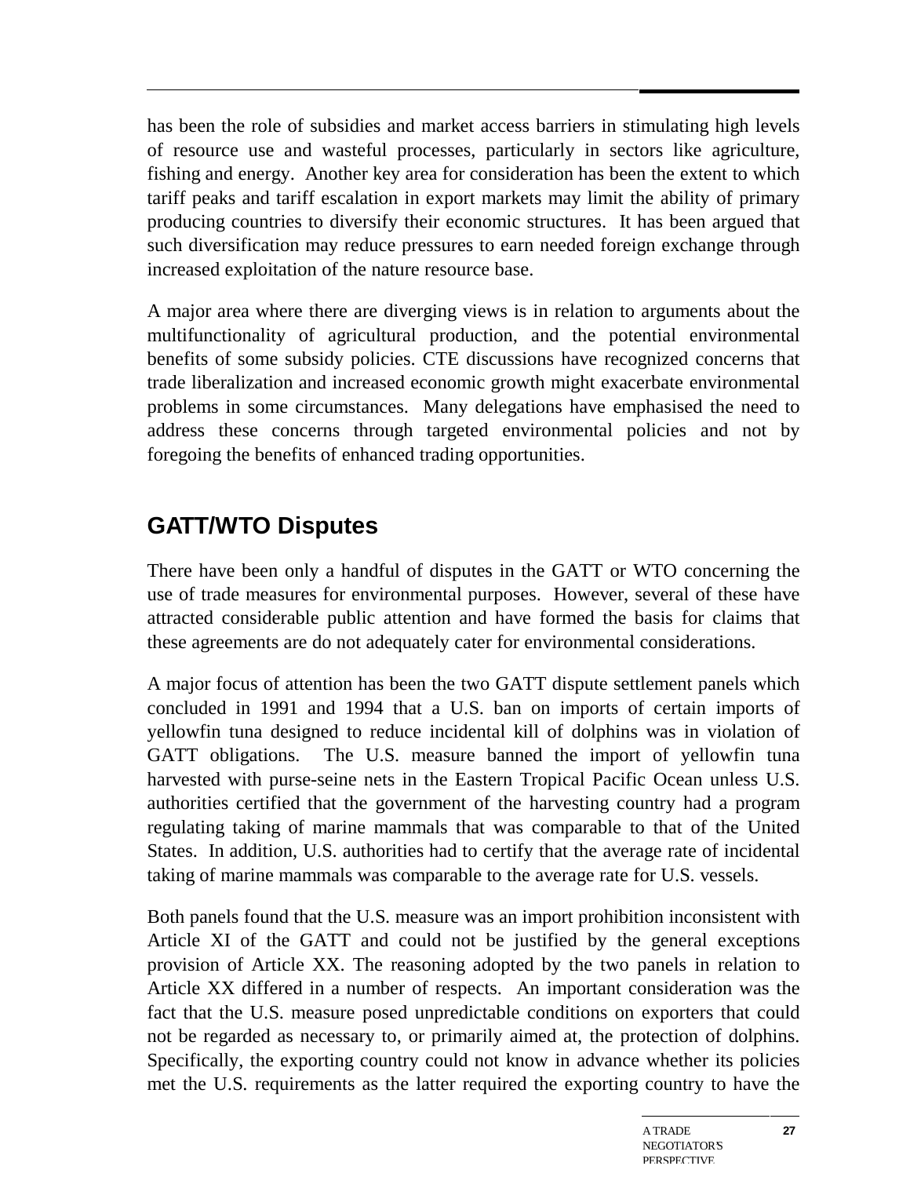has been the role of subsidies and market access barriers in stimulating high levels of resource use and wasteful processes, particularly in sectors like agriculture, fishing and energy. Another key area for consideration has been the extent to which tariff peaks and tariff escalation in export markets may limit the ability of primary producing countries to diversify their economic structures. It has been argued that such diversification may reduce pressures to earn needed foreign exchange through increased exploitation of the nature resource base.

A major area where there are diverging views is in relation to arguments about the multifunctionality of agricultural production, and the potential environmental benefits of some subsidy policies. CTE discussions have recognized concerns that trade liberalization and increased economic growth might exacerbate environmental problems in some circumstances. Many delegations have emphasised the need to address these concerns through targeted environmental policies and not by foregoing the benefits of enhanced trading opportunities.

## GATT/WTO Disputes

There have been only a handful of disputes in the GATT or WTO concerning the use of trade measures for environmental purposes. However, several of these have attracted considerable public attention and have formed the basis for claims that these agreements are do not adequately cater for environmental considerations.

A major focus of attention has been the two GATT dispute settlement panels which concluded in 1991 and 1994 that a U.S. ban on imports of certain imports of yellowfin tuna designed to reduce incidental kill of dolphins was in violation of GATT obligations. The U.S. measure banned the import of yellowfin tuna harvested with purse-seine nets in the Eastern Tropical Pacific Ocean unless U.S. authorities certified that the government of the harvesting country had a program regulating taking of marine mammals that was comparable to that of the United States. In addition, U.S. authorities had to certify that the average rate of incidental taking of marine mammals was comparable to the average rate for U.S. vessels.

Both panels found that the U.S. measure was an import prohibition inconsistent with Article XI of the GATT and could not be justified by the general exceptions provision of Article XX. The reasoning adopted by the two panels in relation to Article XX differed in a number of respects. An important consideration was the fact that the U.S. measure posed unpredictable conditions on exporters that could not be regarded as necessary to, or primarily aimed at, the protection of dolphins. Specifically, the exporting country could not know in advance whether its policies met the U.S. requirements as the latter required the exporting country to have the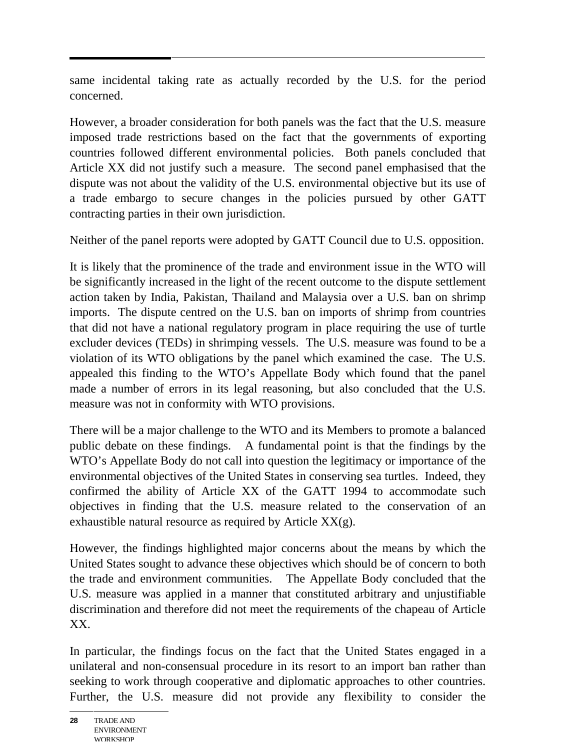same incidental taking rate as actually recorded by the U.S. for the period concerned.

However, a broader consideration for both panels was the fact that the U.S. measure imposed trade restrictions based on the fact that the governments of exporting countries followed different environmental policies. Both panels concluded that Article XX did not justify such a measure. The second panel emphasised that the dispute was not about the validity of the U.S. environmental objective but its use of a trade embargo to secure changes in the policies pursued by other GATT contracting parties in their own jurisdiction.

Neither of the panel reports were adopted by GATT Council due to U.S. opposition.

It is likely that the prominence of the trade and environment issue in the WTO will be significantly increased in the light of the recent outcome to the dispute settlement action taken by India, Pakistan, Thailand and Malaysia over a U.S. ban on shrimp imports. The dispute centred on the U.S. ban on imports of shrimp from countries that did not have a national regulatory program in place requiring the use of turtle excluder devices (TEDs) in shrimping vessels. The U.S. measure was found to be a violation of its WTO obligations by the panel which examined the case. The U.S. appealed this finding to the WTO's Appellate Body which found that the panel made a number of errors in its legal reasoning, but also concluded that the U.S. measure was not in conformity with WTO provisions.

There will be a major challenge to the WTO and its Members to promote a balanced public debate on these findings. A fundamental point is that the findings by the WTO's Appellate Body do not call into question the legitimacy or importance of the environmental objectives of the United States in conserving sea turtles. Indeed, they confirmed the ability of Article XX of the GATT 1994 to accommodate such objectives in finding that the U.S. measure related to the conservation of an exhaustible natural resource as required by Article XX(g).

However, the findings highlighted major concerns about the means by which the United States sought to advance these objectives which should be of concern to both the trade and environment communities. The Appellate Body concluded that the U.S. measure was applied in a manner that constituted arbitrary and unjustifiable discrimination and therefore did not meet the requirements of the chapeau of Article XX.

In particular, the findings focus on the fact that the United States engaged in a unilateral and non-consensual procedure in its resort to an import ban rather than seeking to work through cooperative and diplomatic approaches to other countries. Further, the U.S. measure did not provide any flexibility to consider the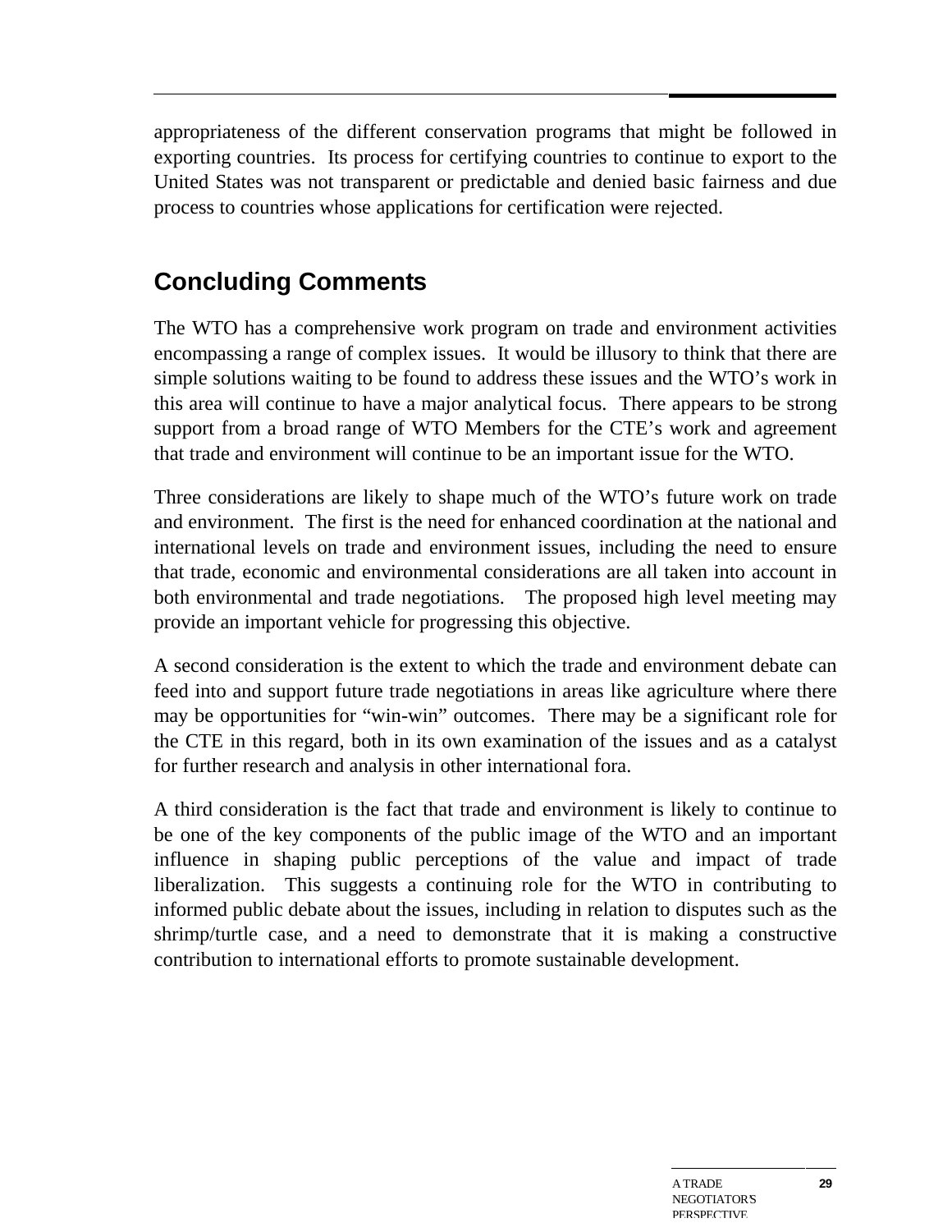appropriateness of the different conservation programs that might be followed in exporting countries. Its process for certifying countries to continue to export to the United States was not transparent or predictable and denied basic fairness and due process to countries whose applications for certification were rejected.

## Concluding Comments

The WTO has a comprehensive work program on trade and environment activities encompassing a range of complex issues. It would be illusory to think that there are simple solutions waiting to be found to address these issues and the WTO's work in this area will continue to have a major analytical focus. There appears to be strong support from a broad range of WTO Members for the CTE's work and agreement that trade and environment will continue to be an important issue for the WTO.

Three considerations are likely to shape much of the WTO's future work on trade and environment. The first is the need for enhanced coordination at the national and international levels on trade and environment issues, including the need to ensure that trade, economic and environmental considerations are all taken into account in both environmental and trade negotiations. The proposed high level meeting may provide an important vehicle for progressing this objective.

A second consideration is the extent to which the trade and environment debate can feed into and support future trade negotiations in areas like agriculture where there may be opportunities for "win-win" outcomes. There may be a significant role for the CTE in this regard, both in its own examination of the issues and as a catalyst for further research and analysis in other international fora.

A third consideration is the fact that trade and environment is likely to continue to be one of the key components of the public image of the WTO and an important influence in shaping public perceptions of the value and impact of trade liberalization. This suggests a continuing role for the WTO in contributing to informed public debate about the issues, including in relation to disputes such as the shrimp/turtle case, and a need to demonstrate that it is making a constructive contribution to international efforts to promote sustainable development.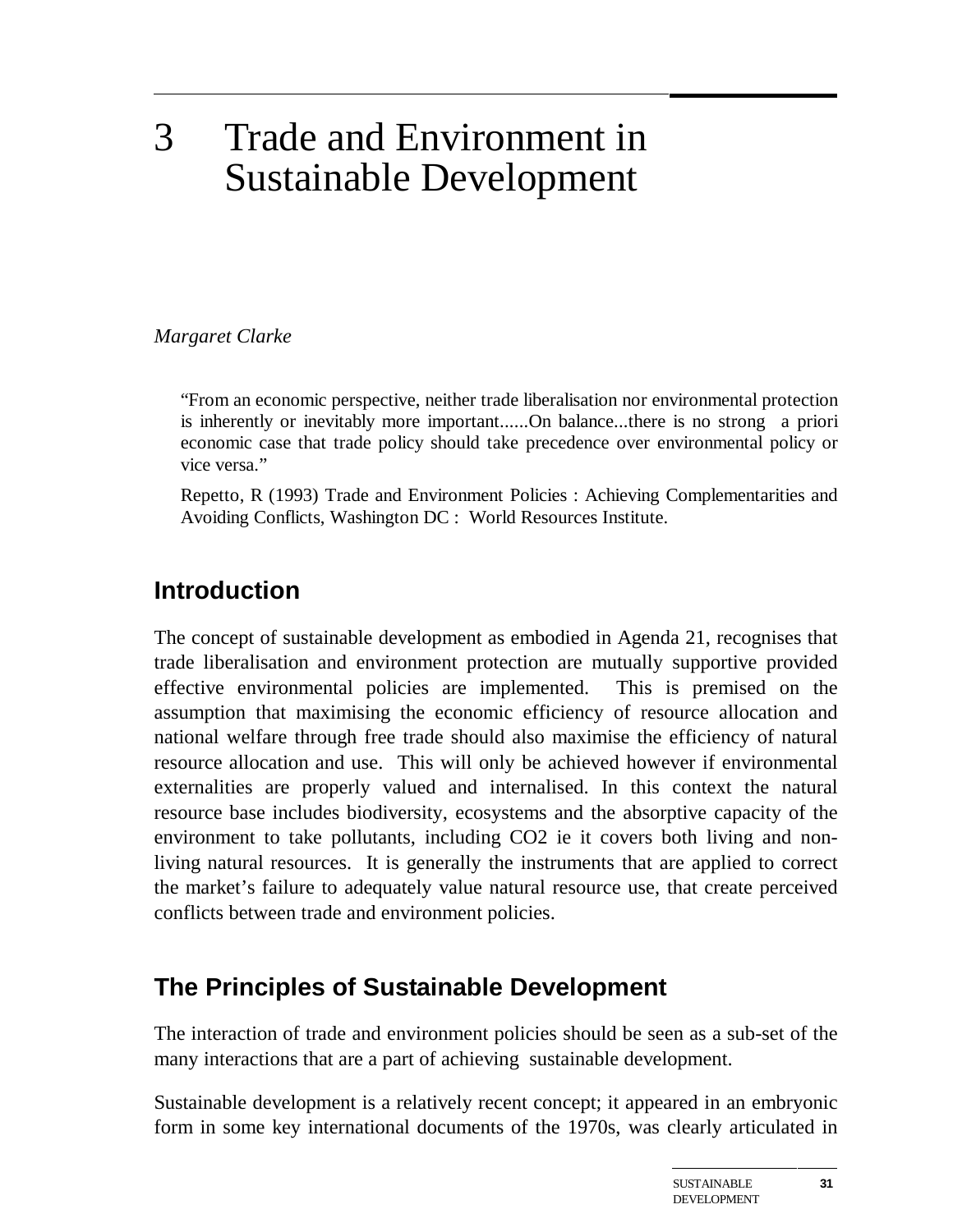# 3 Trade and Environment in Sustainable Development

*Margaret Clarke*

> "From an economic perspective, neither trade liberalisation nor environmental protection is inherently or inevitably more important......On balance...there is no strong a priori economic case that trade policy should take precedence over environmental policy or vice versa."
>
> Repetto, R (1993) Trade and Environment Policies : Achieving Complementarities and Avoiding Conflicts, Washington DC : World Resources Institute.

## Introduction

The concept of sustainable development as embodied in Agenda 21, recognises that trade liberalisation and environment protection are mutually supportive provided effective environmental policies are implemented. This is premised on the assumption that maximising the economic efficiency of resource allocation and national welfare through free trade should also maximise the efficiency of natural resource allocation and use. This will only be achieved however if environmental externalities are properly valued and internalised. In this context the natural resource base includes biodiversity, ecosystems and the absorptive capacity of the environment to take pollutants, including $CO_2$ ie it covers both living and non-living natural resources. It is generally the instruments that are applied to correct the market's failure to adequately value natural resource use, that create perceived conflicts between trade and environment policies.

## The Principles of Sustainable Development

The interaction of trade and environment policies should be seen as a sub-set of the many interactions that are a part of achieving sustainable development.

Sustainable development is a relatively recent concept; it appeared in an embryonic form in some key international documents of the 1970s, was clearly articulated in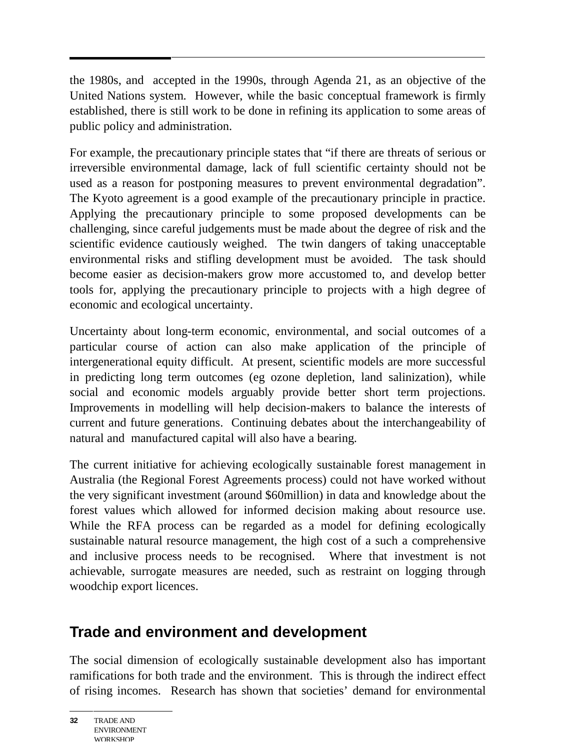the 1980s, and accepted in the 1990s, through Agenda 21, as an objective of the United Nations system. However, while the basic conceptual framework is firmly established, there is still work to be done in refining its application to some areas of public policy and administration.

For example, the precautionary principle states that “if there are threats of serious or irreversible environmental damage, lack of full scientific certainty should not be used as a reason for postponing measures to prevent environmental degradation”. The Kyoto agreement is a good example of the precautionary principle in practice. Applying the precautionary principle to some proposed developments can be challenging, since careful judgements must be made about the degree of risk and the scientific evidence cautiously weighed. The twin dangers of taking unacceptable environmental risks and stifling development must be avoided. The task should become easier as decision-makers grow more accustomed to, and develop better tools for, applying the precautionary principle to projects with a high degree of economic and ecological uncertainty.

Uncertainty about long-term economic, environmental, and social outcomes of a particular course of action can also make application of the principle of intergenerational equity difficult. At present, scientific models are more successful in predicting long term outcomes (eg ozone depletion, land salinization), while social and economic models arguably provide better short term projections. Improvements in modelling will help decision-makers to balance the interests of current and future generations. Continuing debates about the interchangeability of natural and manufactured capital will also have a bearing.

The current initiative for achieving ecologically sustainable forest management in Australia (the Regional Forest Agreements process) could not have worked without the very significant investment (around $60million) in data and knowledge about the forest values which allowed for informed decision making about resource use. While the RFA process can be regarded as a model for defining ecologically sustainable natural resource management, the high cost of a such a comprehensive and inclusive process needs to be recognised. Where that investment is not achievable, surrogate measures are needed, such as restraint on logging through woodchip export licences.

## Trade and environment and development

The social dimension of ecologically sustainable development also has important ramifications for both trade and the environment. This is through the indirect effect of rising incomes. Research has shown that societies’ demand for environmental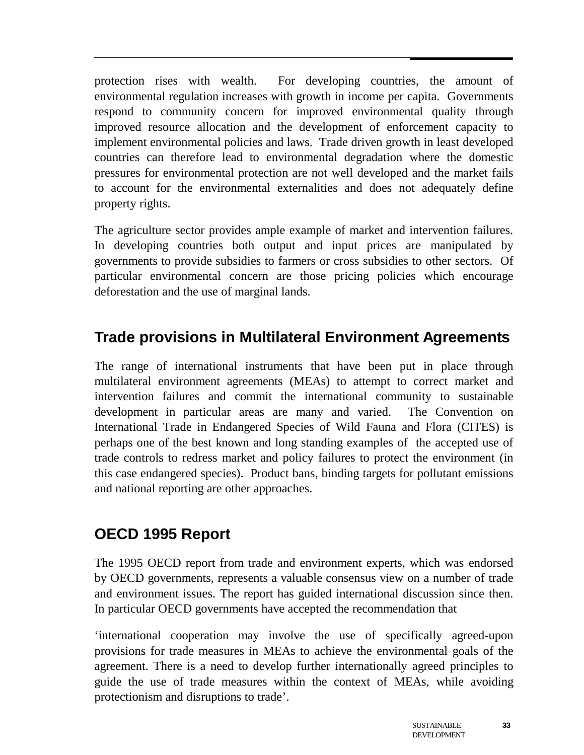protection rises with wealth. For developing countries, the amount of environmental regulation increases with growth in income per capita. Governments respond to community concern for improved environmental quality through improved resource allocation and the development of enforcement capacity to implement environmental policies and laws. Trade driven growth in least developed countries can therefore lead to environmental degradation where the domestic pressures for environmental protection are not well developed and the market fails to account for the environmental externalities and does not adequately define property rights.

The agriculture sector provides ample example of market and intervention failures. In developing countries both output and input prices are manipulated by governments to provide subsidies to farmers or cross subsidies to other sectors. Of particular environmental concern are those pricing policies which encourage deforestation and the use of marginal lands.

## Trade provisions in Multilateral Environment Agreements

The range of international instruments that have been put in place through multilateral environment agreements (MEAs) to attempt to correct market and intervention failures and commit the international community to sustainable development in particular areas are many and varied. The Convention on International Trade in Endangered Species of Wild Fauna and Flora (CITES) is perhaps one of the best known and long standing examples of the accepted use of trade controls to redress market and policy failures to protect the environment (in this case endangered species). Product bans, binding targets for pollutant emissions and national reporting are other approaches.

## OECD 1995 Report

The 1995 OECD report from trade and environment experts, which was endorsed by OECD governments, represents a valuable consensus view on a number of trade and environment issues. The report has guided international discussion since then. In particular OECD governments have accepted the recommendation that

'international cooperation may involve the use of specifically agreed-upon provisions for trade measures in MEAs to achieve the environmental goals of the agreement. There is a need to develop further internationally agreed principles to guide the use of trade measures within the context of MEAs, while avoiding protectionism and disruptions to trade'.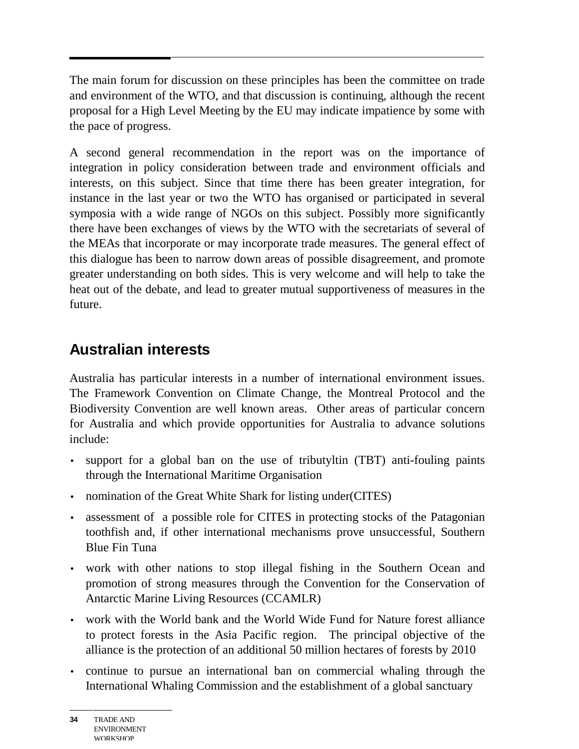The main forum for discussion on these principles has been the committee on trade and environment of the WTO, and that discussion is continuing, although the recent proposal for a High Level Meeting by the EU may indicate impatience by some with the pace of progress.

A second general recommendation in the report was on the importance of integration in policy consideration between trade and environment officials and interests, on this subject. Since that time there has been greater integration, for instance in the last year or two the WTO has organised or participated in several symposia with a wide range of NGOs on this subject. Possibly more significantly there have been exchanges of views by the WTO with the secretariats of several of the MEAs that incorporate or may incorporate trade measures. The general effect of this dialogue has been to narrow down areas of possible disagreement, and promote greater understanding on both sides. This is very welcome and will help to take the heat out of the debate, and lead to greater mutual supportiveness of measures in the future.

## Australian interests

Australia has particular interests in a number of international environment issues. The Framework Convention on Climate Change, the Montreal Protocol and the Biodiversity Convention are well known areas. Other areas of particular concern for Australia and which provide opportunities for Australia to advance solutions include:

- support for a global ban on the use of tributyltin (TBT) anti-fouling paints through the International Maritime Organisation
- nomination of the Great White Shark for listing under(CITES)
- assessment of a possible role for CITES in protecting stocks of the Patagonian toothfish and, if other international mechanisms prove unsuccessful, Southern Blue Fin Tuna
- work with other nations to stop illegal fishing in the Southern Ocean and promotion of strong measures through the Convention for the Conservation of Antarctic Marine Living Resources (CCAMLR)
- work with the World bank and the World Wide Fund for Nature forest alliance to protect forests in the Asia Pacific region. The principal objective of the alliance is the protection of an additional 50 million hectares of forests by 2010
- continue to pursue an international ban on commercial whaling through the International Whaling Commission and the establishment of a global sanctuary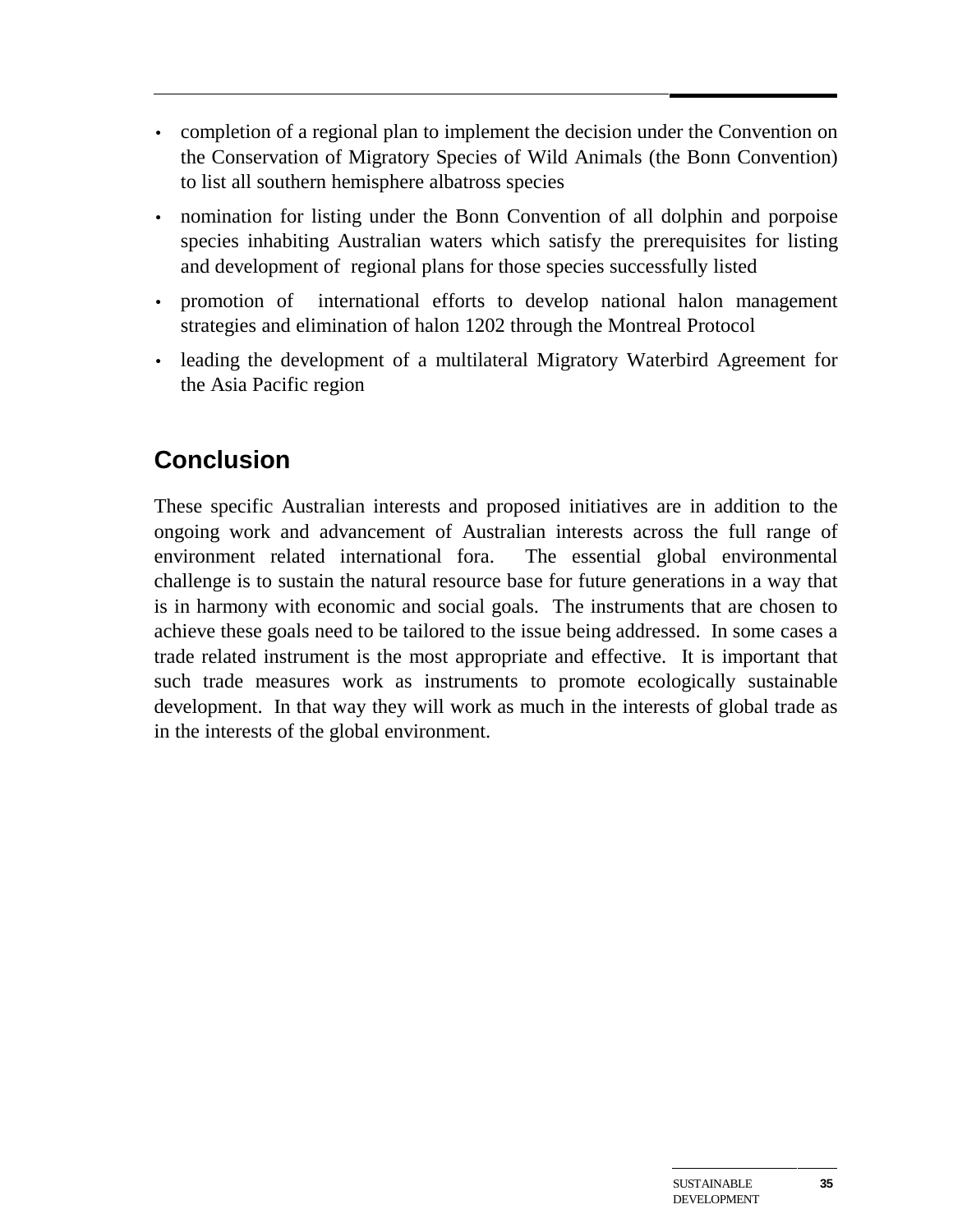- completion of a regional plan to implement the decision under the Convention on the Conservation of Migratory Species of Wild Animals (the Bonn Convention) to list all southern hemisphere albatross species
- nomination for listing under the Bonn Convention of all dolphin and porpoise species inhabiting Australian waters which satisfy the prerequisites for listing and development of regional plans for those species successfully listed
- promotion of international efforts to develop national halon management strategies and elimination of halon 1202 through the Montreal Protocol
- leading the development of a multilateral Migratory Waterbird Agreement for the Asia Pacific region

## Conclusion

These specific Australian interests and proposed initiatives are in addition to the ongoing work and advancement of Australian interests across the full range of environment related international fora. The essential global environmental challenge is to sustain the natural resource base for future generations in a way that is in harmony with economic and social goals. The instruments that are chosen to achieve these goals need to be tailored to the issue being addressed. In some cases a trade related instrument is the most appropriate and effective. It is important that such trade measures work as instruments to promote ecologically sustainable development. In that way they will work as much in the interests of global trade as in the interests of the global environment.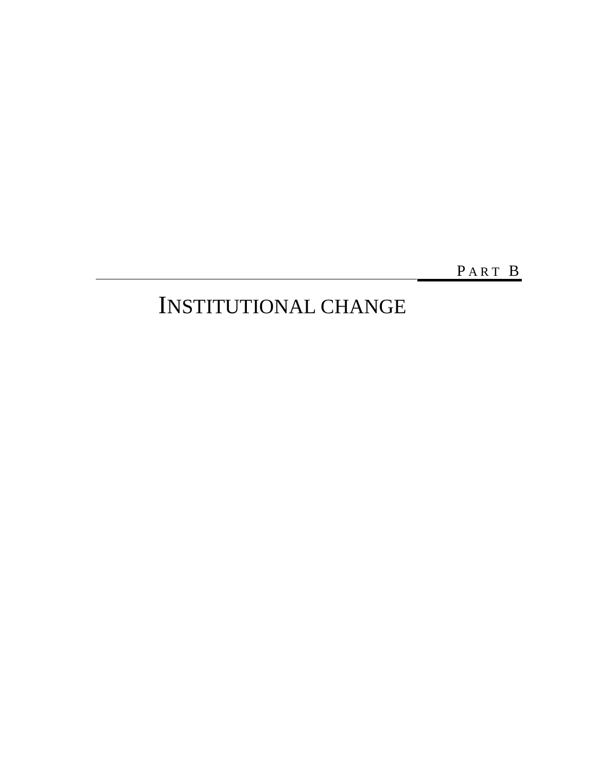PART B

# INSTITUTIONAL CHANGE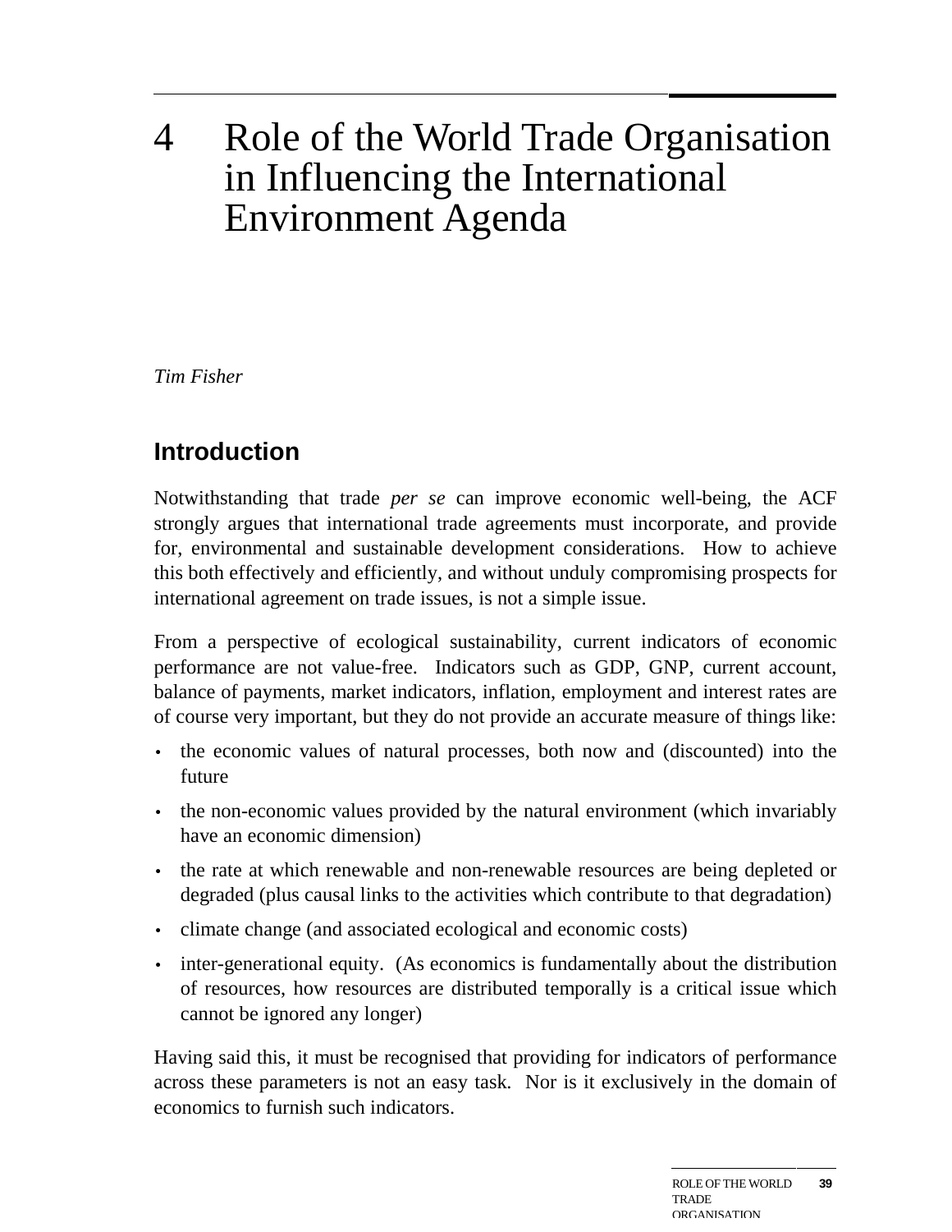# 4 Role of the World Trade Organisation in Influencing the International Environment Agenda

*Tim Fisher*

## Introduction

Notwithstanding that trade *per se* can improve economic well-being, the ACF strongly argues that international trade agreements must incorporate, and provide for, environmental and sustainable development considerations. How to achieve this both effectively and efficiently, and without unduly compromising prospects for international agreement on trade issues, is not a simple issue.

From a perspective of ecological sustainability, current indicators of economic performance are not value-free. Indicators such as GDP, GNP, current account, balance of payments, market indicators, inflation, employment and interest rates are of course very important, but they do not provide an accurate measure of things like:

- the economic values of natural processes, both now and (discounted) into the future
- the non-economic values provided by the natural environment (which invariably have an economic dimension)
- the rate at which renewable and non-renewable resources are being depleted or degraded (plus causal links to the activities which contribute to that degradation)
- climate change (and associated ecological and economic costs)
- inter-generational equity. (As economics is fundamentally about the distribution of resources, how resources are distributed temporally is a critical issue which cannot be ignored any longer)

Having said this, it must be recognised that providing for indicators of performance across these parameters is not an easy task. Nor is it exclusively in the domain of economics to furnish such indicators.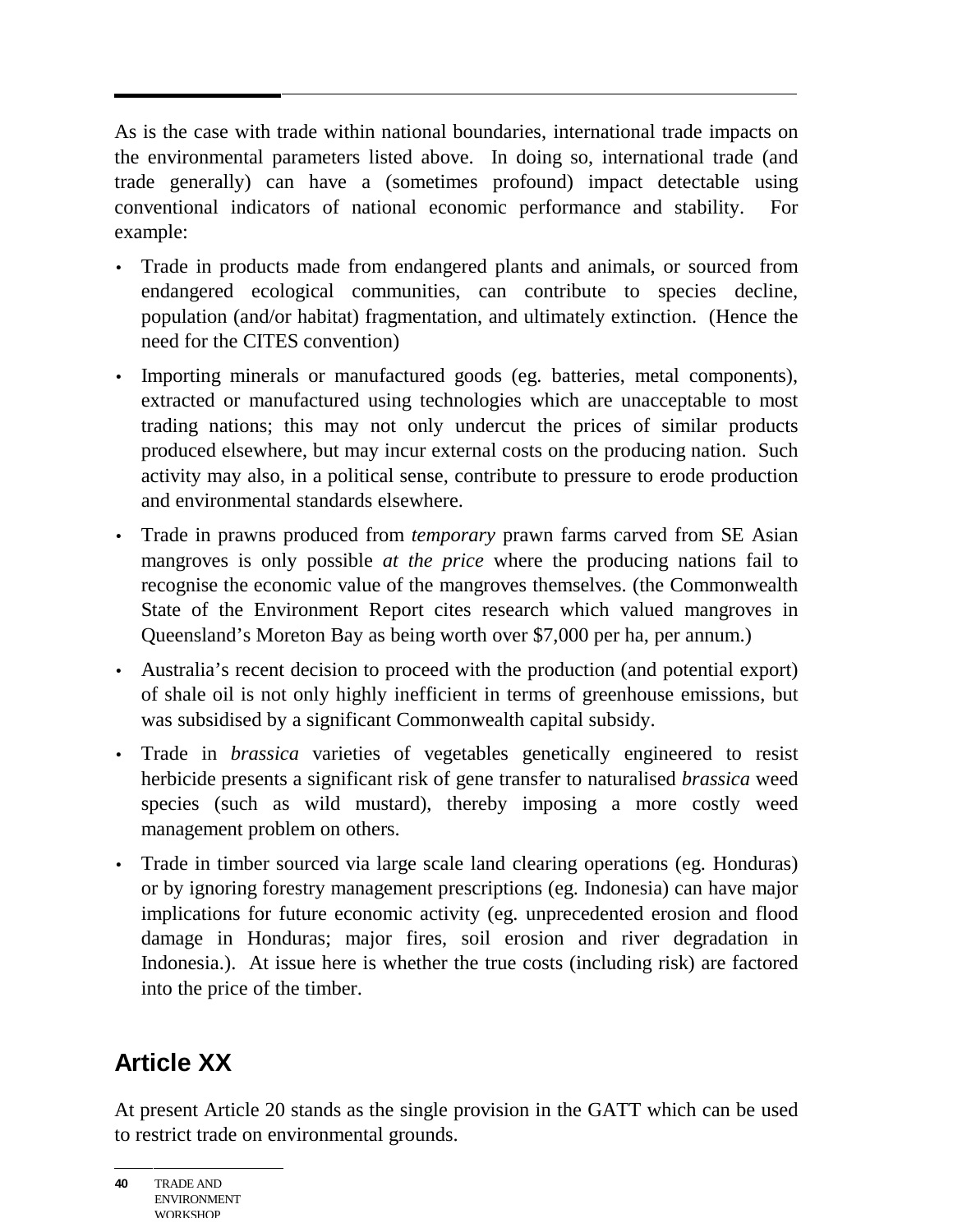As is the case with trade within national boundaries, international trade impacts on the environmental parameters listed above. In doing so, international trade (and trade generally) can have a (sometimes profound) impact detectable using conventional indicators of national economic performance and stability. For example:

- Trade in products made from endangered plants and animals, or sourced from endangered ecological communities, can contribute to species decline, population (and/or habitat) fragmentation, and ultimately extinction. (Hence the need for the CITES convention)
- Importing minerals or manufactured goods (eg. batteries, metal components), extracted or manufactured using technologies which are unacceptable to most trading nations; this may not only undercut the prices of similar products produced elsewhere, but may incur external costs on the producing nation. Such activity may also, in a political sense, contribute to pressure to erode production and environmental standards elsewhere.
- Trade in prawns produced from *temporary* prawn farms carved from SE Asian mangroves is only possible *at the price* where the producing nations fail to recognise the economic value of the mangroves themselves. (the Commonwealth State of the Environment Report cites research which valued mangroves in Queensland's Moreton Bay as being worth over $7,000 per ha, per annum.)
- Australia's recent decision to proceed with the production (and potential export) of shale oil is not only highly inefficient in terms of greenhouse emissions, but was subsidised by a significant Commonwealth capital subsidy.
- Trade in *brassica* varieties of vegetables genetically engineered to resist herbicide presents a significant risk of gene transfer to naturalised *brassica* weed species (such as wild mustard), thereby imposing a more costly weed management problem on others.
- Trade in timber sourced via large scale land clearing operations (eg. Honduras) or by ignoring forestry management prescriptions (eg. Indonesia) can have major implications for future economic activity (eg. unprecedented erosion and flood damage in Honduras; major fires, soil erosion and river degradation in Indonesia.). At issue here is whether the true costs (including risk) are factored into the price of the timber.

## Article XX

At present Article 20 stands as the single provision in the GATT which can be used to restrict trade on environmental grounds.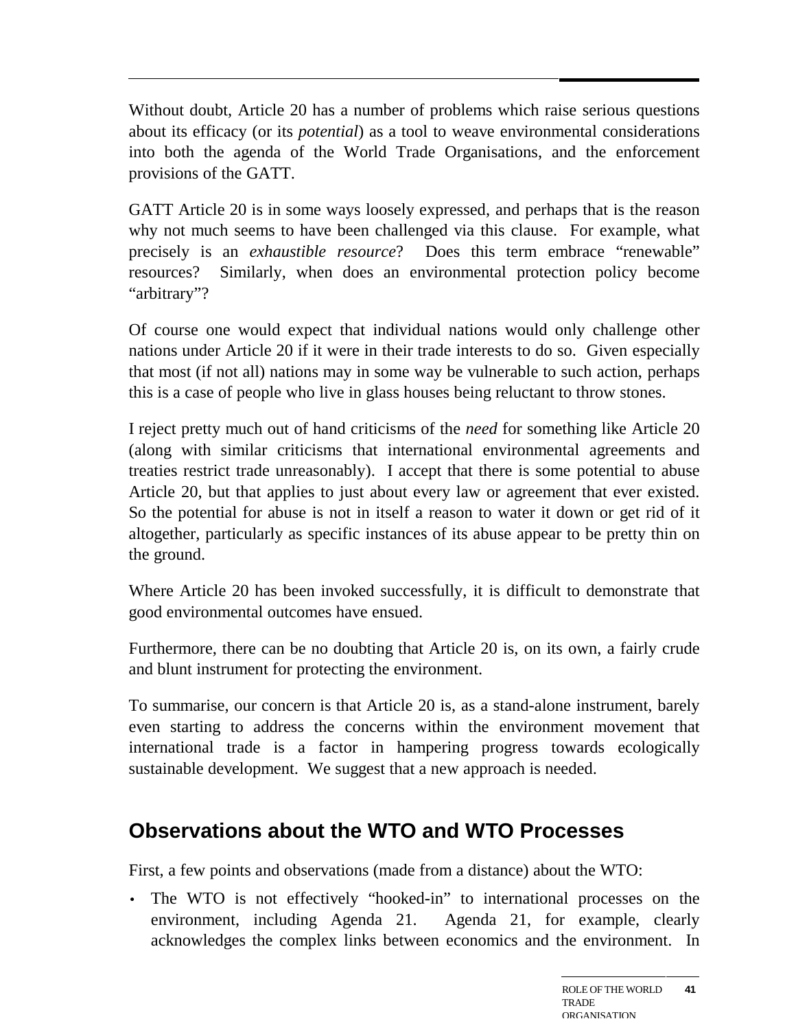Without doubt, Article 20 has a number of problems which raise serious questions about its efficacy (or its *potential*) as a tool to weave environmental considerations into both the agenda of the World Trade Organisations, and the enforcement provisions of the GATT.

GATT Article 20 is in some ways loosely expressed, and perhaps that is the reason why not much seems to have been challenged via this clause. For example, what precisely is an *exhaustible resource*? Does this term embrace "renewable" resources? Similarly, when does an environmental protection policy become "arbitrary"?

Of course one would expect that individual nations would only challenge other nations under Article 20 if it were in their trade interests to do so. Given especially that most (if not all) nations may in some way be vulnerable to such action, perhaps this is a case of people who live in glass houses being reluctant to throw stones.

I reject pretty much out of hand criticisms of the *need* for something like Article 20 (along with similar criticisms that international environmental agreements and treaties restrict trade unreasonably). I accept that there is some potential to abuse Article 20, but that applies to just about every law or agreement that ever existed. So the potential for abuse is not in itself a reason to water it down or get rid of it altogether, particularly as specific instances of its abuse appear to be pretty thin on the ground.

Where Article 20 has been invoked successfully, it is difficult to demonstrate that good environmental outcomes have ensued.

Furthermore, there can be no doubting that Article 20 is, on its own, a fairly crude and blunt instrument for protecting the environment.

To summarise, our concern is that Article 20 is, as a stand-alone instrument, barely even starting to address the concerns within the environment movement that international trade is a factor in hampering progress towards ecologically sustainable development. We suggest that a new approach is needed.

## Observations about the WTO and WTO Processes

First, a few points and observations (made from a distance) about the WTO:

- The WTO is not effectively "hooked-in" to international processes on the environment, including Agenda 21. Agenda 21, for example, clearly acknowledges the complex links between economics and the environment. In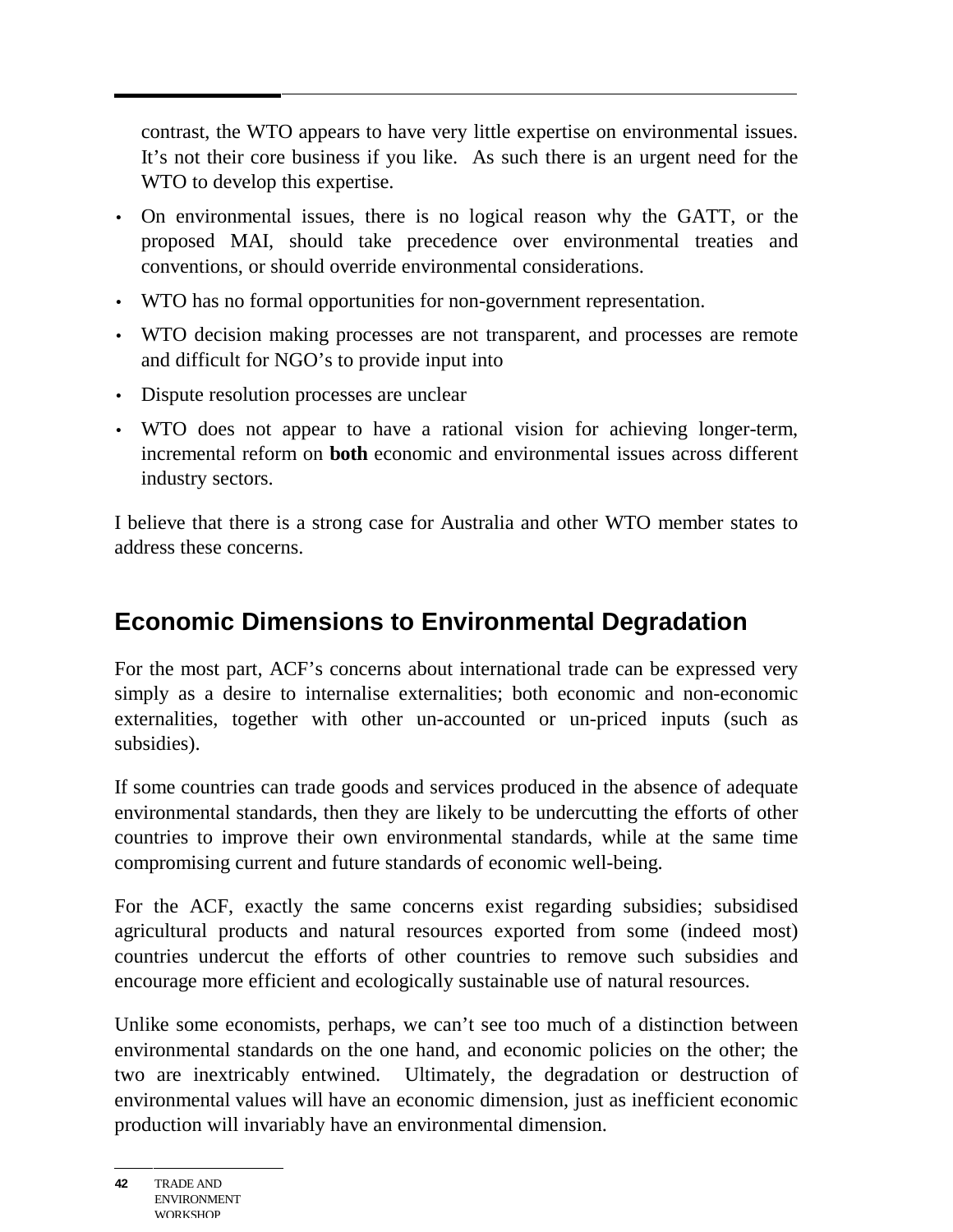contrast, the WTO appears to have very little expertise on environmental issues. It’s not their core business if you like. As such there is an urgent need for the WTO to develop this expertise.

- On environmental issues, there is no logical reason why the GATT, or the proposed MAI, should take precedence over environmental treaties and conventions, or should override environmental considerations.
- WTO has no formal opportunities for non-government representation.
- WTO decision making processes are not transparent, and processes are remote and difficult for NGO’s to provide input into
- Dispute resolution processes are unclear
- WTO does not appear to have a rational vision for achieving longer-term, incremental reform on **both** economic and environmental issues across different industry sectors.

I believe that there is a strong case for Australia and other WTO member states to address these concerns.

## Economic Dimensions to Environmental Degradation

For the most part, ACF’s concerns about international trade can be expressed very simply as a desire to internalise externalities; both economic and non-economic externalities, together with other un-accounted or un-priced inputs (such as subsidies).

If some countries can trade goods and services produced in the absence of adequate environmental standards, then they are likely to be undercutting the efforts of other countries to improve their own environmental standards, while at the same time compromising current and future standards of economic well-being.

For the ACF, exactly the same concerns exist regarding subsidies; subsidised agricultural products and natural resources exported from some (indeed most) countries undercut the efforts of other countries to remove such subsidies and encourage more efficient and ecologically sustainable use of natural resources.

Unlike some economists, perhaps, we can’t see too much of a distinction between environmental standards on the one hand, and economic policies on the other; the two are inextricably entwined. Ultimately, the degradation or destruction of environmental values will have an economic dimension, just as inefficient economic production will invariably have an environmental dimension.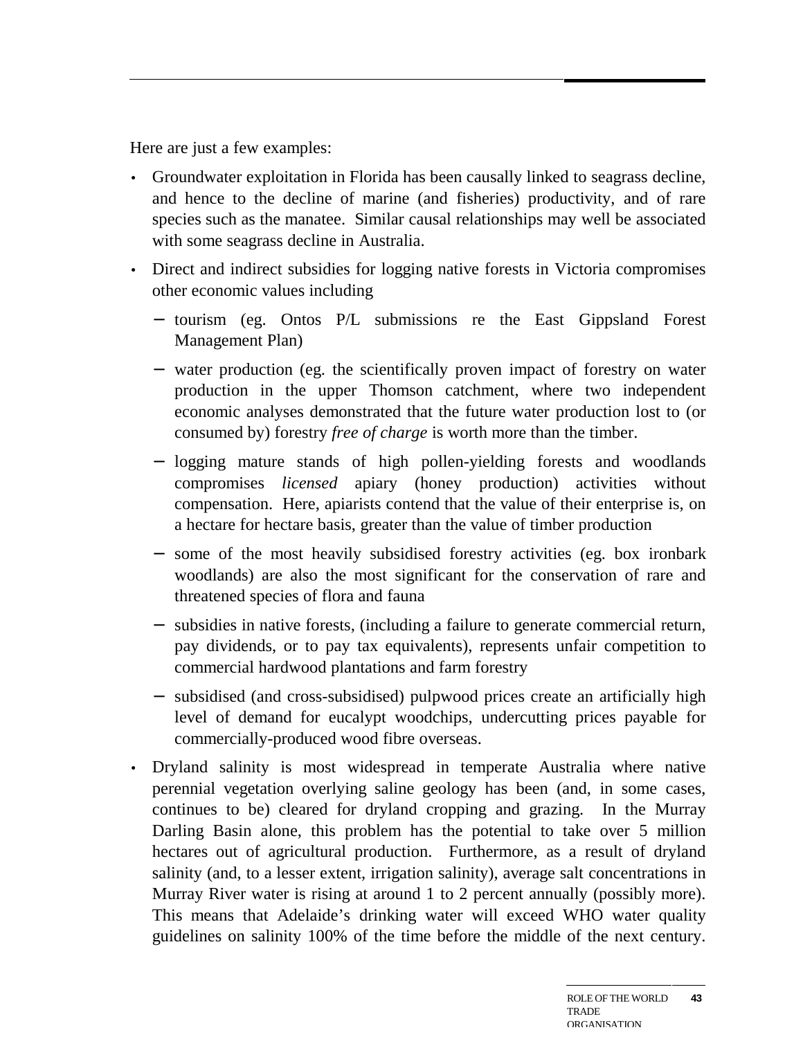Here are just a few examples:

- Groundwater exploitation in Florida has been causally linked to seagrass decline, and hence to the decline of marine (and fisheries) productivity, and of rare species such as the manatee. Similar causal relationships may well be associated with some seagrass decline in Australia.
- Direct and indirect subsidies for logging native forests in Victoria compromises other economic values including
  - tourism (eg. Ontos P/L submissions re the East Gippsland Forest Management Plan)
  - water production (eg. the scientifically proven impact of forestry on water production in the upper Thomson catchment, where two independent economic analyses demonstrated that the future water production lost to (or consumed by) forestry *free of charge* is worth more than the timber.
  - logging mature stands of high pollen-yielding forests and woodlands compromises *licensed* apiary (honey production) activities without compensation. Here, apiarists contend that the value of their enterprise is, on a hectare for hectare basis, greater than the value of timber production
  - some of the most heavily subsidised forestry activities (eg. box ironbark woodlands) are also the most significant for the conservation of rare and threatened species of flora and fauna
  - subsidies in native forests, (including a failure to generate commercial return, pay dividends, or to pay tax equivalents), represents unfair competition to commercial hardwood plantations and farm forestry
  - subsidised (and cross-subsidised) pulpwood prices create an artificially high level of demand for eucalypt woodchips, undercutting prices payable for commercially-produced wood fibre overseas.
- Dryland salinity is most widespread in temperate Australia where native perennial vegetation overlying saline geology has been (and, in some cases, continues to be) cleared for dryland cropping and grazing. In the Murray Darling Basin alone, this problem has the potential to take over 5 million hectares out of agricultural production. Furthermore, as a result of dryland salinity (and, to a lesser extent, irrigation salinity), average salt concentrations in Murray River water is rising at around 1 to 2 percent annually (possibly more). This means that Adelaide's drinking water will exceed WHO water quality guidelines on salinity 100% of the time before the middle of the next century.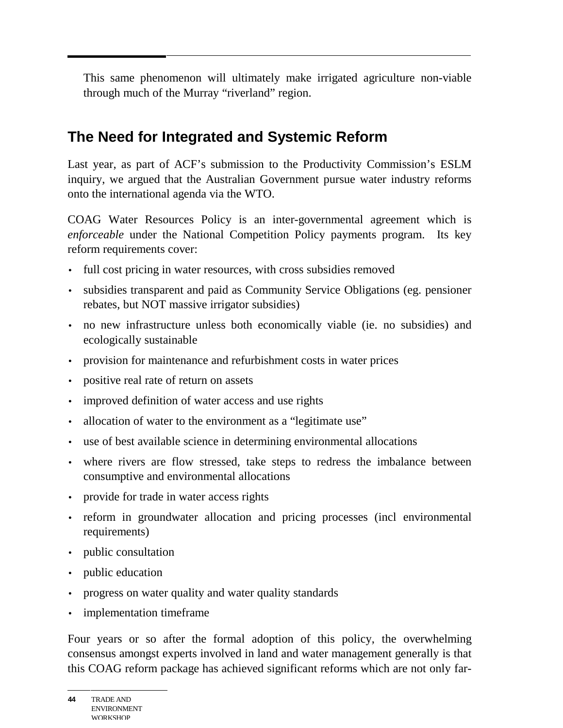This same phenomenon will ultimately make irrigated agriculture non-viable through much of the Murray "riverland" region.

## The Need for Integrated and Systemic Reform

Last year, as part of ACF's submission to the Productivity Commission's ESLM inquiry, we argued that the Australian Government pursue water industry reforms onto the international agenda via the WTO.

COAG Water Resources Policy is an inter-governmental agreement which is *enforceable* under the National Competition Policy payments program. Its key reform requirements cover:

- full cost pricing in water resources, with cross subsidies removed
- subsidies transparent and paid as Community Service Obligations (eg. pensioner rebates, but NOT massive irrigator subsidies)
- no new infrastructure unless both economically viable (ie. no subsidies) and ecologically sustainable
- provision for maintenance and refurbishment costs in water prices
- positive real rate of return on assets
- improved definition of water access and use rights
- allocation of water to the environment as a "legitimate use"
- use of best available science in determining environmental allocations
- where rivers are flow stressed, take steps to redress the imbalance between consumptive and environmental allocations
- provide for trade in water access rights
- reform in groundwater allocation and pricing processes (incl environmental requirements)
- public consultation
- public education
- progress on water quality and water quality standards
- implementation timeframe

Four years or so after the formal adoption of this policy, the overwhelming consensus amongst experts involved in land and water management generally is that this COAG reform package has achieved significant reforms which are not only far-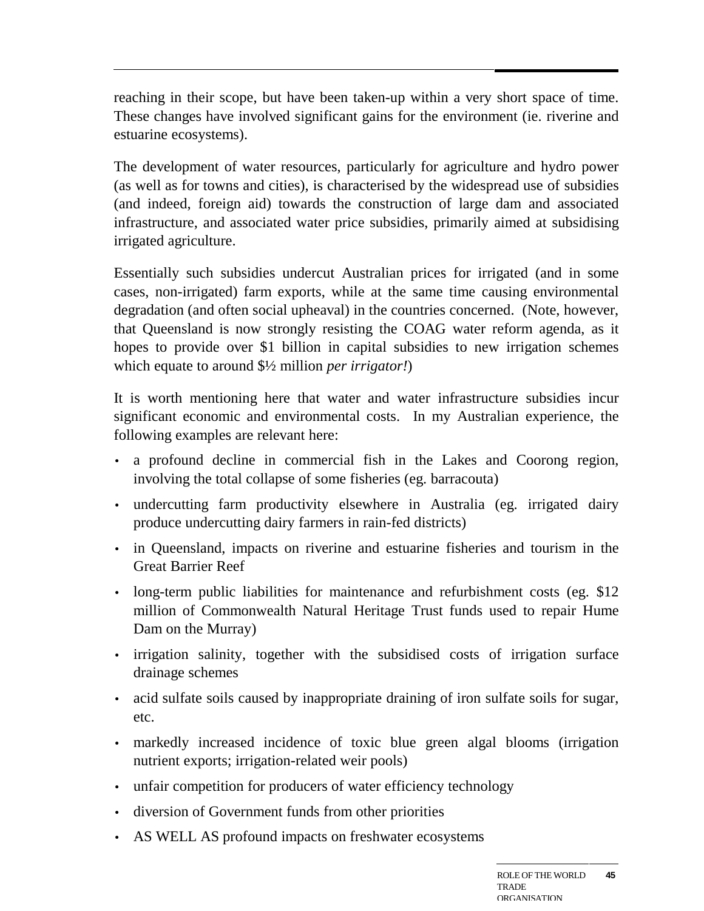reaching in their scope, but have been taken-up within a very short space of time. These changes have involved significant gains for the environment (ie. riverine and estuarine ecosystems).

The development of water resources, particularly for agriculture and hydro power (as well as for towns and cities), is characterised by the widespread use of subsidies (and indeed, foreign aid) towards the construction of large dam and associated infrastructure, and associated water price subsidies, primarily aimed at subsidising irrigated agriculture.

Essentially such subsidies undercut Australian prices for irrigated (and in some cases, non-irrigated) farm exports, while at the same time causing environmental degradation (and often social upheaval) in the countries concerned. (Note, however, that Queensland is now strongly resisting the COAG water reform agenda, as it hopes to provide over $1 billion in capital subsidies to new irrigation schemes which equate to around $½ million *per irrigator!*)

It is worth mentioning here that water and water infrastructure subsidies incur significant economic and environmental costs. In my Australian experience, the following examples are relevant here:

- a profound decline in commercial fish in the Lakes and Coorong region, involving the total collapse of some fisheries (eg. barracouta)
- undercutting farm productivity elsewhere in Australia (eg. irrigated dairy produce undercutting dairy farmers in rain-fed districts)
- in Queensland, impacts on riverine and estuarine fisheries and tourism in the Great Barrier Reef
- long-term public liabilities for maintenance and refurbishment costs (eg. $12 million of Commonwealth Natural Heritage Trust funds used to repair Hume Dam on the Murray)
- irrigation salinity, together with the subsidised costs of irrigation surface drainage schemes
- acid sulfate soils caused by inappropriate draining of iron sulfate soils for sugar, etc.
- markedly increased incidence of toxic blue green algal blooms (irrigation nutrient exports; irrigation-related weir pools)
- unfair competition for producers of water efficiency technology
- diversion of Government funds from other priorities
- AS WELL AS profound impacts on freshwater ecosystems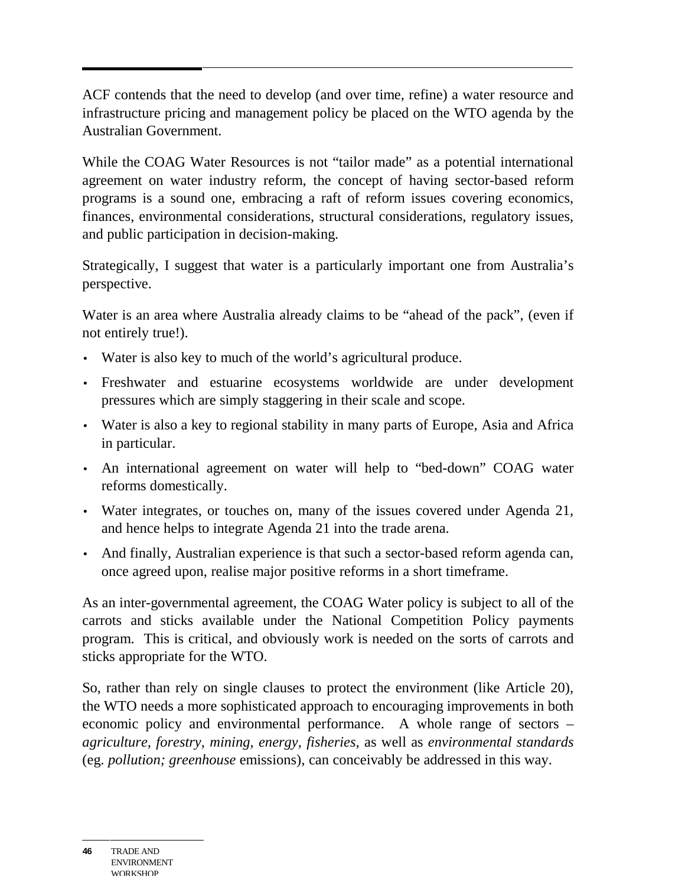ACF contends that the need to develop (and over time, refine) a water resource and infrastructure pricing and management policy be placed on the WTO agenda by the Australian Government.

While the COAG Water Resources is not “tailor made” as a potential international agreement on water industry reform, the concept of having sector-based reform programs is a sound one, embracing a raft of reform issues covering economics, finances, environmental considerations, structural considerations, regulatory issues, and public participation in decision-making.

Strategically, I suggest that water is a particularly important one from Australia’s perspective.

Water is an area where Australia already claims to be “ahead of the pack”, (even if not entirely true!).

- Water is also key to much of the world’s agricultural produce.
- Freshwater and estuarine ecosystems worldwide are under development pressures which are simply staggering in their scale and scope.
- Water is also a key to regional stability in many parts of Europe, Asia and Africa in particular.
- An international agreement on water will help to “bed-down” COAG water reforms domestically.
- Water integrates, or touches on, many of the issues covered under Agenda 21, and hence helps to integrate Agenda 21 into the trade arena.
- And finally, Australian experience is that such a sector-based reform agenda can, once agreed upon, realise major positive reforms in a short timeframe.

As an inter-governmental agreement, the COAG Water policy is subject to all of the carrots and sticks available under the National Competition Policy payments program. This is critical, and obviously work is needed on the sorts of carrots and sticks appropriate for the WTO.

So, rather than rely on single clauses to protect the environment (like Article 20), the WTO needs a more sophisticated approach to encouraging improvements in both economic policy and environmental performance. A whole range of sectors – *agriculture, forestry, mining, energy, fisheries,* as well as *environmental standards* (eg. *pollution; greenhouse* emissions), can conceivably be addressed in this way.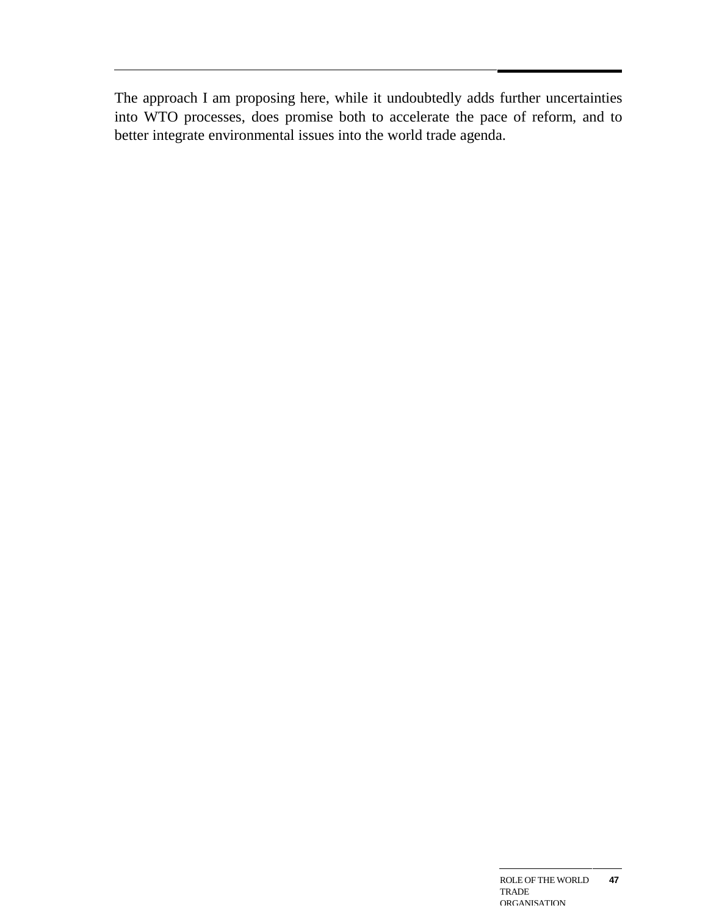The approach I am proposing here, while it undoubtedly adds further uncertainties into WTO processes, does promise both to accelerate the pace of reform, and to better integrate environmental issues into the world trade agenda.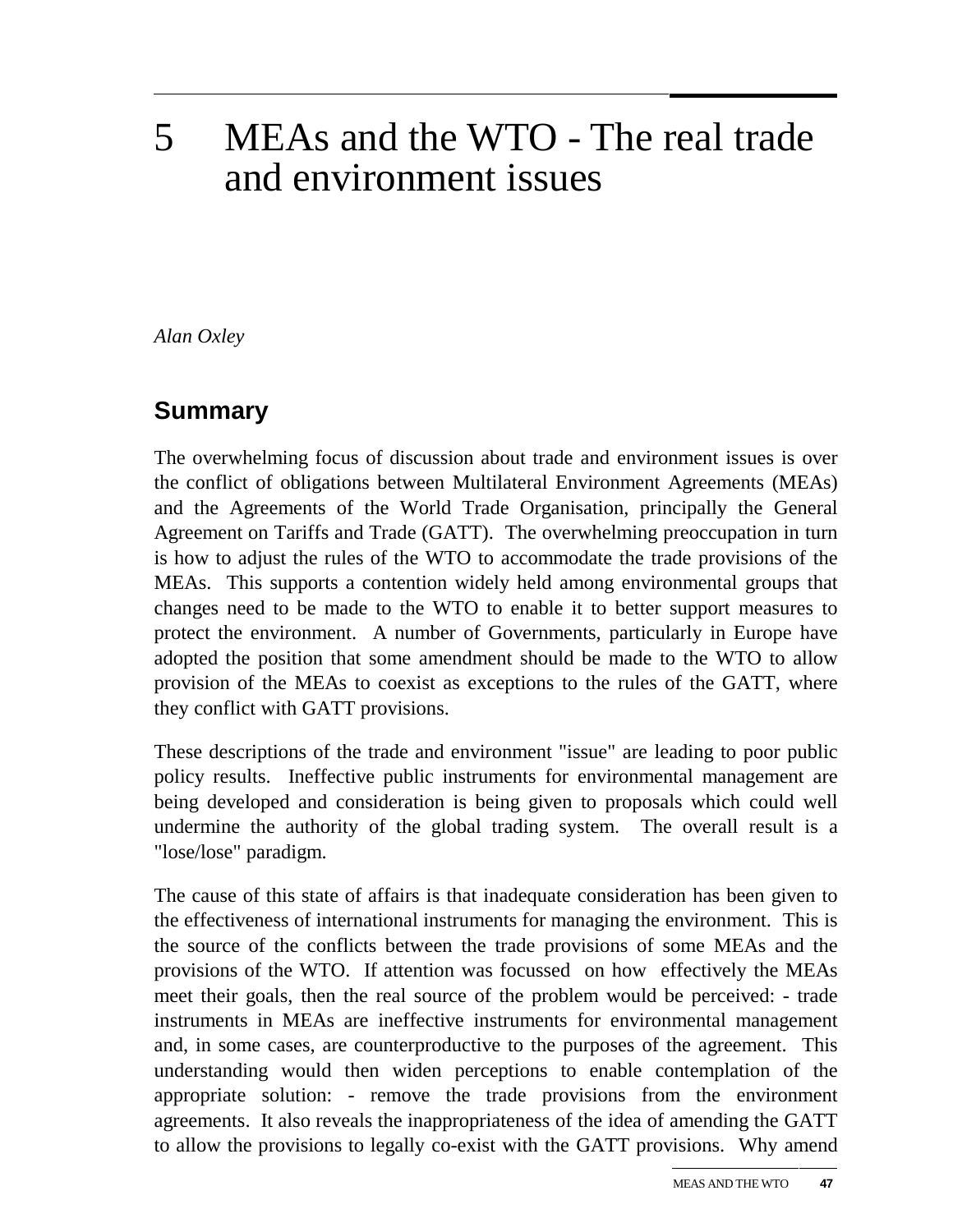# 5 MEAs and the WTO - The real trade and environment issues

*Alan Oxley*

## Summary

The overwhelming focus of discussion about trade and environment issues is over the conflict of obligations between Multilateral Environment Agreements (MEAs) and the Agreements of the World Trade Organisation, principally the General Agreement on Tariffs and Trade (GATT). The overwhelming preoccupation in turn is how to adjust the rules of the WTO to accommodate the trade provisions of the MEAs. This supports a contention widely held among environmental groups that changes need to be made to the WTO to enable it to better support measures to protect the environment. A number of Governments, particularly in Europe have adopted the position that some amendment should be made to the WTO to allow provision of the MEAs to coexist as exceptions to the rules of the GATT, where they conflict with GATT provisions.

These descriptions of the trade and environment "issue" are leading to poor public policy results. Ineffective public instruments for environmental management are being developed and consideration is being given to proposals which could well undermine the authority of the global trading system. The overall result is a "lose/lose" paradigm.

The cause of this state of affairs is that inadequate consideration has been given to the effectiveness of international instruments for managing the environment. This is the source of the conflicts between the trade provisions of some MEAs and the provisions of the WTO. If attention was focussed on how effectively the MEAs meet their goals, then the real source of the problem would be perceived: - trade instruments in MEAs are ineffective instruments for environmental management and, in some cases, are counterproductive to the purposes of the agreement. This understanding would then widen perceptions to enable contemplation of the appropriate solution: - remove the trade provisions from the environment agreements. It also reveals the inappropriateness of the idea of amending the GATT to allow the provisions to legally co-exist with the GATT provisions. Why amend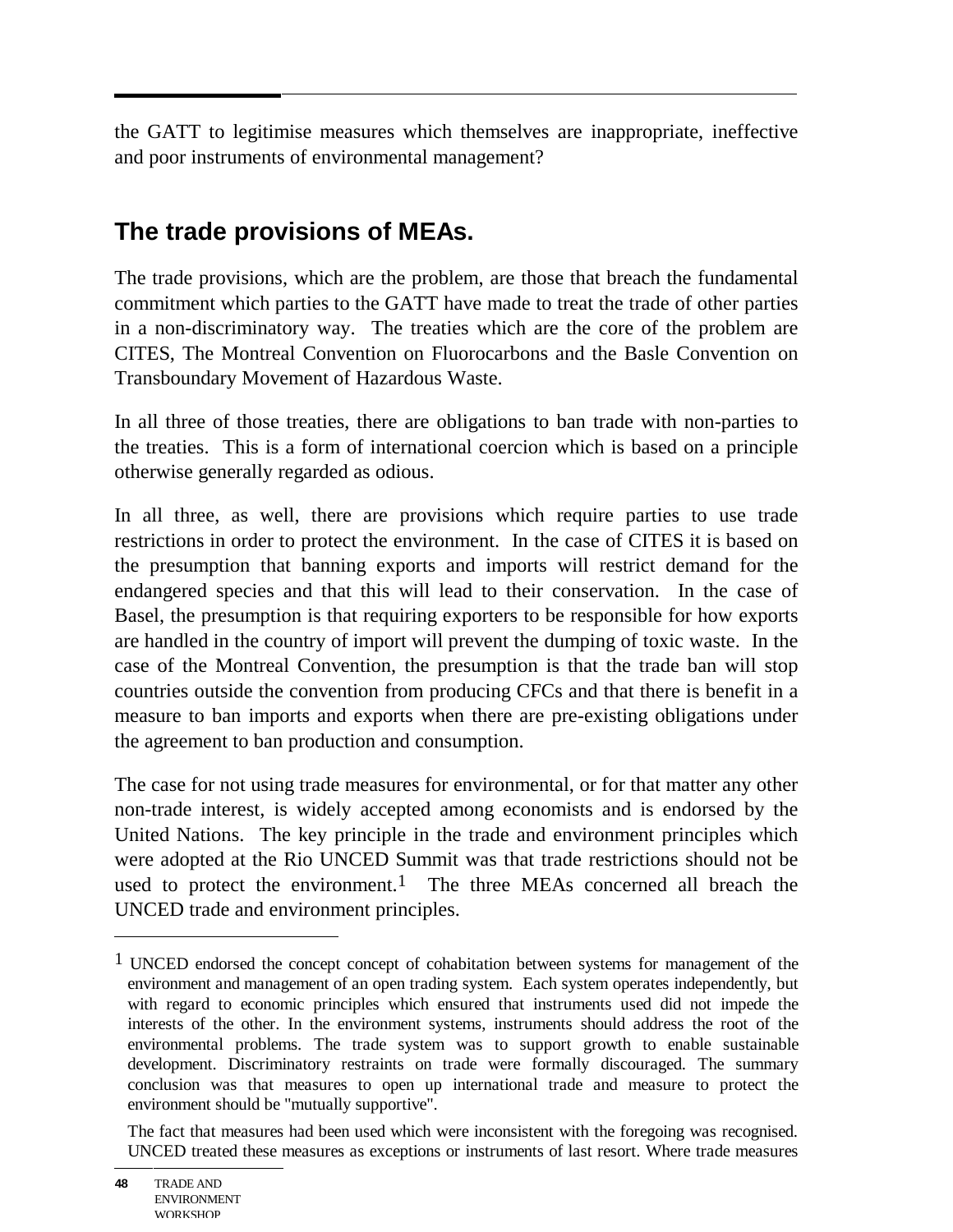the GATT to legitimise measures which themselves are inappropriate, ineffective and poor instruments of environmental management?

## The trade provisions of MEAs.

The trade provisions, which are the problem, are those that breach the fundamental commitment which parties to the GATT have made to treat the trade of other parties in a non-discriminatory way. The treaties which are the core of the problem are CITES, The Montreal Convention on Fluorocarbons and the Basle Convention on Transboundary Movement of Hazardous Waste.

In all three of those treaties, there are obligations to ban trade with non-parties to the treaties. This is a form of international coercion which is based on a principle otherwise generally regarded as odious.

In all three, as well, there are provisions which require parties to use trade restrictions in order to protect the environment. In the case of CITES it is based on the presumption that banning exports and imports will restrict demand for the endangered species and that this will lead to their conservation. In the case of Basel, the presumption is that requiring exporters to be responsible for how exports are handled in the country of import will prevent the dumping of toxic waste. In the case of the Montreal Convention, the presumption is that the trade ban will stop countries outside the convention from producing CFCs and that there is benefit in a measure to ban imports and exports when there are pre-existing obligations under the agreement to ban production and consumption.

The case for not using trade measures for environmental, or for that matter any other non-trade interest, is widely accepted among economists and is endorsed by the United Nations. The key principle in the trade and environment principles which were adopted at the Rio UNCED Summit was that trade restrictions should not be used to protect the environment.[1] The three MEAs concerned all breach the UNCED trade and environment principles.

---

[1] UNCED endorsed the concept concept of cohabitation between systems for management of the environment and management of an open trading system. Each system operates independently, but with regard to economic principles which ensured that instruments used did not impede the interests of the other. In the environment systems, instruments should address the root of the environmental problems. The trade system was to support growth to enable sustainable development. Discriminatory restraints on trade were formally discouraged. The summary conclusion was that measures to open up international trade and measure to protect the environment should be "mutually supportive".

The fact that measures had been used which were inconsistent with the foregoing was recognised. UNCED treated these measures as exceptions or instruments of last resort. Where trade measures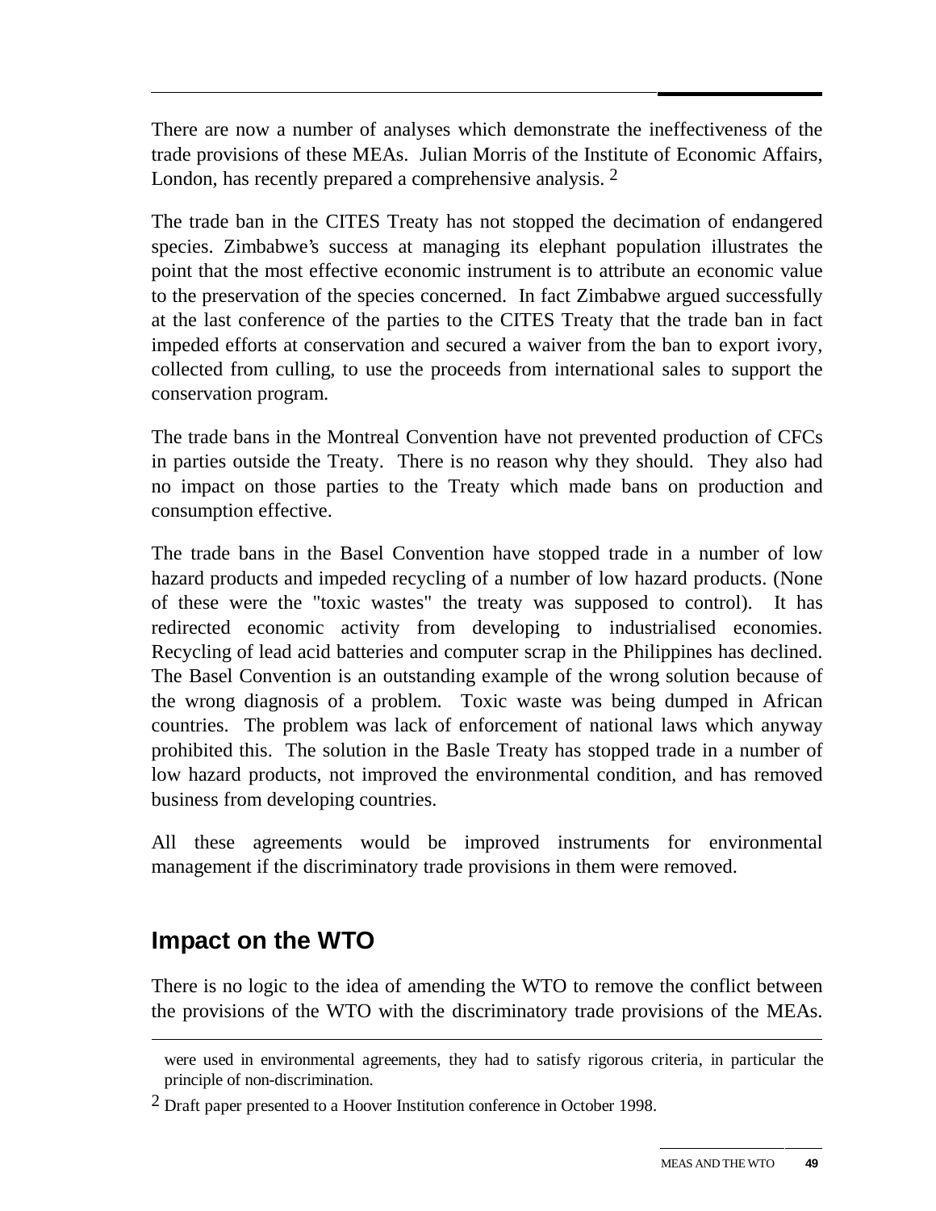There are now a number of analyses which demonstrate the ineffectiveness of the trade provisions of these MEAs. Julian Morris of the Institute of Economic Affairs, London, has recently prepared a comprehensive analysis. [2]

The trade ban in the CITES Treaty has not stopped the decimation of endangered species. Zimbabwe's success at managing its elephant population illustrates the point that the most effective economic instrument is to attribute an economic value to the preservation of the species concerned. In fact Zimbabwe argued successfully at the last conference of the parties to the CITES Treaty that the trade ban in fact impeded efforts at conservation and secured a waiver from the ban to export ivory, collected from culling, to use the proceeds from international sales to support the conservation program.

The trade bans in the Montreal Convention have not prevented production of CFCs in parties outside the Treaty. There is no reason why they should. They also had no impact on those parties to the Treaty which made bans on production and consumption effective.

The trade bans in the Basel Convention have stopped trade in a number of low hazard products and impeded recycling of a number of low hazard products. (None of these were the "toxic wastes" the treaty was supposed to control). It has redirected economic activity from developing to industrialised economies. Recycling of lead acid batteries and computer scrap in the Philippines has declined. The Basel Convention is an outstanding example of the wrong solution because of the wrong diagnosis of a problem. Toxic waste was being dumped in African countries. The problem was lack of enforcement of national laws which anyway prohibited this. The solution in the Basle Treaty has stopped trade in a number of low hazard products, not improved the environmental condition, and has removed business from developing countries.

All these agreements would be improved instruments for environmental management if the discriminatory trade provisions in them were removed.

## Impact on the WTO

There is no logic to the idea of amending the WTO to remove the conflict between the provisions of the WTO with the discriminatory trade provisions of the MEAs.

---

were used in environmental agreements, they had to satisfy rigorous criteria, in particular the principle of non-discrimination.

[2] Draft paper presented to a Hoover Institution conference in October 1998.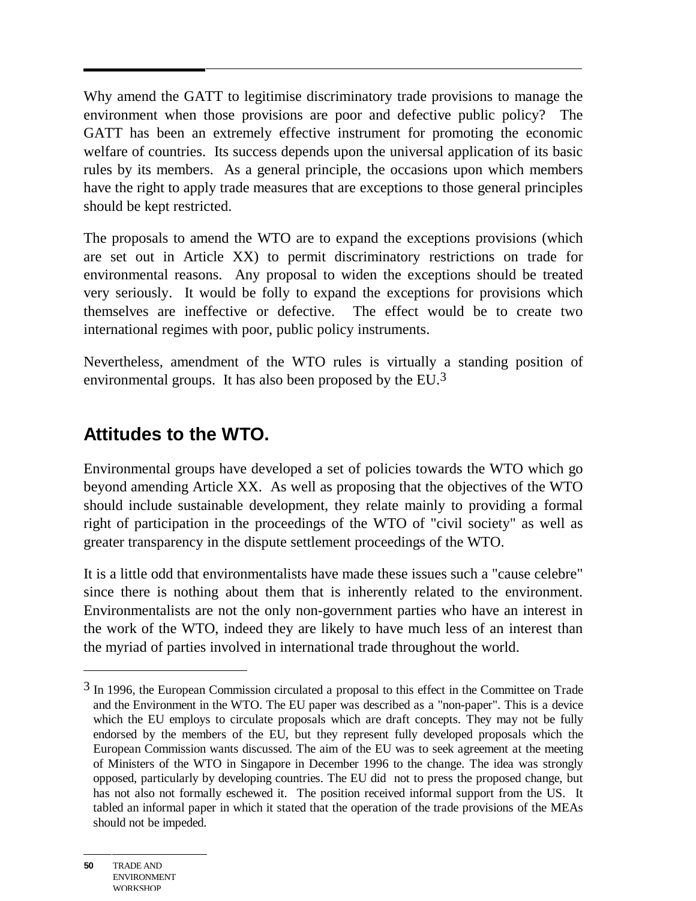Why amend the GATT to legitimise discriminatory trade provisions to manage the environment when those provisions are poor and defective public policy? The GATT has been an extremely effective instrument for promoting the economic welfare of countries. Its success depends upon the universal application of its basic rules by its members. As a general principle, the occasions upon which members have the right to apply trade measures that are exceptions to those general principles should be kept restricted.

The proposals to amend the WTO are to expand the exceptions provisions (which are set out in Article XX) to permit discriminatory restrictions on trade for environmental reasons. Any proposal to widen the exceptions should be treated very seriously. It would be folly to expand the exceptions for provisions which themselves are ineffective or defective. The effect would be to create two international regimes with poor, public policy instruments.

Nevertheless, amendment of the WTO rules is virtually a standing position of environmental groups. It has also been proposed by the EU.[3]

## Attitudes to the WTO.

Environmental groups have developed a set of policies towards the WTO which go beyond amending Article XX. As well as proposing that the objectives of the WTO should include sustainable development, they relate mainly to providing a formal right of participation in the proceedings of the WTO of "civil society" as well as greater transparency in the dispute settlement proceedings of the WTO.

It is a little odd that environmentalists have made these issues such a "cause celebre" since there is nothing about them that is inherently related to the environment. Environmentalists are not the only non-government parties who have an interest in the work of the WTO, indeed they are likely to have much less of an interest than the myriad of parties involved in international trade throughout the world.

---

[3] In 1996, the European Commission circulated a proposal to this effect in the Committee on Trade and the Environment in the WTO. The EU paper was described as a "non-paper". This is a device which the EU employs to circulate proposals which are draft concepts. They may not be fully endorsed by the members of the EU, but they represent fully developed proposals which the European Commission wants discussed. The aim of the EU was to seek agreement at the meeting of Ministers of the WTO in Singapore in December 1996 to the change. The idea was strongly opposed, particularly by developing countries. The EU did not to press the proposed change, but has not also not formally eschewed it. The position received informal support from the US. It tabled an informal paper in which it stated that the operation of the trade provisions of the MEAs should not be impeded.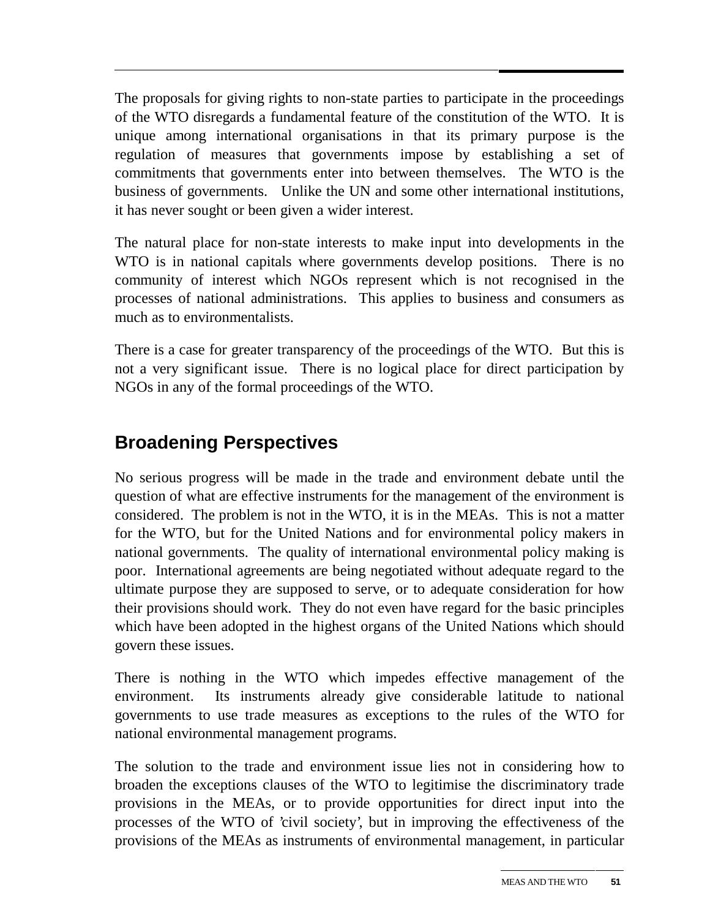The proposals for giving rights to non-state parties to participate in the proceedings of the WTO disregards a fundamental feature of the constitution of the WTO. It is unique among international organisations in that its primary purpose is the regulation of measures that governments impose by establishing a set of commitments that governments enter into between themselves. The WTO is the business of governments. Unlike the UN and some other international institutions, it has never sought or been given a wider interest.

The natural place for non-state interests to make input into developments in the WTO is in national capitals where governments develop positions. There is no community of interest which NGOs represent which is not recognised in the processes of national administrations. This applies to business and consumers as much as to environmentalists.

There is a case for greater transparency of the proceedings of the WTO. But this is not a very significant issue. There is no logical place for direct participation by NGOs in any of the formal proceedings of the WTO.

## Broadening Perspectives

No serious progress will be made in the trade and environment debate until the question of what are effective instruments for the management of the environment is considered. The problem is not in the WTO, it is in the MEAs. This is not a matter for the WTO, but for the United Nations and for environmental policy makers in national governments. The quality of international environmental policy making is poor. International agreements are being negotiated without adequate regard to the ultimate purpose they are supposed to serve, or to adequate consideration for how their provisions should work. They do not even have regard for the basic principles which have been adopted in the highest organs of the United Nations which should govern these issues.

There is nothing in the WTO which impedes effective management of the environment. Its instruments already give considerable latitude to national governments to use trade measures as exceptions to the rules of the WTO for national environmental management programs.

The solution to the trade and environment issue lies not in considering how to broaden the exceptions clauses of the WTO to legitimise the discriminatory trade provisions in the MEAs, or to provide opportunities for direct input into the processes of the WTO of 'civil society', but in improving the effectiveness of the provisions of the MEAs as instruments of environmental management, in particular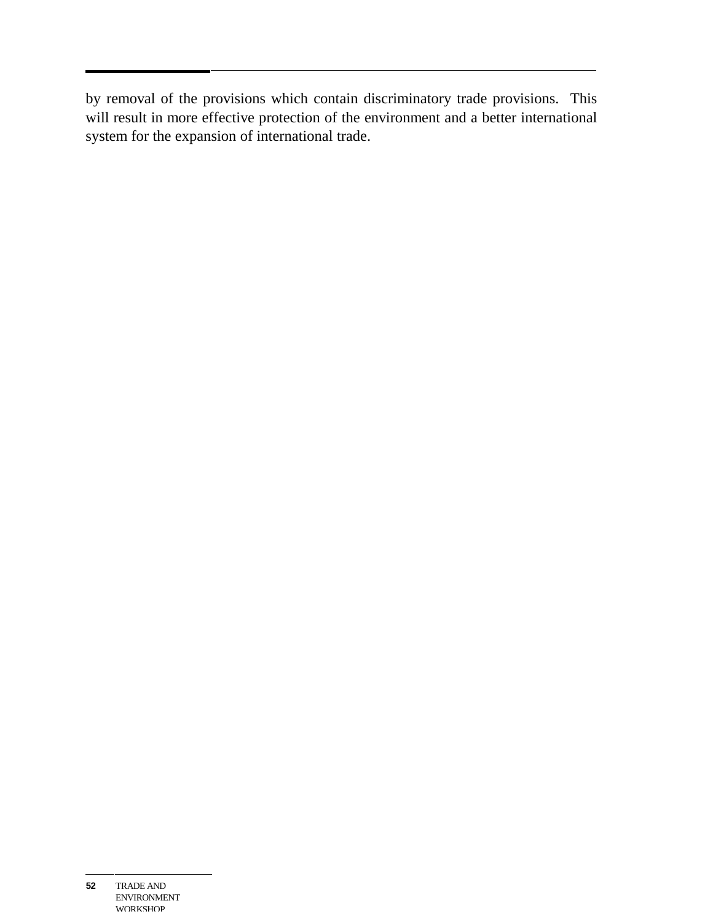by removal of the provisions which contain discriminatory trade provisions. This will result in more effective protection of the environment and a better international system for the expansion of international trade.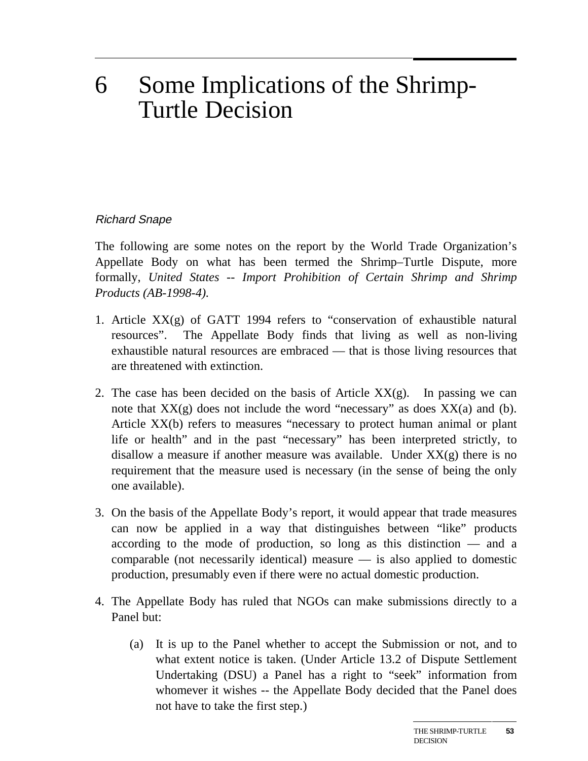# 6 Some Implications of the Shrimp-Turtle Decision

*Richard Snape*

The following are some notes on the report by the World Trade Organization's Appellate Body on what has been termed the Shrimp–Turtle Dispute, more formally, *United States -- Import Prohibition of Certain Shrimp and Shrimp Products (AB-1998-4).*

1. Article XX(g) of GATT 1994 refers to "conservation of exhaustible natural resources". The Appellate Body finds that living as well as non-living exhaustible natural resources are embraced — that is those living resources that are threatened with extinction.

2. The case has been decided on the basis of Article XX(g). In passing we can note that XX(g) does not include the word "necessary" as does XX(a) and (b). Article XX(b) refers to measures "necessary to protect human animal or plant life or health" and in the past "necessary" has been interpreted strictly, to disallow a measure if another measure was available. Under XX(g) there is no requirement that the measure used is necessary (in the sense of being the only one available).

3. On the basis of the Appellate Body's report, it would appear that trade measures can now be applied in a way that distinguishes between "like" products according to the mode of production, so long as this distinction — and a comparable (not necessarily identical) measure — is also applied to domestic production, presumably even if there were no actual domestic production.

4. The Appellate Body has ruled that NGOs can make submissions directly to a Panel but:

   (a) It is up to the Panel whether to accept the Submission or not, and to what extent notice is taken. (Under Article 13.2 of Dispute Settlement Undertaking (DSU) a Panel has a right to "seek" information from whomever it wishes -- the Appellate Body decided that the Panel does not have to take the first step.)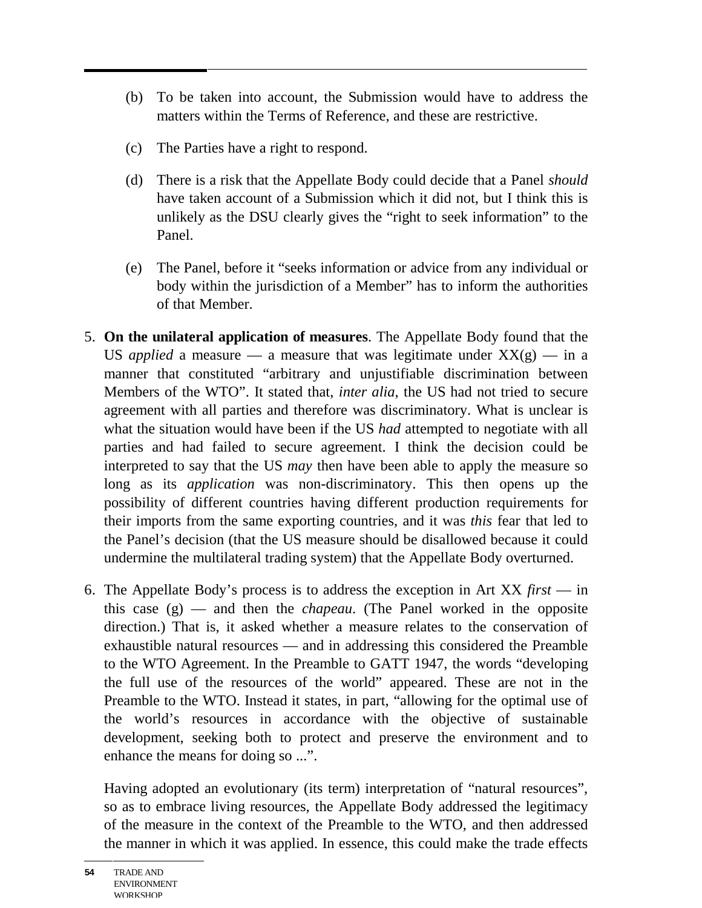(b) To be taken into account, the Submission would have to address the matters within the Terms of Reference, and these are restrictive.

(c) The Parties have a right to respond.

(d) There is a risk that the Appellate Body could decide that a Panel *should* have taken account of a Submission which it did not, but I think this is unlikely as the DSU clearly gives the "right to seek information" to the Panel.

(e) The Panel, before it "seeks information or advice from any individual or body within the jurisdiction of a Member" has to inform the authorities of that Member.

5. **On the unilateral application of measures**. The Appellate Body found that the US *applied* a measure — a measure that was legitimate under XX(g) — in a manner that constituted "arbitrary and unjustifiable discrimination between Members of the WTO". It stated that, *inter alia*, the US had not tried to secure agreement with all parties and therefore was discriminatory. What is unclear is what the situation would have been if the US *had* attempted to negotiate with all parties and had failed to secure agreement. I think the decision could be interpreted to say that the US *may* then have been able to apply the measure so long as its *application* was non-discriminatory. This then opens up the possibility of different countries having different production requirements for their imports from the same exporting countries, and it was *this* fear that led to the Panel's decision (that the US measure should be disallowed because it could undermine the multilateral trading system) that the Appellate Body overturned.

6. The Appellate Body's process is to address the exception in Art XX *first* — in this case (g) — and then the *chapeau*. (The Panel worked in the opposite direction.) That is, it asked whether a measure relates to the conservation of exhaustible natural resources — and in addressing this considered the Preamble to the WTO Agreement. In the Preamble to GATT 1947, the words "developing the full use of the resources of the world" appeared. These are not in the Preamble to the WTO. Instead it states, in part, "allowing for the optimal use of the world's resources in accordance with the objective of sustainable development, seeking both to protect and preserve the environment and to enhance the means for doing so ...".

   Having adopted an evolutionary (its term) interpretation of "natural resources", so as to embrace living resources, the Appellate Body addressed the legitimacy of the measure in the context of the Preamble to the WTO, and then addressed the manner in which it was applied. In essence, this could make the trade effects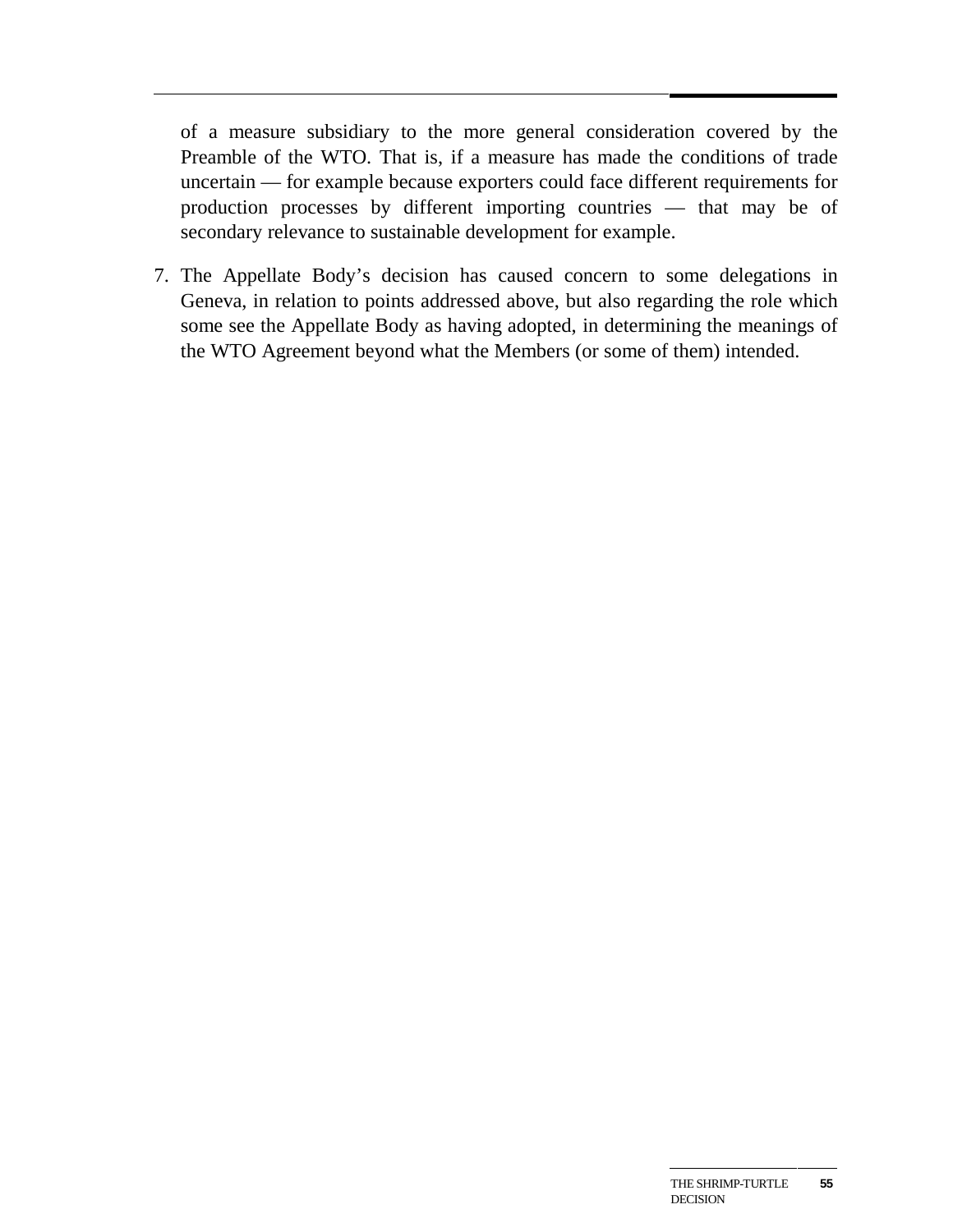of a measure subsidiary to the more general consideration covered by the Preamble of the WTO. That is, if a measure has made the conditions of trade uncertain — for example because exporters could face different requirements for production processes by different importing countries — that may be of secondary relevance to sustainable development for example.

7. The Appellate Body's decision has caused concern to some delegations in Geneva, in relation to points addressed above, but also regarding the role which some see the Appellate Body as having adopted, in determining the meanings of the WTO Agreement beyond what the Members (or some of them) intended.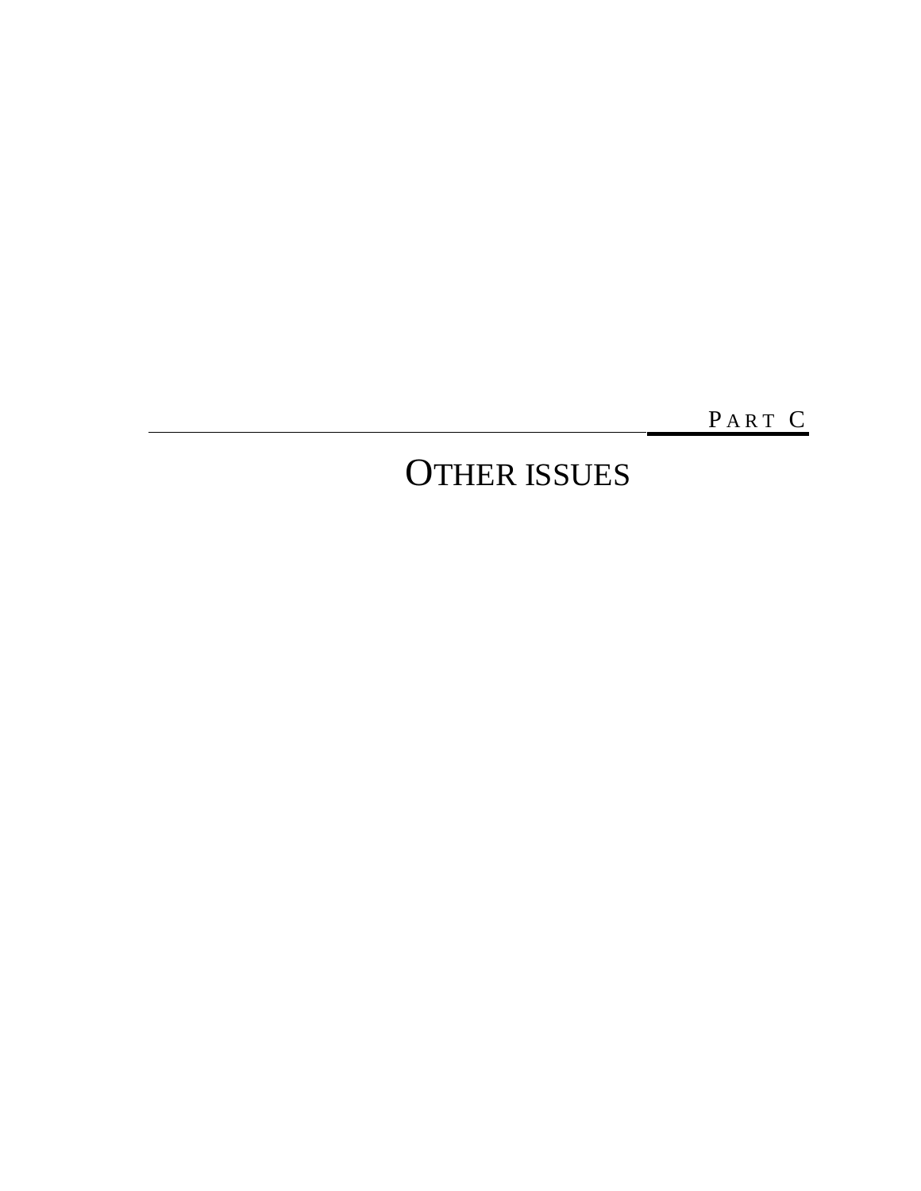# PART C

# OTHER ISSUES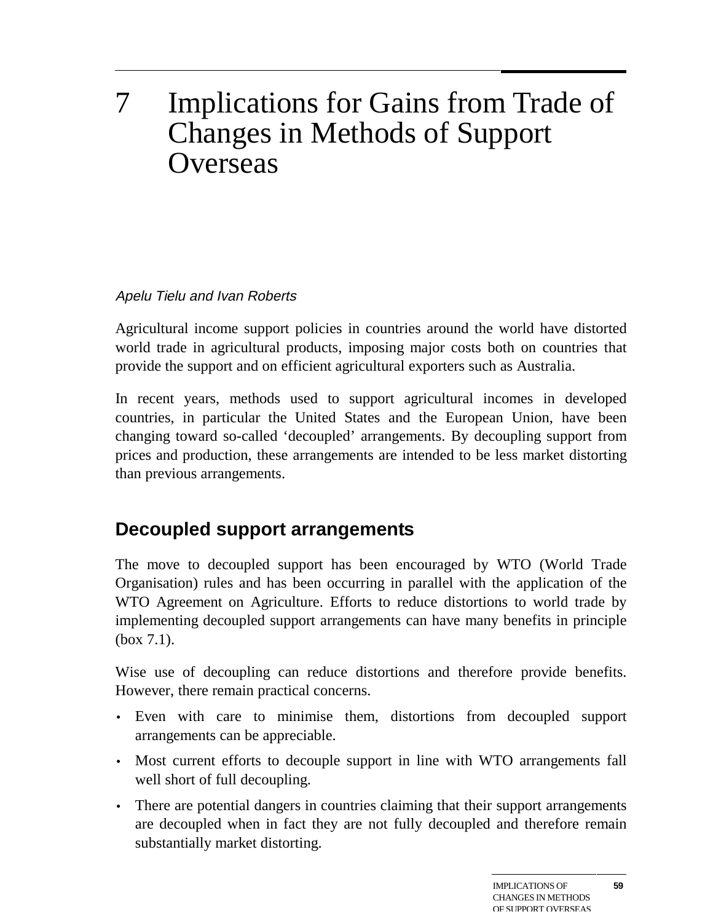# 7 Implications for Gains from Trade of Changes in Methods of Support Overseas

*Apelu Tielu and Ivan Roberts*

Agricultural income support policies in countries around the world have distorted world trade in agricultural products, imposing major costs both on countries that provide the support and on efficient agricultural exporters such as Australia.

In recent years, methods used to support agricultural incomes in developed countries, in particular the United States and the European Union, have been changing toward so-called 'decoupled' arrangements. By decoupling support from prices and production, these arrangements are intended to be less market distorting than previous arrangements.

## Decoupled support arrangements

The move to decoupled support has been encouraged by WTO (World Trade Organisation) rules and has been occurring in parallel with the application of the WTO Agreement on Agriculture. Efforts to reduce distortions to world trade by implementing decoupled support arrangements can have many benefits in principle (box 7.1).

Wise use of decoupling can reduce distortions and therefore provide benefits. However, there remain practical concerns.

- Even with care to minimise them, distortions from decoupled support arrangements can be appreciable.
- Most current efforts to decouple support in line with WTO arrangements fall well short of full decoupling.
- There are potential dangers in countries claiming that their support arrangements are decoupled when in fact they are not fully decoupled and therefore remain substantially market distorting.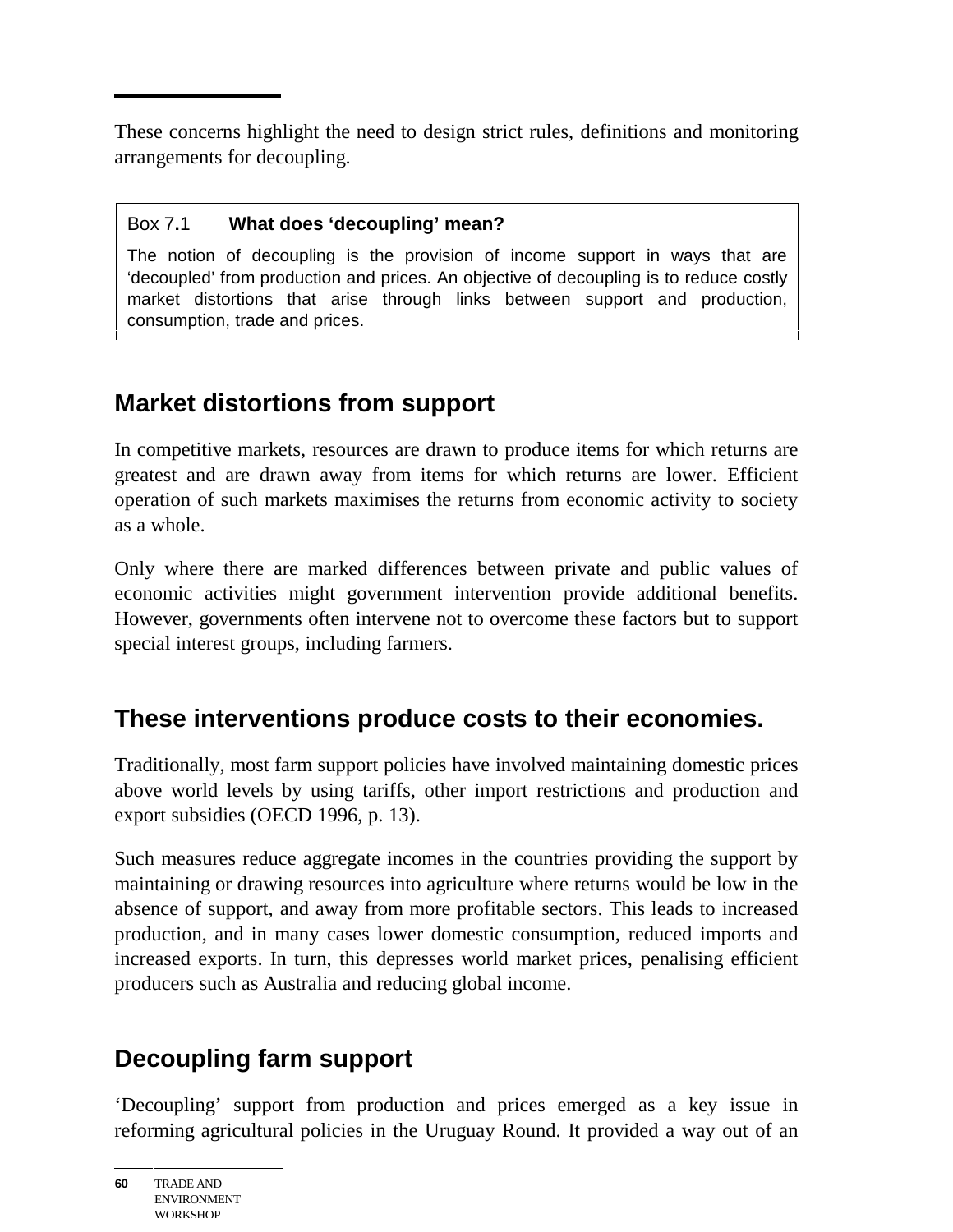These concerns highlight the need to design strict rules, definitions and monitoring arrangements for decoupling.

> **Box 7.1 What does 'decoupling' mean?**
>
> The notion of decoupling is the provision of income support in ways that are 'decoupled' from production and prices. An objective of decoupling is to reduce costly market distortions that arise through links between support and production, consumption, trade and prices.

## Market distortions from support

In competitive markets, resources are drawn to produce items for which returns are greatest and are drawn away from items for which returns are lower. Efficient operation of such markets maximises the returns from economic activity to society as a whole.

Only where there are marked differences between private and public values of economic activities might government intervention provide additional benefits. However, governments often intervene not to overcome these factors but to support special interest groups, including farmers.

## These interventions produce costs to their economies.

Traditionally, most farm support policies have involved maintaining domestic prices above world levels by using tariffs, other import restrictions and production and export subsidies (OECD 1996, p. 13).

Such measures reduce aggregate incomes in the countries providing the support by maintaining or drawing resources into agriculture where returns would be low in the absence of support, and away from more profitable sectors. This leads to increased production, and in many cases lower domestic consumption, reduced imports and increased exports. In turn, this depresses world market prices, penalising efficient producers such as Australia and reducing global income.

## Decoupling farm support

'Decoupling' support from production and prices emerged as a key issue in reforming agricultural policies in the Uruguay Round. It provided a way out of an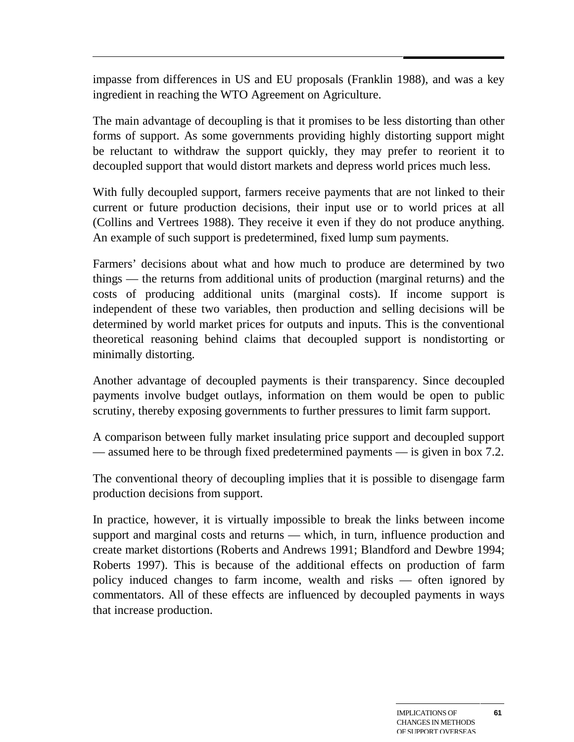impasse from differences in US and EU proposals (Franklin 1988), and was a key ingredient in reaching the WTO Agreement on Agriculture.

The main advantage of decoupling is that it promises to be less distorting than other forms of support. As some governments providing highly distorting support might be reluctant to withdraw the support quickly, they may prefer to reorient it to decoupled support that would distort markets and depress world prices much less.

With fully decoupled support, farmers receive payments that are not linked to their current or future production decisions, their input use or to world prices at all (Collins and Vertrees 1988). They receive it even if they do not produce anything. An example of such support is predetermined, fixed lump sum payments.

Farmers' decisions about what and how much to produce are determined by two things — the returns from additional units of production (marginal returns) and the costs of producing additional units (marginal costs). If income support is independent of these two variables, then production and selling decisions will be determined by world market prices for outputs and inputs. This is the conventional theoretical reasoning behind claims that decoupled support is nondistorting or minimally distorting.

Another advantage of decoupled payments is their transparency. Since decoupled payments involve budget outlays, information on them would be open to public scrutiny, thereby exposing governments to further pressures to limit farm support.

A comparison between fully market insulating price support and decoupled support — assumed here to be through fixed predetermined payments — is given in box 7.2.

The conventional theory of decoupling implies that it is possible to disengage farm production decisions from support.

In practice, however, it is virtually impossible to break the links between income support and marginal costs and returns — which, in turn, influence production and create market distortions (Roberts and Andrews 1991; Blandford and Dewbre 1994; Roberts 1997). This is because of the additional effects on production of farm policy induced changes to farm income, wealth and risks — often ignored by commentators. All of these effects are influenced by decoupled payments in ways that increase production.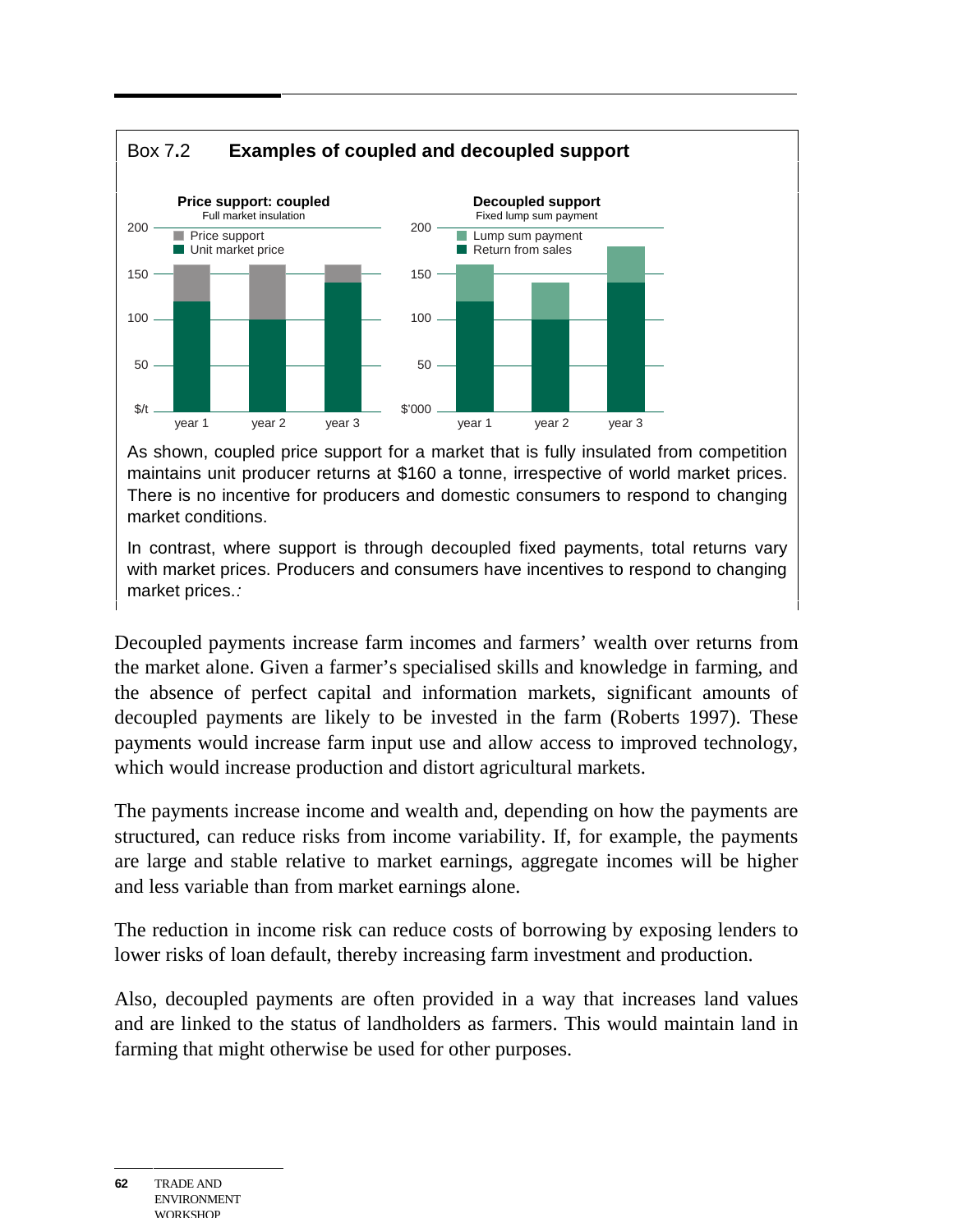## Box 7.2 Examples of coupled and decoupled support

**Price support: coupled**
Full market insulation

| $/t | year 1 | year 2 | year 3 |
|---|---|---|---|
| Unit market price | 120 | 100 | 140 |
| Price support | 40 | 60 | 20 |

**Decoupled support**
Fixed lump sum payment

| $'000 | year 1 | year 2 | year 3 |
|---|---|---|---|
| Return from sales | 120 | 100 | 140 |
| Lump sum payment | 40 | 40 | 40 |

As shown, coupled price support for a market that is fully insulated from competition maintains unit producer returns at $160 a tonne, irrespective of world market prices. There is no incentive for producers and domestic consumers to respond to changing market conditions.

In contrast, where support is through decoupled fixed payments, total returns vary with market prices. Producers and consumers have incentives to respond to changing market prices.*:*

Decoupled payments increase farm incomes and farmers' wealth over returns from the market alone. Given a farmer's specialised skills and knowledge in farming, and the absence of perfect capital and information markets, significant amounts of decoupled payments are likely to be invested in the farm (Roberts 1997). These payments would increase farm input use and allow access to improved technology, which would increase production and distort agricultural markets.

The payments increase income and wealth and, depending on how the payments are structured, can reduce risks from income variability. If, for example, the payments are large and stable relative to market earnings, aggregate incomes will be higher and less variable than from market earnings alone.

The reduction in income risk can reduce costs of borrowing by exposing lenders to lower risks of loan default, thereby increasing farm investment and production.

Also, decoupled payments are often provided in a way that increases land values and are linked to the status of landholders as farmers. This would maintain land in farming that might otherwise be used for other purposes.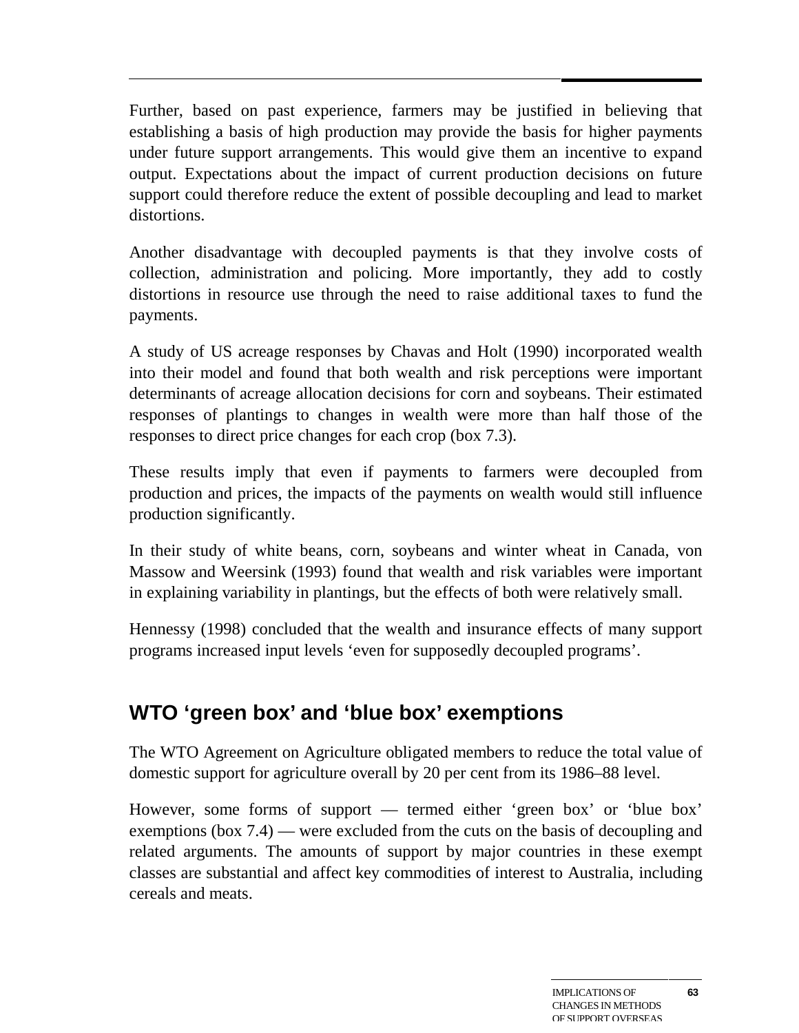Further, based on past experience, farmers may be justified in believing that establishing a basis of high production may provide the basis for higher payments under future support arrangements. This would give them an incentive to expand output. Expectations about the impact of current production decisions on future support could therefore reduce the extent of possible decoupling and lead to market distortions.

Another disadvantage with decoupled payments is that they involve costs of collection, administration and policing. More importantly, they add to costly distortions in resource use through the need to raise additional taxes to fund the payments.

A study of US acreage responses by Chavas and Holt (1990) incorporated wealth into their model and found that both wealth and risk perceptions were important determinants of acreage allocation decisions for corn and soybeans. Their estimated responses of plantings to changes in wealth were more than half those of the responses to direct price changes for each crop (box 7.3).

These results imply that even if payments to farmers were decoupled from production and prices, the impacts of the payments on wealth would still influence production significantly.

In their study of white beans, corn, soybeans and winter wheat in Canada, von Massow and Weersink (1993) found that wealth and risk variables were important in explaining variability in plantings, but the effects of both were relatively small.

Hennessy (1998) concluded that the wealth and insurance effects of many support programs increased input levels 'even for supposedly decoupled programs'.

## WTO 'green box' and 'blue box' exemptions

The WTO Agreement on Agriculture obligated members to reduce the total value of domestic support for agriculture overall by 20 per cent from its 1986–88 level.

However, some forms of support — termed either 'green box' or 'blue box' exemptions (box 7.4) — were excluded from the cuts on the basis of decoupling and related arguments. The amounts of support by major countries in these exempt classes are substantial and affect key commodities of interest to Australia, including cereals and meats.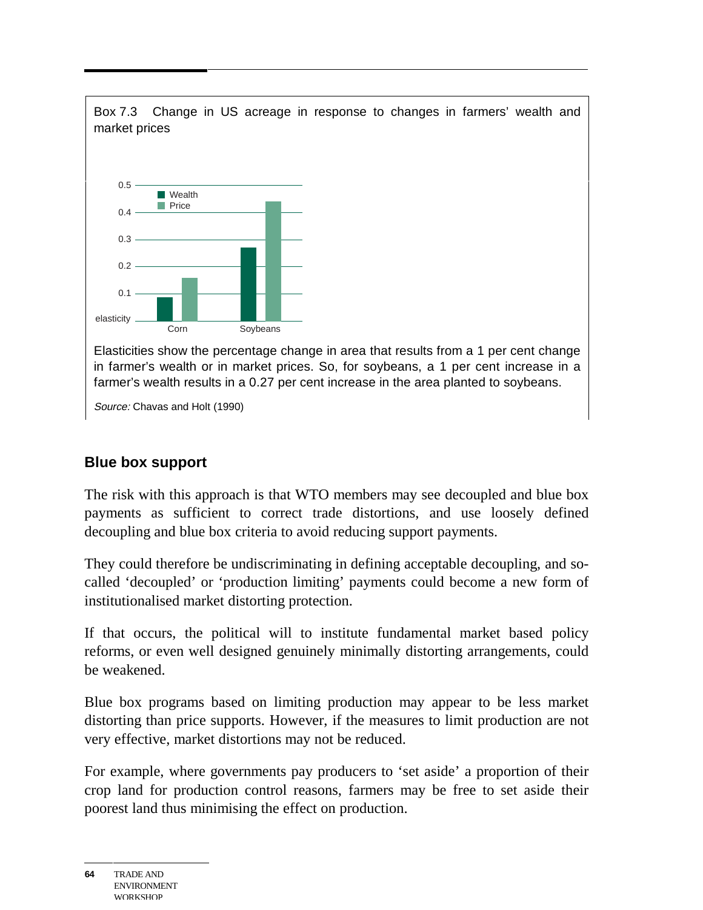Box 7.3 Change in US acreage in response to changes in farmers' wealth and market prices

Elasticities show the percentage change in area that results from a 1 per cent change in farmer's wealth or in market prices. So, for soybeans, a 1 per cent increase in a farmer's wealth results in a 0.27 per cent increase in the area planted to soybeans.

*Source:* Chavas and Holt (1990)

## Blue box support

The risk with this approach is that WTO members may see decoupled and blue box payments as sufficient to correct trade distortions, and use loosely defined decoupling and blue box criteria to avoid reducing support payments.

They could therefore be undiscriminating in defining acceptable decoupling, and so-called 'decoupled' or 'production limiting' payments could become a new form of institutionalised market distorting protection.

If that occurs, the political will to institute fundamental market based policy reforms, or even well designed genuinely minimally distorting arrangements, could be weakened.

Blue box programs based on limiting production may appear to be less market distorting than price supports. However, if the measures to limit production are not very effective, market distortions may not be reduced.

For example, where governments pay producers to 'set aside' a proportion of their crop land for production control reasons, farmers may be free to set aside their poorest land thus minimising the effect on production.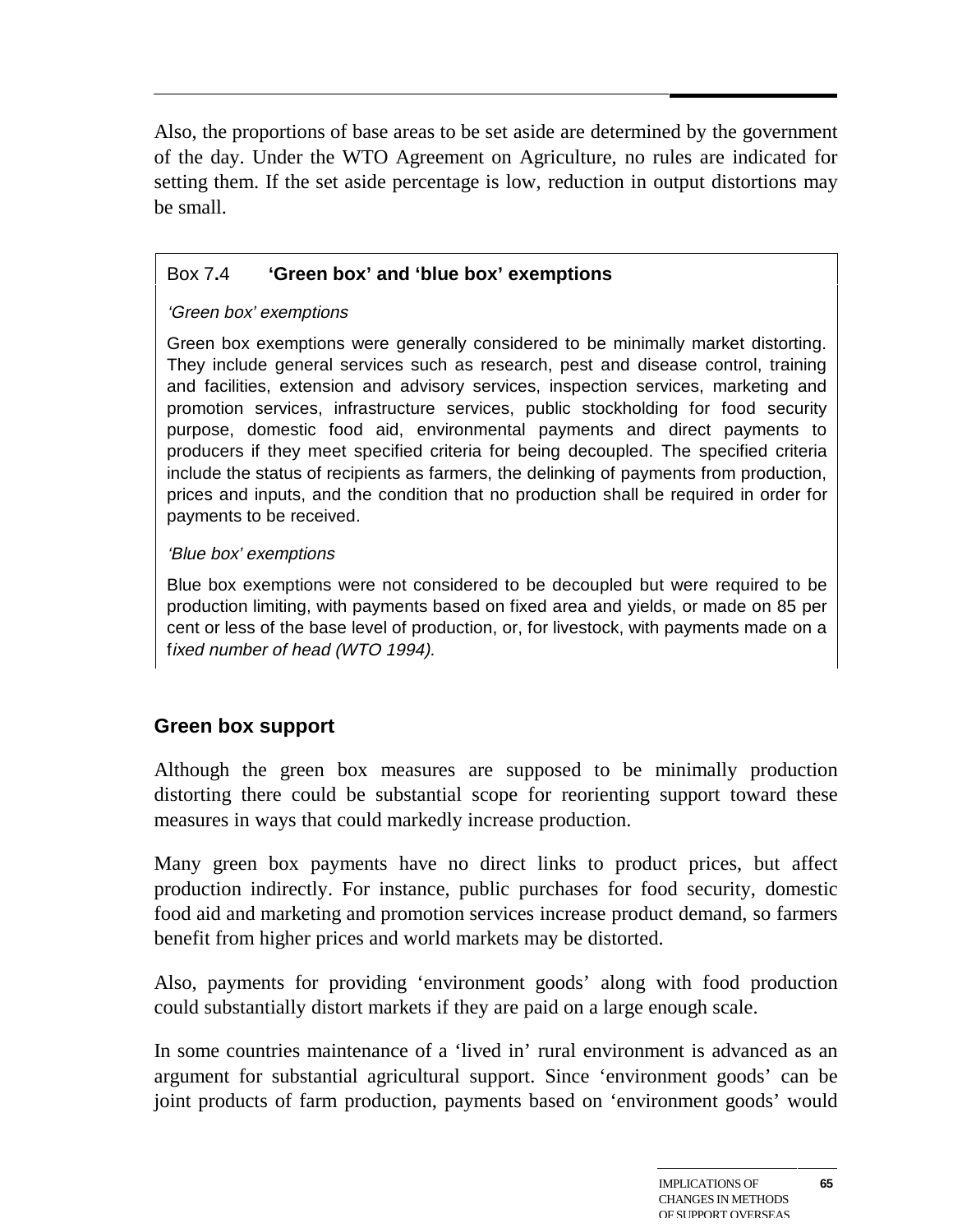Also, the proportions of base areas to be set aside are determined by the government of the day. Under the WTO Agreement on Agriculture, no rules are indicated for setting them. If the set aside percentage is low, reduction in output distortions may be small.

> Box 7.4 **'Green box' and 'blue box' exemptions**
>
> *'Green box' exemptions*
>
> Green box exemptions were generally considered to be minimally market distorting. They include general services such as research, pest and disease control, training and facilities, extension and advisory services, inspection services, marketing and promotion services, infrastructure services, public stockholding for food security purpose, domestic food aid, environmental payments and direct payments to producers if they meet specified criteria for being decoupled. The specified criteria include the status of recipients as farmers, the delinking of payments from production, prices and inputs, and the condition that no production shall be required in order for payments to be received.
>
> *'Blue box' exemptions*
>
> Blue box exemptions were not considered to be decoupled but were required to be production limiting, with payments based on fixed area and yields, or made on 85 per cent or less of the base level of production, or, for livestock, with payments made on a fixed number of head (WTO 1994).

## Green box support

Although the green box measures are supposed to be minimally production distorting there could be substantial scope for reorienting support toward these measures in ways that could markedly increase production.

Many green box payments have no direct links to product prices, but affect production indirectly. For instance, public purchases for food security, domestic food aid and marketing and promotion services increase product demand, so farmers benefit from higher prices and world markets may be distorted.

Also, payments for providing 'environment goods' along with food production could substantially distort markets if they are paid on a large enough scale.

In some countries maintenance of a 'lived in' rural environment is advanced as an argument for substantial agricultural support. Since 'environment goods' can be joint products of farm production, payments based on 'environment goods' would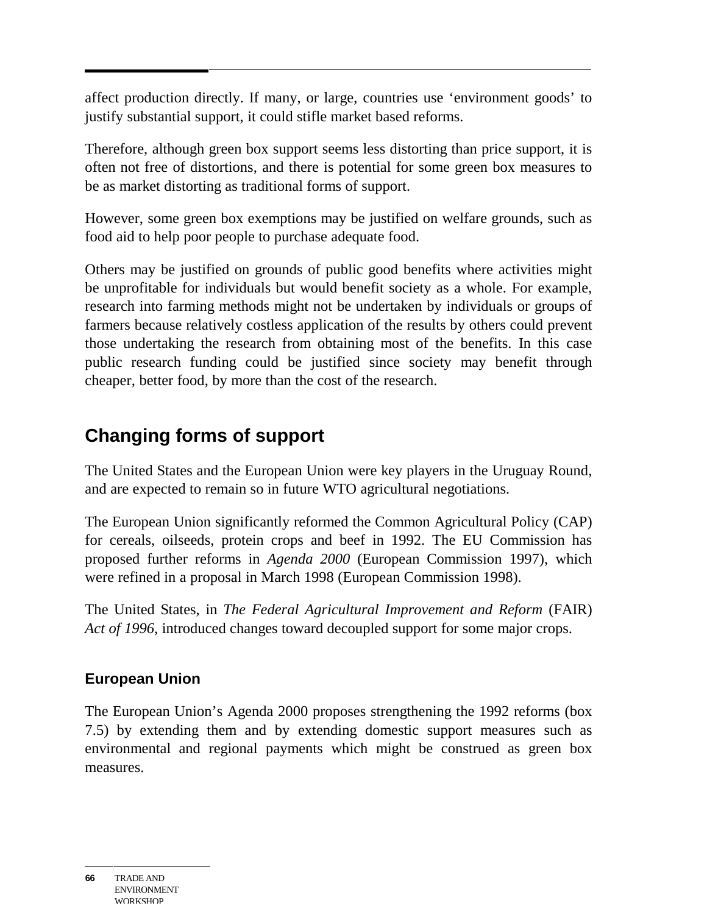affect production directly. If many, or large, countries use 'environment goods' to justify substantial support, it could stifle market based reforms.

Therefore, although green box support seems less distorting than price support, it is often not free of distortions, and there is potential for some green box measures to be as market distorting as traditional forms of support.

However, some green box exemptions may be justified on welfare grounds, such as food aid to help poor people to purchase adequate food.

Others may be justified on grounds of public good benefits where activities might be unprofitable for individuals but would benefit society as a whole. For example, research into farming methods might not be undertaken by individuals or groups of farmers because relatively costless application of the results by others could prevent those undertaking the research from obtaining most of the benefits. In this case public research funding could be justified since society may benefit through cheaper, better food, by more than the cost of the research.

## Changing forms of support

The United States and the European Union were key players in the Uruguay Round, and are expected to remain so in future WTO agricultural negotiations.

The European Union significantly reformed the Common Agricultural Policy (CAP) for cereals, oilseeds, protein crops and beef in 1992. The EU Commission has proposed further reforms in *Agenda 2000* (European Commission 1997), which were refined in a proposal in March 1998 (European Commission 1998).

The United States, in *The Federal Agricultural Improvement and Reform* (FAIR) *Act of 1996*, introduced changes toward decoupled support for some major crops.

### European Union

The European Union's Agenda 2000 proposes strengthening the 1992 reforms (box 7.5) by extending them and by extending domestic support measures such as environmental and regional payments which might be construed as green box measures.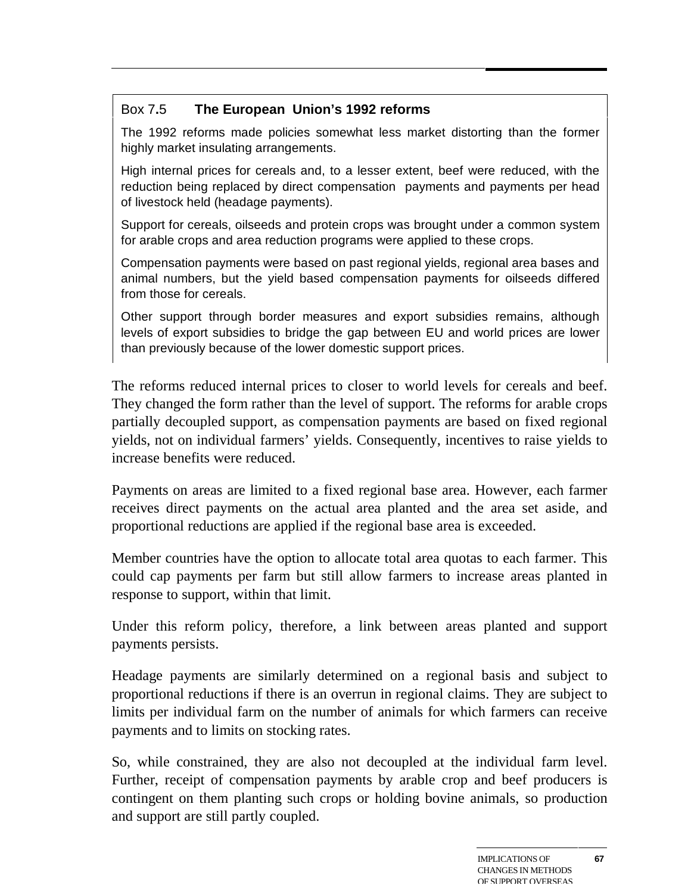**Box 7.5 The European Union's 1992 reforms**

The 1992 reforms made policies somewhat less market distorting than the former highly market insulating arrangements.

High internal prices for cereals and, to a lesser extent, beef were reduced, with the reduction being replaced by direct compensation payments and payments per head of livestock held (headage payments).

Support for cereals, oilseeds and protein crops was brought under a common system for arable crops and area reduction programs were applied to these crops.

Compensation payments were based on past regional yields, regional area bases and animal numbers, but the yield based compensation payments for oilseeds differed from those for cereals.

Other support through border measures and export subsidies remains, although levels of export subsidies to bridge the gap between EU and world prices are lower than previously because of the lower domestic support prices.

The reforms reduced internal prices to closer to world levels for cereals and beef. They changed the form rather than the level of support. The reforms for arable crops partially decoupled support, as compensation payments are based on fixed regional yields, not on individual farmers' yields. Consequently, incentives to raise yields to increase benefits were reduced.

Payments on areas are limited to a fixed regional base area. However, each farmer receives direct payments on the actual area planted and the area set aside, and proportional reductions are applied if the regional base area is exceeded.

Member countries have the option to allocate total area quotas to each farmer. This could cap payments per farm but still allow farmers to increase areas planted in response to support, within that limit.

Under this reform policy, therefore, a link between areas planted and support payments persists.

Headage payments are similarly determined on a regional basis and subject to proportional reductions if there is an overrun in regional claims. They are subject to limits per individual farm on the number of animals for which farmers can receive payments and to limits on stocking rates.

So, while constrained, they are also not decoupled at the individual farm level. Further, receipt of compensation payments by arable crop and beef producers is contingent on them planting such crops or holding bovine animals, so production and support are still partly coupled.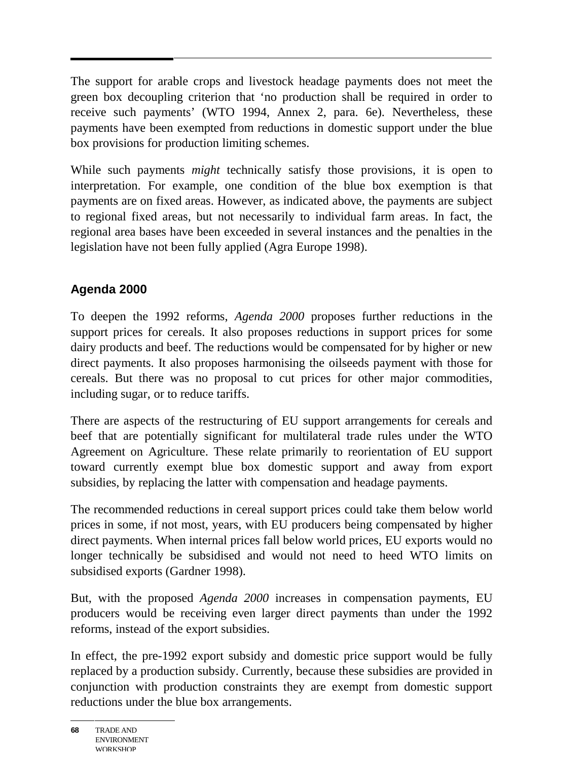The support for arable crops and livestock headage payments does not meet the green box decoupling criterion that 'no production shall be required in order to receive such payments' (WTO 1994, Annex 2, para. 6e). Nevertheless, these payments have been exempted from reductions in domestic support under the blue box provisions for production limiting schemes.

While such payments *might* technically satisfy those provisions, it is open to interpretation. For example, one condition of the blue box exemption is that payments are on fixed areas. However, as indicated above, the payments are subject to regional fixed areas, but not necessarily to individual farm areas. In fact, the regional area bases have been exceeded in several instances and the penalties in the legislation have not been fully applied (Agra Europe 1998).

### Agenda 2000

To deepen the 1992 reforms, *Agenda 2000* proposes further reductions in the support prices for cereals. It also proposes reductions in support prices for some dairy products and beef. The reductions would be compensated for by higher or new direct payments. It also proposes harmonising the oilseeds payment with those for cereals. But there was no proposal to cut prices for other major commodities, including sugar, or to reduce tariffs.

There are aspects of the restructuring of EU support arrangements for cereals and beef that are potentially significant for multilateral trade rules under the WTO Agreement on Agriculture. These relate primarily to reorientation of EU support toward currently exempt blue box domestic support and away from export subsidies, by replacing the latter with compensation and headage payments.

The recommended reductions in cereal support prices could take them below world prices in some, if not most, years, with EU producers being compensated by higher direct payments. When internal prices fall below world prices, EU exports would no longer technically be subsidised and would not need to heed WTO limits on subsidised exports (Gardner 1998).

But, with the proposed *Agenda 2000* increases in compensation payments, EU producers would be receiving even larger direct payments than under the 1992 reforms, instead of the export subsidies.

In effect, the pre-1992 export subsidy and domestic price support would be fully replaced by a production subsidy. Currently, because these subsidies are provided in conjunction with production constraints they are exempt from domestic support reductions under the blue box arrangements.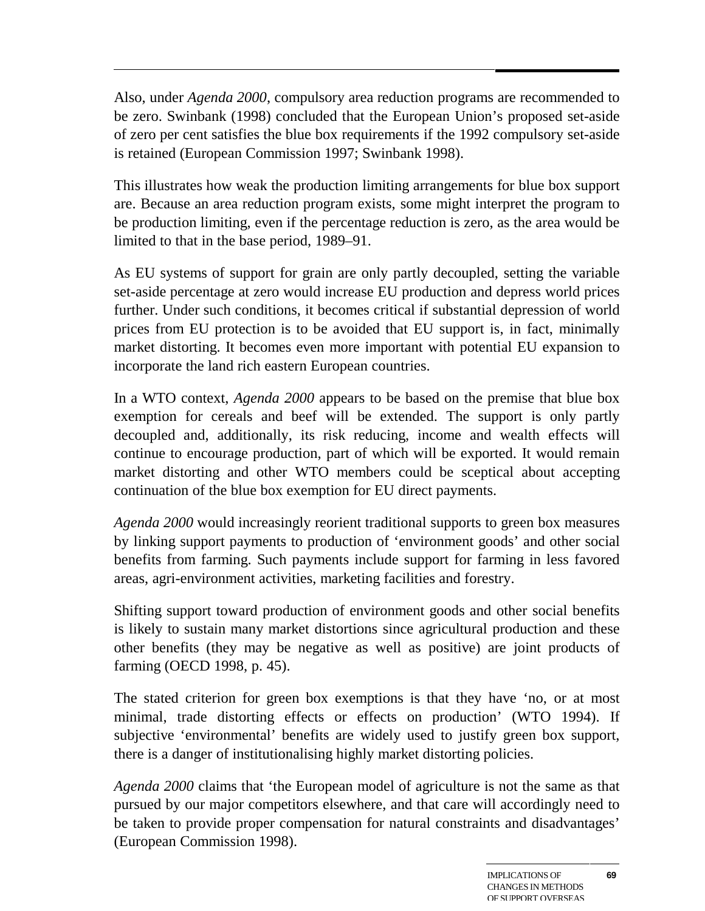Also, under *Agenda 2000*, compulsory area reduction programs are recommended to be zero. Swinbank (1998) concluded that the European Union's proposed set-aside of zero per cent satisfies the blue box requirements if the 1992 compulsory set-aside is retained (European Commission 1997; Swinbank 1998).

This illustrates how weak the production limiting arrangements for blue box support are. Because an area reduction program exists, some might interpret the program to be production limiting, even if the percentage reduction is zero, as the area would be limited to that in the base period, 1989–91.

As EU systems of support for grain are only partly decoupled, setting the variable set-aside percentage at zero would increase EU production and depress world prices further. Under such conditions, it becomes critical if substantial depression of world prices from EU protection is to be avoided that EU support is, in fact, minimally market distorting. It becomes even more important with potential EU expansion to incorporate the land rich eastern European countries.

In a WTO context, *Agenda 2000* appears to be based on the premise that blue box exemption for cereals and beef will be extended. The support is only partly decoupled and, additionally, its risk reducing, income and wealth effects will continue to encourage production, part of which will be exported. It would remain market distorting and other WTO members could be sceptical about accepting continuation of the blue box exemption for EU direct payments.

*Agenda 2000* would increasingly reorient traditional supports to green box measures by linking support payments to production of 'environment goods' and other social benefits from farming. Such payments include support for farming in less favored areas, agri-environment activities, marketing facilities and forestry.

Shifting support toward production of environment goods and other social benefits is likely to sustain many market distortions since agricultural production and these other benefits (they may be negative as well as positive) are joint products of farming (OECD 1998, p. 45).

The stated criterion for green box exemptions is that they have 'no, or at most minimal, trade distorting effects or effects on production' (WTO 1994). If subjective 'environmental' benefits are widely used to justify green box support, there is a danger of institutionalising highly market distorting policies.

*Agenda 2000* claims that 'the European model of agriculture is not the same as that pursued by our major competitors elsewhere, and that care will accordingly need to be taken to provide proper compensation for natural constraints and disadvantages' (European Commission 1998).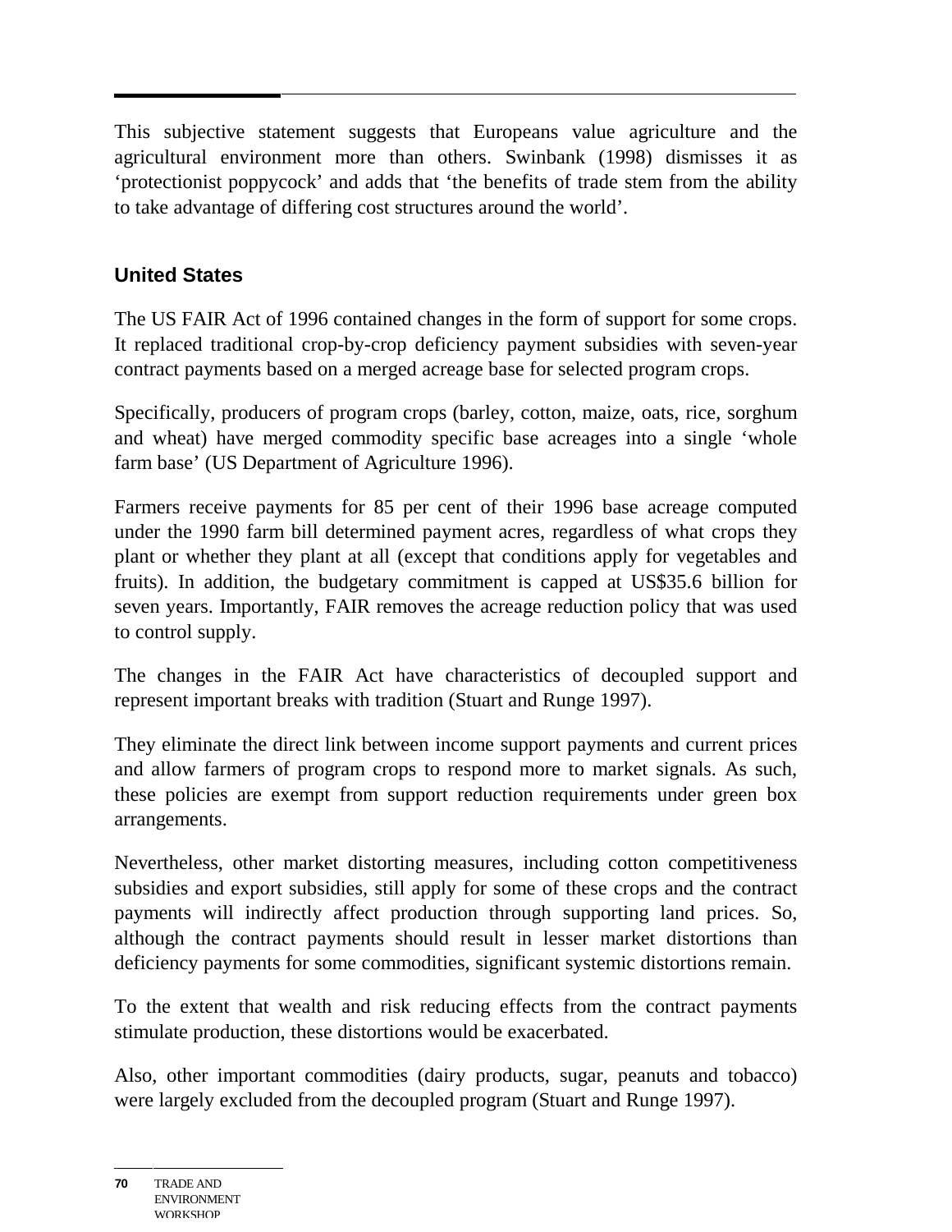This subjective statement suggests that Europeans value agriculture and the agricultural environment more than others. Swinbank (1998) dismisses it as ‘protectionist poppycock’ and adds that ‘the benefits of trade stem from the ability to take advantage of differing cost structures around the world’.

### United States

The US FAIR Act of 1996 contained changes in the form of support for some crops. It replaced traditional crop-by-crop deficiency payment subsidies with seven-year contract payments based on a merged acreage base for selected program crops.

Specifically, producers of program crops (barley, cotton, maize, oats, rice, sorghum and wheat) have merged commodity specific base acreages into a single ‘whole farm base’ (US Department of Agriculture 1996).

Farmers receive payments for 85 per cent of their 1996 base acreage computed under the 1990 farm bill determined payment acres, regardless of what crops they plant or whether they plant at all (except that conditions apply for vegetables and fruits). In addition, the budgetary commitment is capped at US$35.6 billion for seven years. Importantly, FAIR removes the acreage reduction policy that was used to control supply.

The changes in the FAIR Act have characteristics of decoupled support and represent important breaks with tradition (Stuart and Runge 1997).

They eliminate the direct link between income support payments and current prices and allow farmers of program crops to respond more to market signals. As such, these policies are exempt from support reduction requirements under green box arrangements.

Nevertheless, other market distorting measures, including cotton competitiveness subsidies and export subsidies, still apply for some of these crops and the contract payments will indirectly affect production through supporting land prices. So, although the contract payments should result in lesser market distortions than deficiency payments for some commodities, significant systemic distortions remain.

To the extent that wealth and risk reducing effects from the contract payments stimulate production, these distortions would be exacerbated.

Also, other important commodities (dairy products, sugar, peanuts and tobacco) were largely excluded from the decoupled program (Stuart and Runge 1997).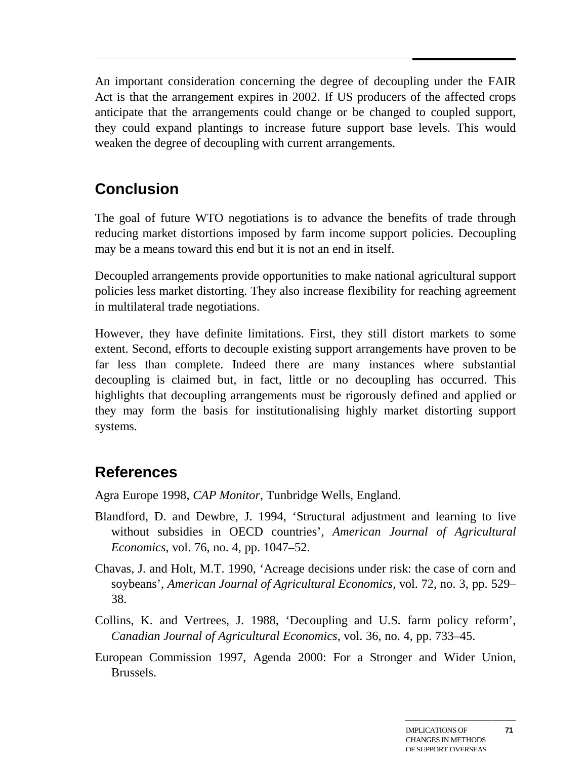An important consideration concerning the degree of decoupling under the FAIR Act is that the arrangement expires in 2002. If US producers of the affected crops anticipate that the arrangements could change or be changed to coupled support, they could expand plantings to increase future support base levels. This would weaken the degree of decoupling with current arrangements.

## Conclusion

The goal of future WTO negotiations is to advance the benefits of trade through reducing market distortions imposed by farm income support policies. Decoupling may be a means toward this end but it is not an end in itself.

Decoupled arrangements provide opportunities to make national agricultural support policies less market distorting. They also increase flexibility for reaching agreement in multilateral trade negotiations.

However, they have definite limitations. First, they still distort markets to some extent. Second, efforts to decouple existing support arrangements have proven to be far less than complete. Indeed there are many instances where substantial decoupling is claimed but, in fact, little or no decoupling has occurred. This highlights that decoupling arrangements must be rigorously defined and applied or they may form the basis for institutionalising highly market distorting support systems.

## References

Agra Europe 1998, *CAP Monitor*, Tunbridge Wells, England.

Blandford, D. and Dewbre, J. 1994, 'Structural adjustment and learning to live without subsidies in OECD countries', *American Journal of Agricultural Economics*, vol. 76, no. 4, pp. 1047–52.

Chavas, J. and Holt, M.T. 1990, 'Acreage decisions under risk: the case of corn and soybeans', *American Journal of Agricultural Economics*, vol. 72, no. 3, pp. 529–38.

Collins, K. and Vertrees, J. 1988, 'Decoupling and U.S. farm policy reform', *Canadian Journal of Agricultural Economics*, vol. 36, no. 4, pp. 733–45.

European Commission 1997, Agenda 2000: For a Stronger and Wider Union, Brussels.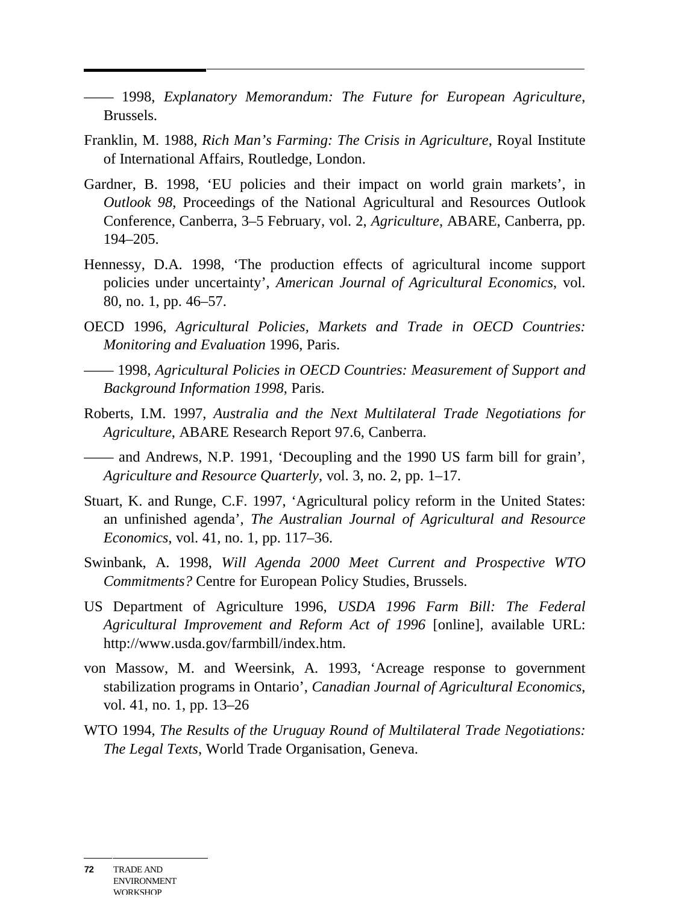—— 1998, *Explanatory Memorandum: The Future for European Agriculture*, Brussels.

Franklin, M. 1988, *Rich Man's Farming: The Crisis in Agriculture*, Royal Institute of International Affairs, Routledge, London.

Gardner, B. 1998, 'EU policies and their impact on world grain markets', in *Outlook 98*, Proceedings of the National Agricultural and Resources Outlook Conference, Canberra, 3–5 February, vol. 2, *Agriculture*, ABARE, Canberra, pp. 194–205.

Hennessy, D.A. 1998, 'The production effects of agricultural income support policies under uncertainty', *American Journal of Agricultural Economics*, vol. 80, no. 1, pp. 46–57.

OECD 1996, *Agricultural Policies, Markets and Trade in OECD Countries: Monitoring and Evaluation* 1996, Paris.

—— 1998, *Agricultural Policies in OECD Countries: Measurement of Support and Background Information 1998*, Paris.

Roberts, I.M. 1997, *Australia and the Next Multilateral Trade Negotiations for Agriculture*, ABARE Research Report 97.6, Canberra.

—— and Andrews, N.P. 1991, 'Decoupling and the 1990 US farm bill for grain', *Agriculture and Resource Quarterly*, vol. 3, no. 2, pp. 1–17.

Stuart, K. and Runge, C.F. 1997, 'Agricultural policy reform in the United States: an unfinished agenda', *The Australian Journal of Agricultural and Resource Economics*, vol. 41, no. 1, pp. 117–36.

Swinbank, A. 1998, *Will Agenda 2000 Meet Current and Prospective WTO Commitments?* Centre for European Policy Studies, Brussels.

US Department of Agriculture 1996, *USDA 1996 Farm Bill: The Federal Agricultural Improvement and Reform Act of 1996* [online], available URL: http://www.usda.gov/farmbill/index.htm.

von Massow, M. and Weersink, A. 1993, 'Acreage response to government stabilization programs in Ontario', *Canadian Journal of Agricultural Economics*, vol. 41, no. 1, pp. 13–26

WTO 1994, *The Results of the Uruguay Round of Multilateral Trade Negotiations: The Legal Texts*, World Trade Organisation, Geneva.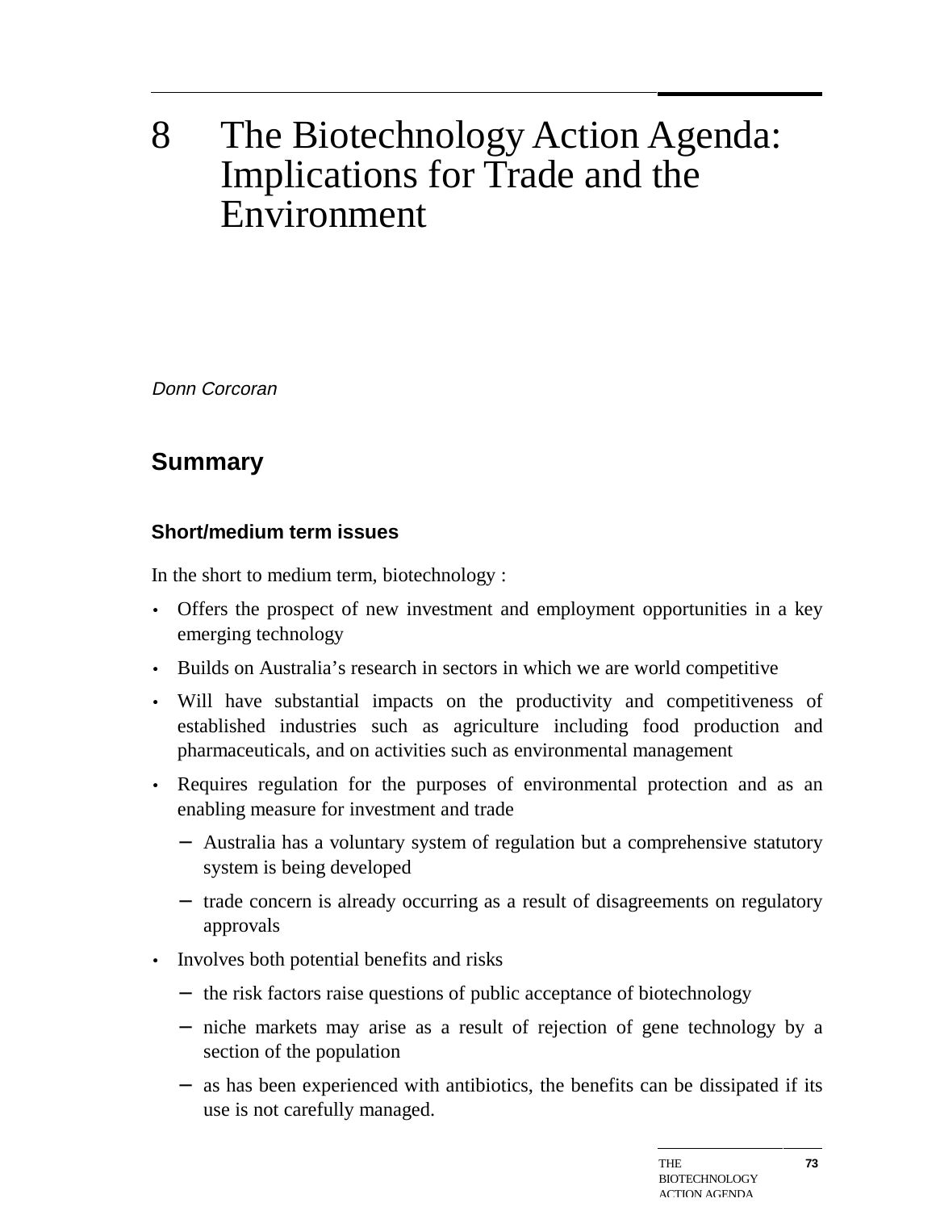# 8 The Biotechnology Action Agenda: Implications for Trade and the Environment

*Donn Corcoran*

## Summary

### Short/medium term issues

In the short to medium term, biotechnology :

- Offers the prospect of new investment and employment opportunities in a key emerging technology
- Builds on Australia's research in sectors in which we are world competitive
- Will have substantial impacts on the productivity and competitiveness of established industries such as agriculture including food production and pharmaceuticals, and on activities such as environmental management
- Requires regulation for the purposes of environmental protection and as an enabling measure for investment and trade
  - Australia has a voluntary system of regulation but a comprehensive statutory system is being developed
  - trade concern is already occurring as a result of disagreements on regulatory approvals
- Involves both potential benefits and risks
  - the risk factors raise questions of public acceptance of biotechnology
  - niche markets may arise as a result of rejection of gene technology by a section of the population
  - as has been experienced with antibiotics, the benefits can be dissipated if its use is not carefully managed.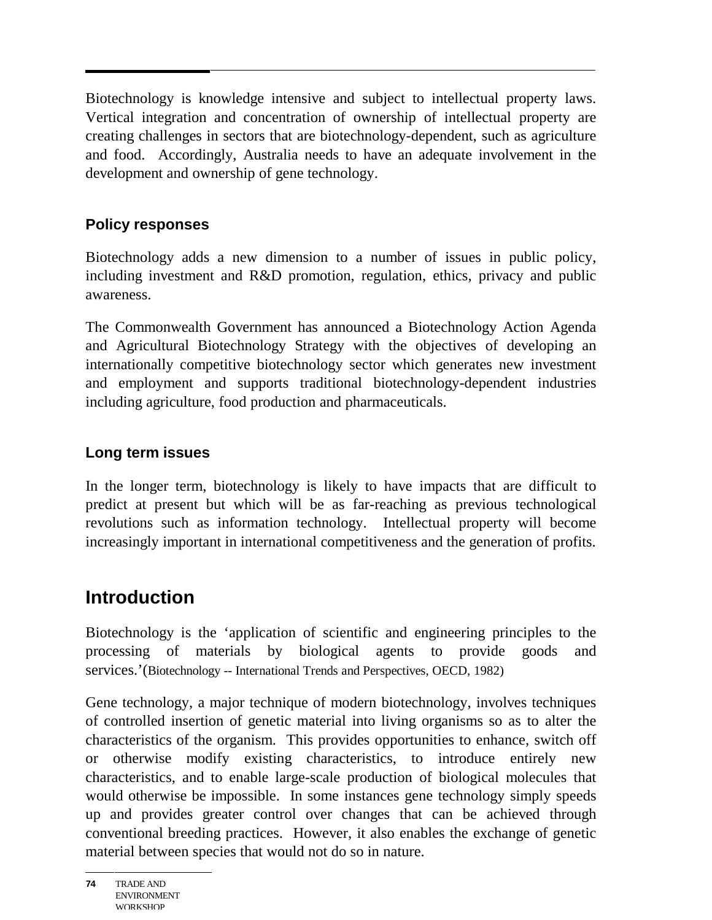Biotechnology is knowledge intensive and subject to intellectual property laws. Vertical integration and concentration of ownership of intellectual property are creating challenges in sectors that are biotechnology-dependent, such as agriculture and food. Accordingly, Australia needs to have an adequate involvement in the development and ownership of gene technology.

### Policy responses

Biotechnology adds a new dimension to a number of issues in public policy, including investment and R&D promotion, regulation, ethics, privacy and public awareness.

The Commonwealth Government has announced a Biotechnology Action Agenda and Agricultural Biotechnology Strategy with the objectives of developing an internationally competitive biotechnology sector which generates new investment and employment and supports traditional biotechnology-dependent industries including agriculture, food production and pharmaceuticals.

### Long term issues

In the longer term, biotechnology is likely to have impacts that are difficult to predict at present but which will be as far-reaching as previous technological revolutions such as information technology. Intellectual property will become increasingly important in international competitiveness and the generation of profits.

## Introduction

Biotechnology is the 'application of scientific and engineering principles to the processing of materials by biological agents to provide goods and services.'(Biotechnology -- International Trends and Perspectives, OECD, 1982)

Gene technology, a major technique of modern biotechnology, involves techniques of controlled insertion of genetic material into living organisms so as to alter the characteristics of the organism. This provides opportunities to enhance, switch off or otherwise modify existing characteristics, to introduce entirely new characteristics, and to enable large-scale production of biological molecules that would otherwise be impossible. In some instances gene technology simply speeds up and provides greater control over changes that can be achieved through conventional breeding practices. However, it also enables the exchange of genetic material between species that would not do so in nature.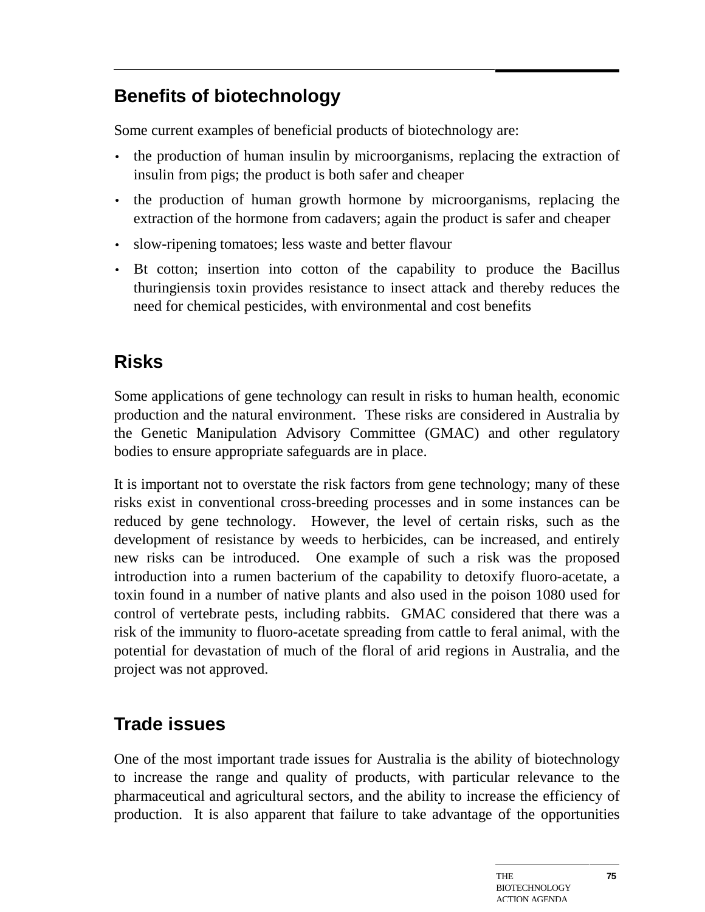## Benefits of biotechnology

Some current examples of beneficial products of biotechnology are:

- the production of human insulin by microorganisms, replacing the extraction of insulin from pigs; the product is both safer and cheaper
- the production of human growth hormone by microorganisms, replacing the extraction of the hormone from cadavers; again the product is safer and cheaper
- slow-ripening tomatoes; less waste and better flavour
- Bt cotton; insertion into cotton of the capability to produce the Bacillus thuringiensis toxin provides resistance to insect attack and thereby reduces the need for chemical pesticides, with environmental and cost benefits

## Risks

Some applications of gene technology can result in risks to human health, economic production and the natural environment. These risks are considered in Australia by the Genetic Manipulation Advisory Committee (GMAC) and other regulatory bodies to ensure appropriate safeguards are in place.

It is important not to overstate the risk factors from gene technology; many of these risks exist in conventional cross-breeding processes and in some instances can be reduced by gene technology. However, the level of certain risks, such as the development of resistance by weeds to herbicides, can be increased, and entirely new risks can be introduced. One example of such a risk was the proposed introduction into a rumen bacterium of the capability to detoxify fluoro-acetate, a toxin found in a number of native plants and also used in the poison 1080 used for control of vertebrate pests, including rabbits. GMAC considered that there was a risk of the immunity to fluoro-acetate spreading from cattle to feral animal, with the potential for devastation of much of the floral of arid regions in Australia, and the project was not approved.

## Trade issues

One of the most important trade issues for Australia is the ability of biotechnology to increase the range and quality of products, with particular relevance to the pharmaceutical and agricultural sectors, and the ability to increase the efficiency of production. It is also apparent that failure to take advantage of the opportunities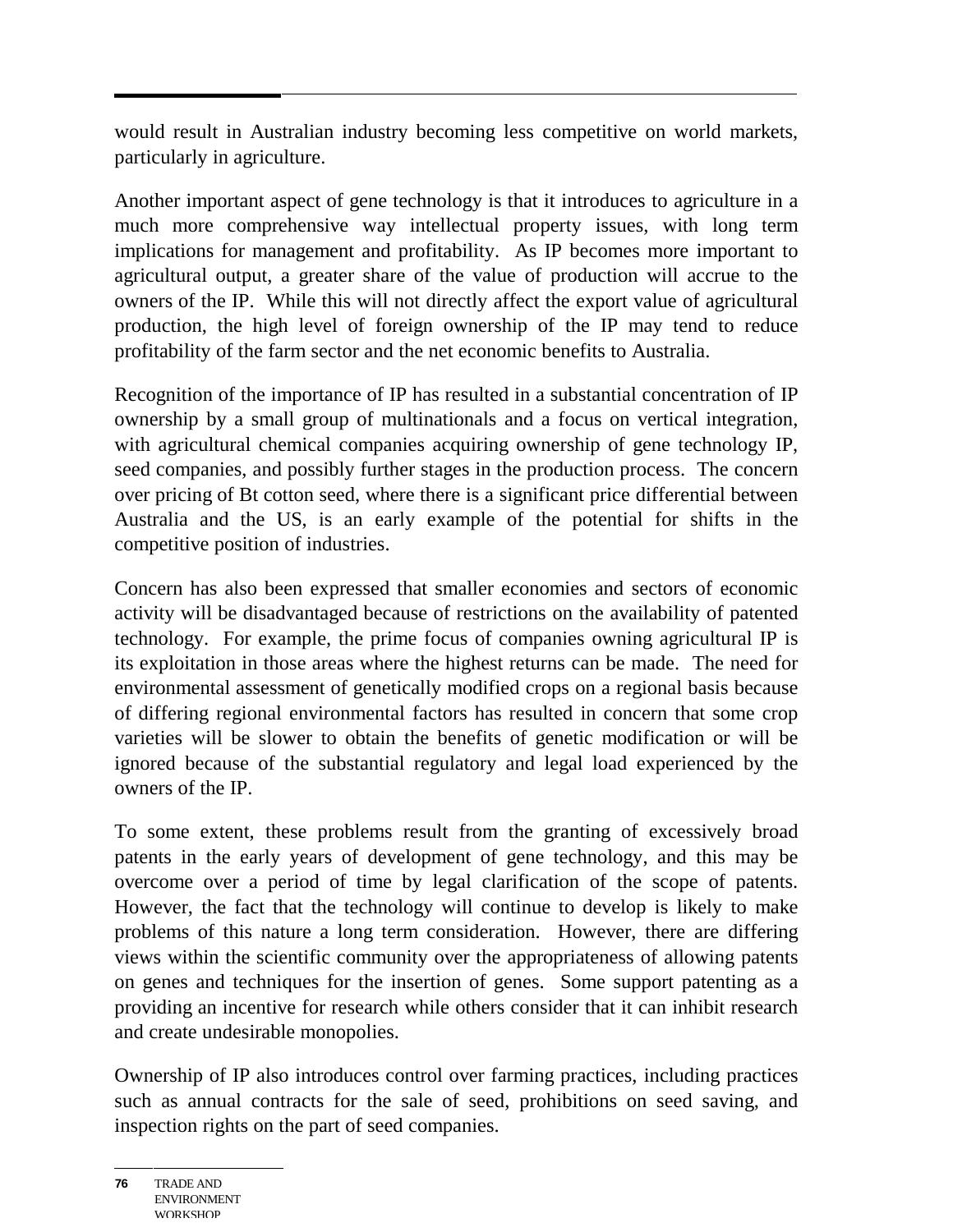would result in Australian industry becoming less competitive on world markets, particularly in agriculture.

Another important aspect of gene technology is that it introduces to agriculture in a much more comprehensive way intellectual property issues, with long term implications for management and profitability. As IP becomes more important to agricultural output, a greater share of the value of production will accrue to the owners of the IP. While this will not directly affect the export value of agricultural production, the high level of foreign ownership of the IP may tend to reduce profitability of the farm sector and the net economic benefits to Australia.

Recognition of the importance of IP has resulted in a substantial concentration of IP ownership by a small group of multinationals and a focus on vertical integration, with agricultural chemical companies acquiring ownership of gene technology IP, seed companies, and possibly further stages in the production process. The concern over pricing of Bt cotton seed, where there is a significant price differential between Australia and the US, is an early example of the potential for shifts in the competitive position of industries.

Concern has also been expressed that smaller economies and sectors of economic activity will be disadvantaged because of restrictions on the availability of patented technology. For example, the prime focus of companies owning agricultural IP is its exploitation in those areas where the highest returns can be made. The need for environmental assessment of genetically modified crops on a regional basis because of differing regional environmental factors has resulted in concern that some crop varieties will be slower to obtain the benefits of genetic modification or will be ignored because of the substantial regulatory and legal load experienced by the owners of the IP.

To some extent, these problems result from the granting of excessively broad patents in the early years of development of gene technology, and this may be overcome over a period of time by legal clarification of the scope of patents. However, the fact that the technology will continue to develop is likely to make problems of this nature a long term consideration. However, there are differing views within the scientific community over the appropriateness of allowing patents on genes and techniques for the insertion of genes. Some support patenting as a providing an incentive for research while others consider that it can inhibit research and create undesirable monopolies.

Ownership of IP also introduces control over farming practices, including practices such as annual contracts for the sale of seed, prohibitions on seed saving, and inspection rights on the part of seed companies.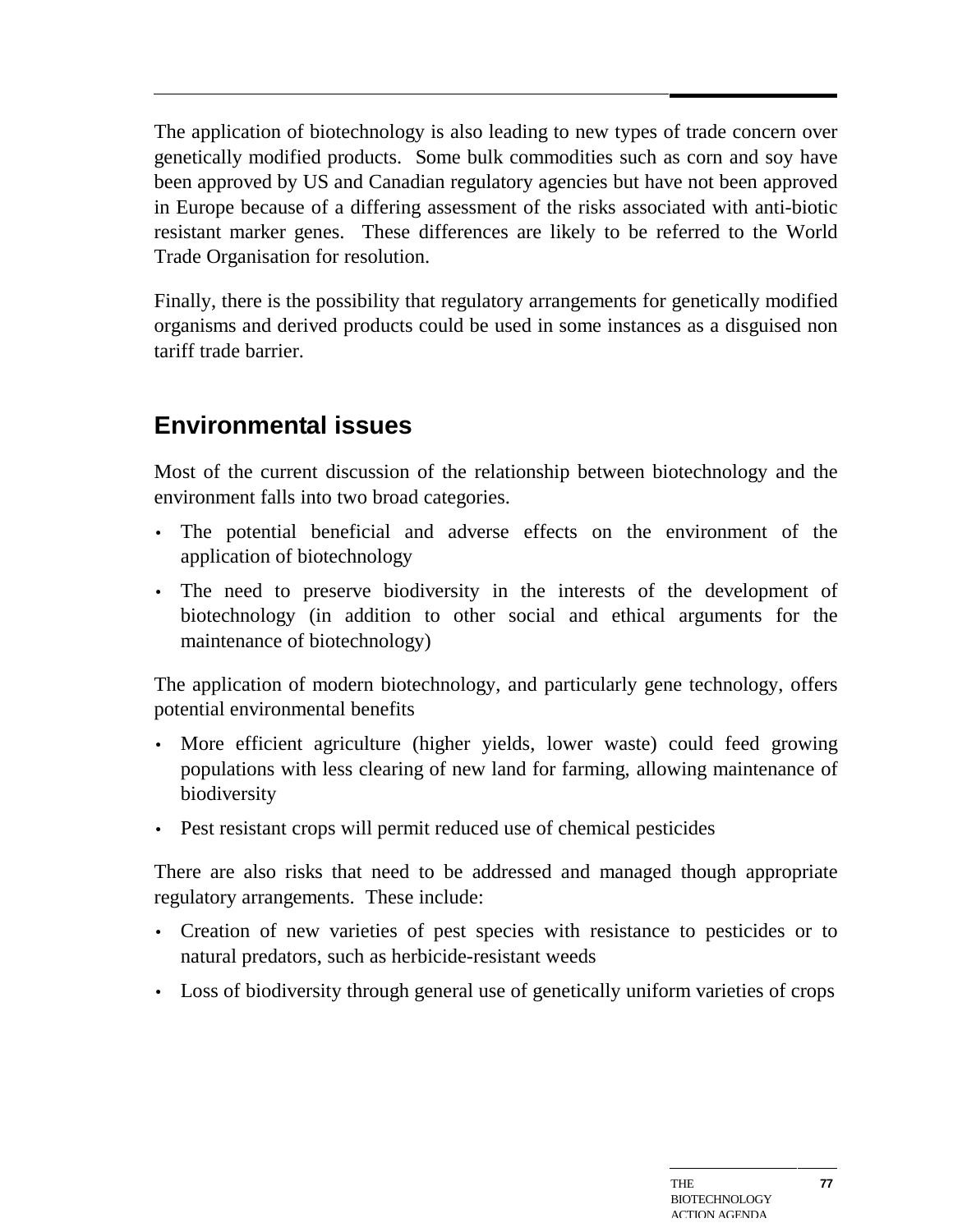The application of biotechnology is also leading to new types of trade concern over genetically modified products. Some bulk commodities such as corn and soy have been approved by US and Canadian regulatory agencies but have not been approved in Europe because of a differing assessment of the risks associated with anti-biotic resistant marker genes. These differences are likely to be referred to the World Trade Organisation for resolution.

Finally, there is the possibility that regulatory arrangements for genetically modified organisms and derived products could be used in some instances as a disguised non tariff trade barrier.

## Environmental issues

Most of the current discussion of the relationship between biotechnology and the environment falls into two broad categories.

- The potential beneficial and adverse effects on the environment of the application of biotechnology
- The need to preserve biodiversity in the interests of the development of biotechnology (in addition to other social and ethical arguments for the maintenance of biotechnology)

The application of modern biotechnology, and particularly gene technology, offers potential environmental benefits

- More efficient agriculture (higher yields, lower waste) could feed growing populations with less clearing of new land for farming, allowing maintenance of biodiversity
- Pest resistant crops will permit reduced use of chemical pesticides

There are also risks that need to be addressed and managed though appropriate regulatory arrangements. These include:

- Creation of new varieties of pest species with resistance to pesticides or to natural predators, such as herbicide-resistant weeds
- Loss of biodiversity through general use of genetically uniform varieties of crops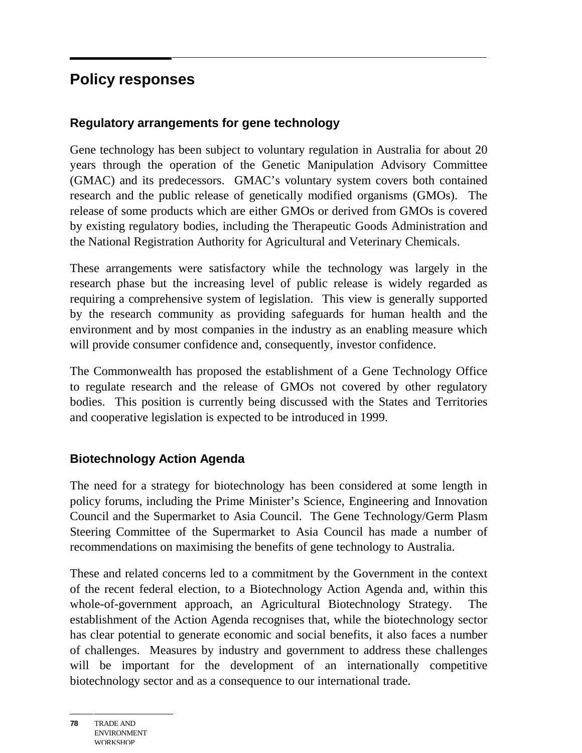## Policy responses

### Regulatory arrangements for gene technology

Gene technology has been subject to voluntary regulation in Australia for about 20 years through the operation of the Genetic Manipulation Advisory Committee (GMAC) and its predecessors. GMAC's voluntary system covers both contained research and the public release of genetically modified organisms (GMOs). The release of some products which are either GMOs or derived from GMOs is covered by existing regulatory bodies, including the Therapeutic Goods Administration and the National Registration Authority for Agricultural and Veterinary Chemicals.

These arrangements were satisfactory while the technology was largely in the research phase but the increasing level of public release is widely regarded as requiring a comprehensive system of legislation. This view is generally supported by the research community as providing safeguards for human health and the environment and by most companies in the industry as an enabling measure which will provide consumer confidence and, consequently, investor confidence.

The Commonwealth has proposed the establishment of a Gene Technology Office to regulate research and the release of GMOs not covered by other regulatory bodies. This position is currently being discussed with the States and Territories and cooperative legislation is expected to be introduced in 1999.

### Biotechnology Action Agenda

The need for a strategy for biotechnology has been considered at some length in policy forums, including the Prime Minister's Science, Engineering and Innovation Council and the Supermarket to Asia Council. The Gene Technology/Germ Plasm Steering Committee of the Supermarket to Asia Council has made a number of recommendations on maximising the benefits of gene technology to Australia.

These and related concerns led to a commitment by the Government in the context of the recent federal election, to a Biotechnology Action Agenda and, within this whole-of-government approach, an Agricultural Biotechnology Strategy. The establishment of the Action Agenda recognises that, while the biotechnology sector has clear potential to generate economic and social benefits, it also faces a number of challenges. Measures by industry and government to address these challenges will be important for the development of an internationally competitive biotechnology sector and as a consequence to our international trade.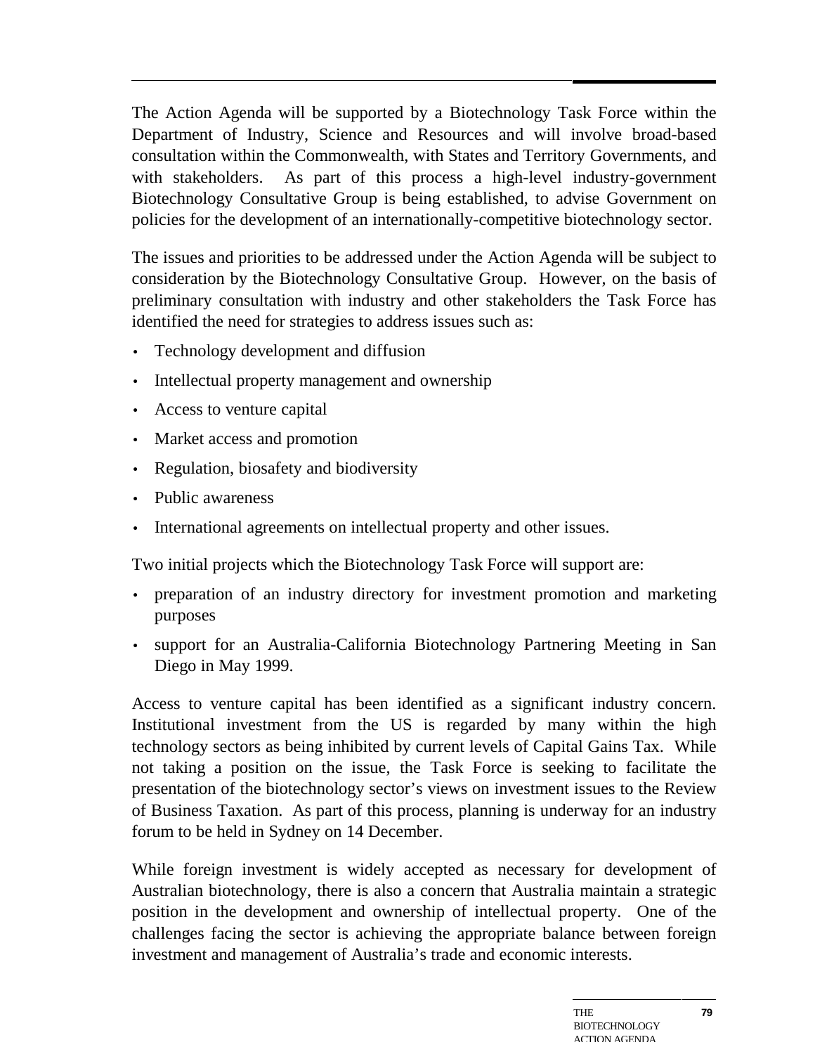The Action Agenda will be supported by a Biotechnology Task Force within the Department of Industry, Science and Resources and will involve broad-based consultation within the Commonwealth, with States and Territory Governments, and with stakeholders. As part of this process a high-level industry-government Biotechnology Consultative Group is being established, to advise Government on policies for the development of an internationally-competitive biotechnology sector.

The issues and priorities to be addressed under the Action Agenda will be subject to consideration by the Biotechnology Consultative Group. However, on the basis of preliminary consultation with industry and other stakeholders the Task Force has identified the need for strategies to address issues such as:

- Technology development and diffusion
- Intellectual property management and ownership
- Access to venture capital
- Market access and promotion
- Regulation, biosafety and biodiversity
- Public awareness
- International agreements on intellectual property and other issues.

Two initial projects which the Biotechnology Task Force will support are:

- preparation of an industry directory for investment promotion and marketing purposes
- support for an Australia-California Biotechnology Partnering Meeting in San Diego in May 1999.

Access to venture capital has been identified as a significant industry concern. Institutional investment from the US is regarded by many within the high technology sectors as being inhibited by current levels of Capital Gains Tax. While not taking a position on the issue, the Task Force is seeking to facilitate the presentation of the biotechnology sector's views on investment issues to the Review of Business Taxation. As part of this process, planning is underway for an industry forum to be held in Sydney on 14 December.

While foreign investment is widely accepted as necessary for development of Australian biotechnology, there is also a concern that Australia maintain a strategic position in the development and ownership of intellectual property. One of the challenges facing the sector is achieving the appropriate balance between foreign investment and management of Australia's trade and economic interests.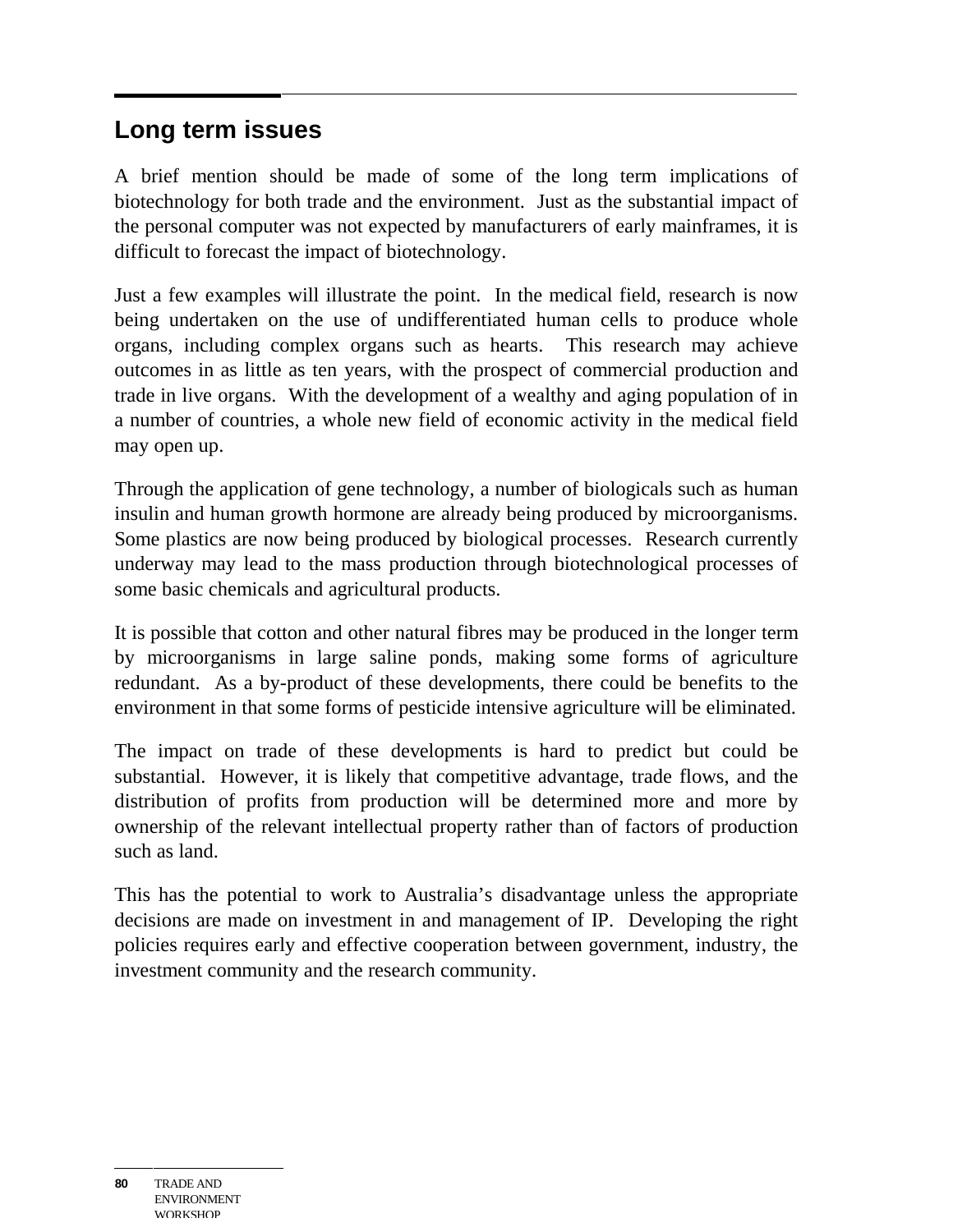## Long term issues

A brief mention should be made of some of the long term implications of biotechnology for both trade and the environment. Just as the substantial impact of the personal computer was not expected by manufacturers of early mainframes, it is difficult to forecast the impact of biotechnology.

Just a few examples will illustrate the point. In the medical field, research is now being undertaken on the use of undifferentiated human cells to produce whole organs, including complex organs such as hearts. This research may achieve outcomes in as little as ten years, with the prospect of commercial production and trade in live organs. With the development of a wealthy and aging population of in a number of countries, a whole new field of economic activity in the medical field may open up.

Through the application of gene technology, a number of biologicals such as human insulin and human growth hormone are already being produced by microorganisms. Some plastics are now being produced by biological processes. Research currently underway may lead to the mass production through biotechnological processes of some basic chemicals and agricultural products.

It is possible that cotton and other natural fibres may be produced in the longer term by microorganisms in large saline ponds, making some forms of agriculture redundant. As a by-product of these developments, there could be benefits to the environment in that some forms of pesticide intensive agriculture will be eliminated.

The impact on trade of these developments is hard to predict but could be substantial. However, it is likely that competitive advantage, trade flows, and the distribution of profits from production will be determined more and more by ownership of the relevant intellectual property rather than of factors of production such as land.

This has the potential to work to Australia's disadvantage unless the appropriate decisions are made on investment in and management of IP. Developing the right policies requires early and effective cooperation between government, industry, the investment community and the research community.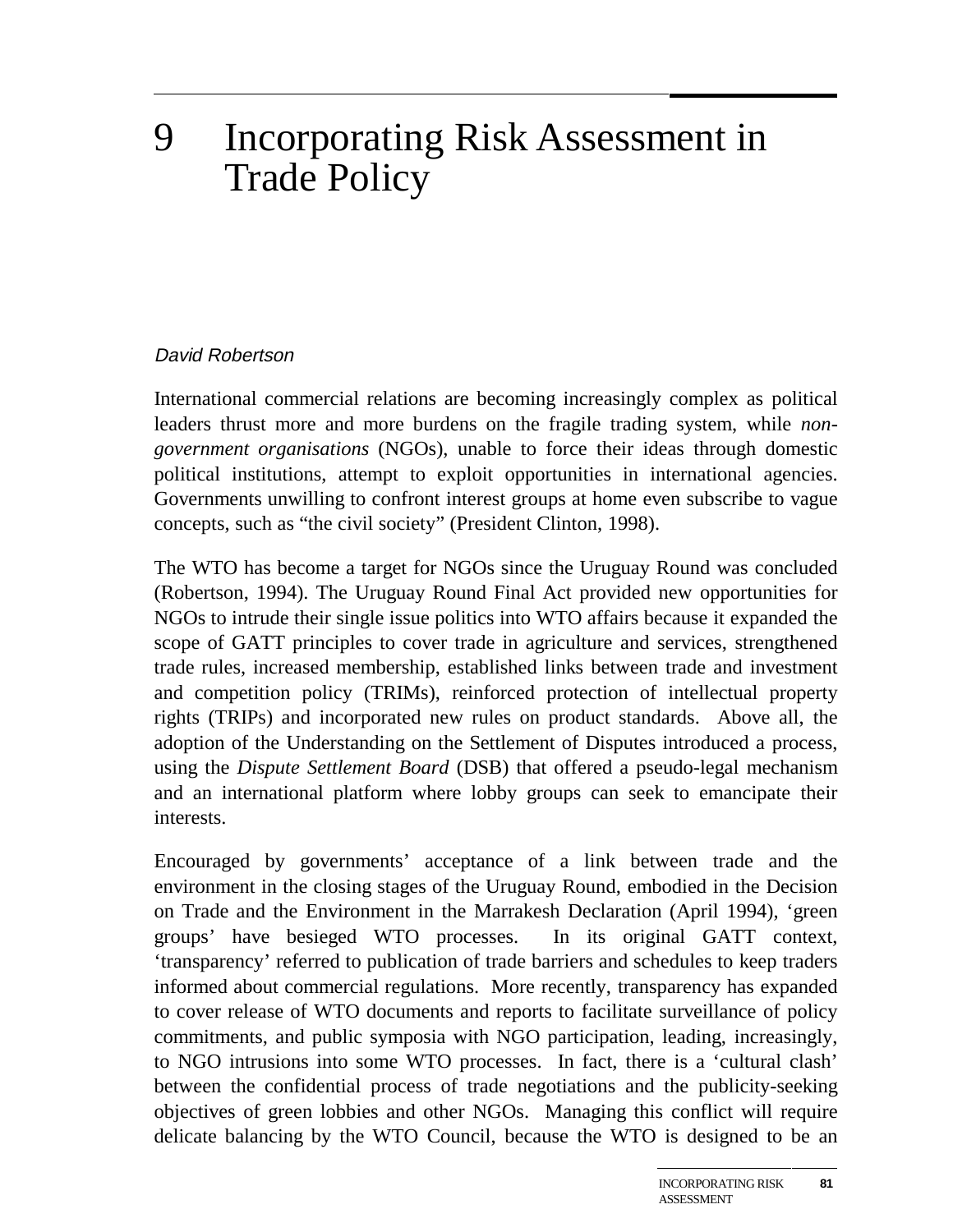# 9 Incorporating Risk Assessment in Trade Policy

*David Robertson*

International commercial relations are becoming increasingly complex as political leaders thrust more and more burdens on the fragile trading system, while *non-government organisations* (NGOs), unable to force their ideas through domestic political institutions, attempt to exploit opportunities in international agencies. Governments unwilling to confront interest groups at home even subscribe to vague concepts, such as "the civil society" (President Clinton, 1998).

The WTO has become a target for NGOs since the Uruguay Round was concluded (Robertson, 1994). The Uruguay Round Final Act provided new opportunities for NGOs to intrude their single issue politics into WTO affairs because it expanded the scope of GATT principles to cover trade in agriculture and services, strengthened trade rules, increased membership, established links between trade and investment and competition policy (TRIMs), reinforced protection of intellectual property rights (TRIPs) and incorporated new rules on product standards. Above all, the adoption of the Understanding on the Settlement of Disputes introduced a process, using the *Dispute Settlement Board* (DSB) that offered a pseudo-legal mechanism and an international platform where lobby groups can seek to emancipate their interests.

Encouraged by governments' acceptance of a link between trade and the environment in the closing stages of the Uruguay Round, embodied in the Decision on Trade and the Environment in the Marrakesh Declaration (April 1994), 'green groups' have besieged WTO processes. In its original GATT context, 'transparency' referred to publication of trade barriers and schedules to keep traders informed about commercial regulations. More recently, transparency has expanded to cover release of WTO documents and reports to facilitate surveillance of policy commitments, and public symposia with NGO participation, leading, increasingly, to NGO intrusions into some WTO processes. In fact, there is a 'cultural clash' between the confidential process of trade negotiations and the publicity-seeking objectives of green lobbies and other NGOs. Managing this conflict will require delicate balancing by the WTO Council, because the WTO is designed to be an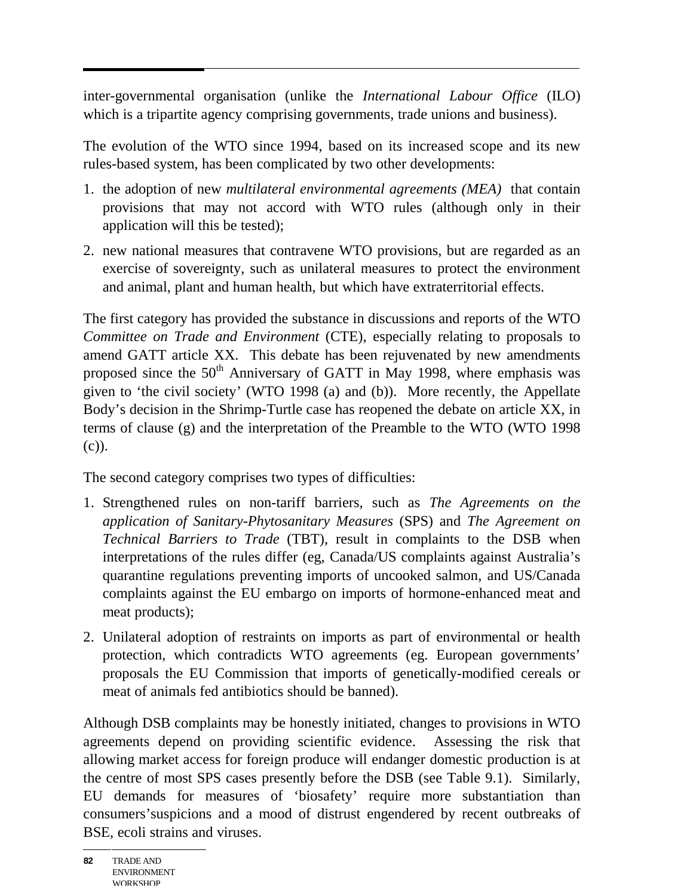inter-governmental organisation (unlike the *International Labour Office* (ILO) which is a tripartite agency comprising governments, trade unions and business).

The evolution of the WTO since 1994, based on its increased scope and its new rules-based system, has been complicated by two other developments:

1. the adoption of new *multilateral environmental agreements (MEA)* that contain provisions that may not accord with WTO rules (although only in their application will this be tested);
2. new national measures that contravene WTO provisions, but are regarded as an exercise of sovereignty, such as unilateral measures to protect the environment and animal, plant and human health, but which have extraterritorial effects.

The first category has provided the substance in discussions and reports of the WTO *Committee on Trade and Environment* (CTE), especially relating to proposals to amend GATT article XX. This debate has been rejuvenated by new amendments proposed since the 50th Anniversary of GATT in May 1998, where emphasis was given to 'the civil society' (WTO 1998 (a) and (b)). More recently, the Appellate Body's decision in the Shrimp-Turtle case has reopened the debate on article XX, in terms of clause (g) and the interpretation of the Preamble to the WTO (WTO 1998 (c)).

The second category comprises two types of difficulties:

1. Strengthened rules on non-tariff barriers, such as *The Agreements on the application of Sanitary-Phytosanitary Measures* (SPS) and *The Agreement on Technical Barriers to Trade* (TBT), result in complaints to the DSB when interpretations of the rules differ (eg, Canada/US complaints against Australia's quarantine regulations preventing imports of uncooked salmon, and US/Canada complaints against the EU embargo on imports of hormone-enhanced meat and meat products);
2. Unilateral adoption of restraints on imports as part of environmental or health protection, which contradicts WTO agreements (eg. European governments' proposals the EU Commission that imports of genetically-modified cereals or meat of animals fed antibiotics should be banned).

Although DSB complaints may be honestly initiated, changes to provisions in WTO agreements depend on providing scientific evidence. Assessing the risk that allowing market access for foreign produce will endanger domestic production is at the centre of most SPS cases presently before the DSB (see Table 9.1). Similarly, EU demands for measures of 'biosafety' require more substantiation than consumers'suspicions and a mood of distrust engendered by recent outbreaks of BSE, ecoli strains and viruses.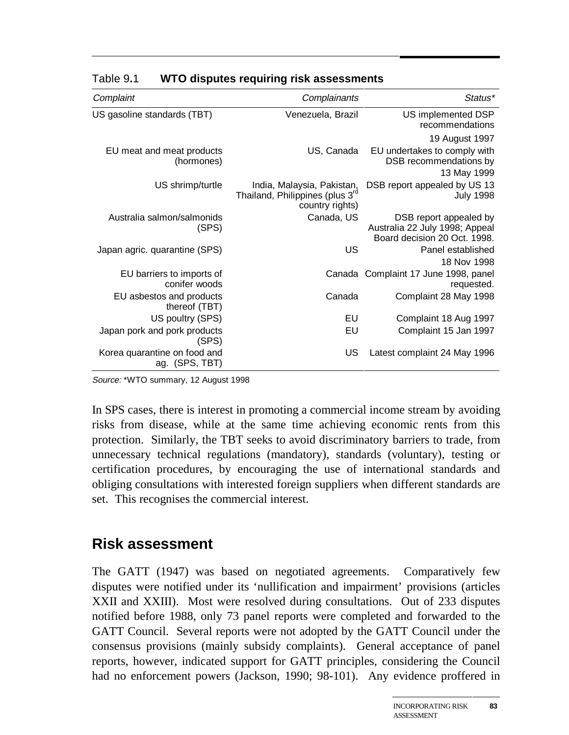Table 9.1 **WTO disputes requiring risk assessments**

| *Complaint* | *Complainants* | *Status\** |
|---|---|---|
| US gasoline standards (TBT) | Venezuela, Brazil | US implemented DSP recommendations 19 August 1997 |
| EU meat and meat products (hormones) | US, Canada | EU undertakes to comply with DSB recommendations by 13 May 1999 |
| US shrimp/turtle | India, Malaysia, Pakistan, Thailand, Philippines (plus 3rd country rights) | DSB report appealed by US 13 July 1998 |
| Australia salmon/salmonids (SPS) | Canada, US | DSB report appealed by Australia 22 July 1998; Appeal Board decision 20 Oct. 1998. |
| Japan agric. quarantine (SPS) | US | Panel established 18 Nov 1998 |
| EU barriers to imports of conifer woods | Canada | Complaint 17 June 1998, panel requested. |
| EU asbestos and products thereof (TBT) | Canada | Complaint 28 May 1998 |
| US poultry (SPS) | EU | Complaint 18 Aug 1997 |
| Japan pork and pork products (SPS) | EU | Complaint 15 Jan 1997 |
| Korea quarantine on food and ag. (SPS, TBT) | US | Latest complaint 24 May 1996 |

*Source:* \*WTO summary, 12 August 1998

In SPS cases, there is interest in promoting a commercial income stream by avoiding risks from disease, while at the same time achieving economic rents from this protection. Similarly, the TBT seeks to avoid discriminatory barriers to trade, from unnecessary technical regulations (mandatory), standards (voluntary), testing or certification procedures, by encouraging the use of international standards and obliging consultations with interested foreign suppliers when different standards are set. This recognises the commercial interest.

## Risk assessment

The GATT (1947) was based on negotiated agreements. Comparatively few disputes were notified under its 'nullification and impairment' provisions (articles XXII and XXIII). Most were resolved during consultations. Out of 233 disputes notified before 1988, only 73 panel reports were completed and forwarded to the GATT Council. Several reports were not adopted by the GATT Council under the consensus provisions (mainly subsidy complaints). General acceptance of panel reports, however, indicated support for GATT principles, considering the Council had no enforcement powers (Jackson, 1990; 98-101). Any evidence proffered in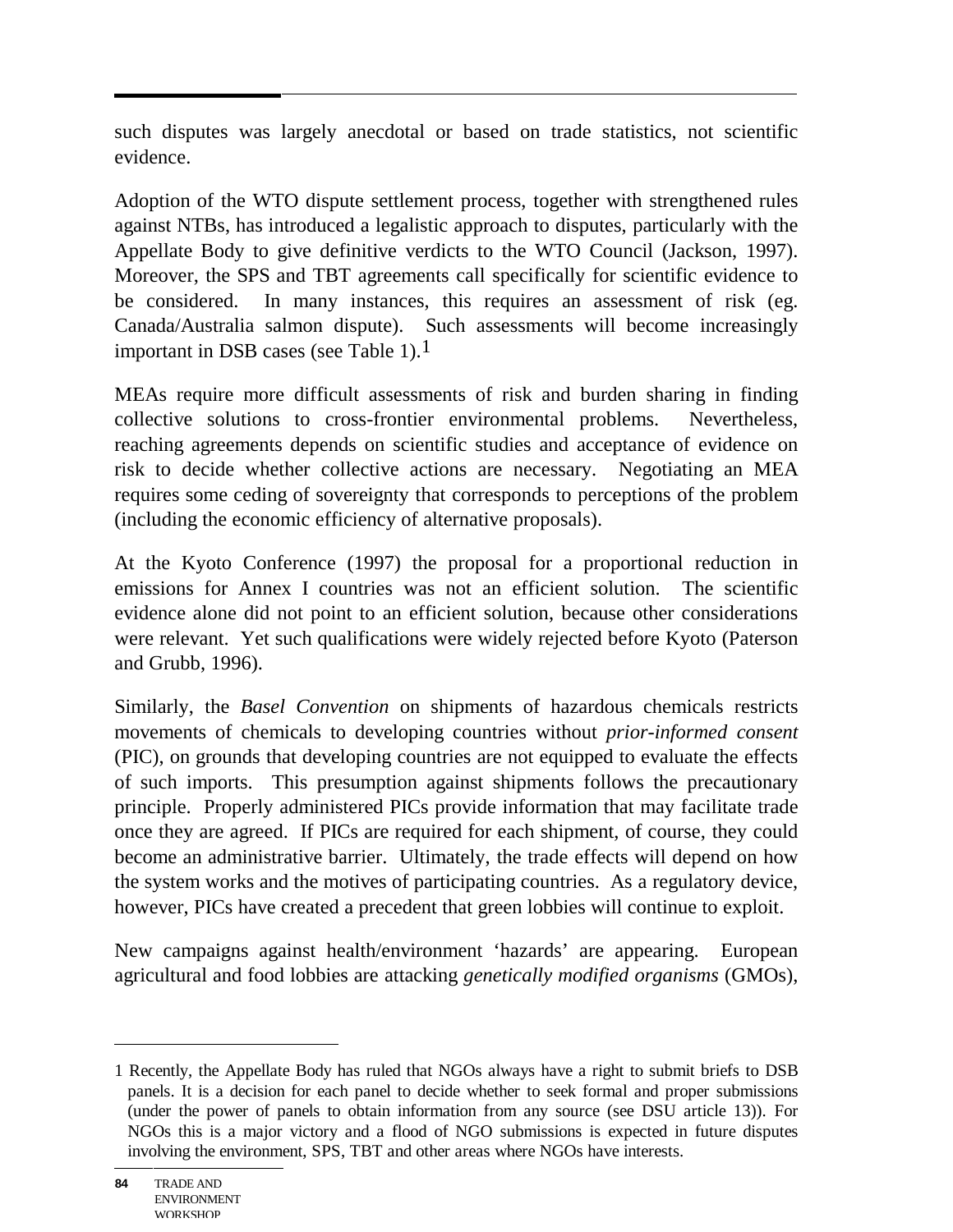such disputes was largely anecdotal or based on trade statistics, not scientific evidence.

Adoption of the WTO dispute settlement process, together with strengthened rules against NTBs, has introduced a legalistic approach to disputes, particularly with the Appellate Body to give definitive verdicts to the WTO Council (Jackson, 1997). Moreover, the SPS and TBT agreements call specifically for scientific evidence to be considered. In many instances, this requires an assessment of risk (eg. Canada/Australia salmon dispute). Such assessments will become increasingly important in DSB cases (see Table 1).[1]

MEAs require more difficult assessments of risk and burden sharing in finding collective solutions to cross-frontier environmental problems. Nevertheless, reaching agreements depends on scientific studies and acceptance of evidence on risk to decide whether collective actions are necessary. Negotiating an MEA requires some ceding of sovereignty that corresponds to perceptions of the problem (including the economic efficiency of alternative proposals).

At the Kyoto Conference (1997) the proposal for a proportional reduction in emissions for Annex I countries was not an efficient solution. The scientific evidence alone did not point to an efficient solution, because other considerations were relevant. Yet such qualifications were widely rejected before Kyoto (Paterson and Grubb, 1996).

Similarly, the *Basel Convention* on shipments of hazardous chemicals restricts movements of chemicals to developing countries without *prior-informed consent* (PIC), on grounds that developing countries are not equipped to evaluate the effects of such imports. This presumption against shipments follows the precautionary principle. Properly administered PICs provide information that may facilitate trade once they are agreed. If PICs are required for each shipment, of course, they could become an administrative barrier. Ultimately, the trade effects will depend on how the system works and the motives of participating countries. As a regulatory device, however, PICs have created a precedent that green lobbies will continue to exploit.

New campaigns against health/environment 'hazards' are appearing. European agricultural and food lobbies are attacking *genetically modified organisms* (GMOs),

---

1 Recently, the Appellate Body has ruled that NGOs always have a right to submit briefs to DSB panels. It is a decision for each panel to decide whether to seek formal and proper submissions (under the power of panels to obtain information from any source (see DSU article 13)). For NGOs this is a major victory and a flood of NGO submissions is expected in future disputes involving the environment, SPS, TBT and other areas where NGOs have interests.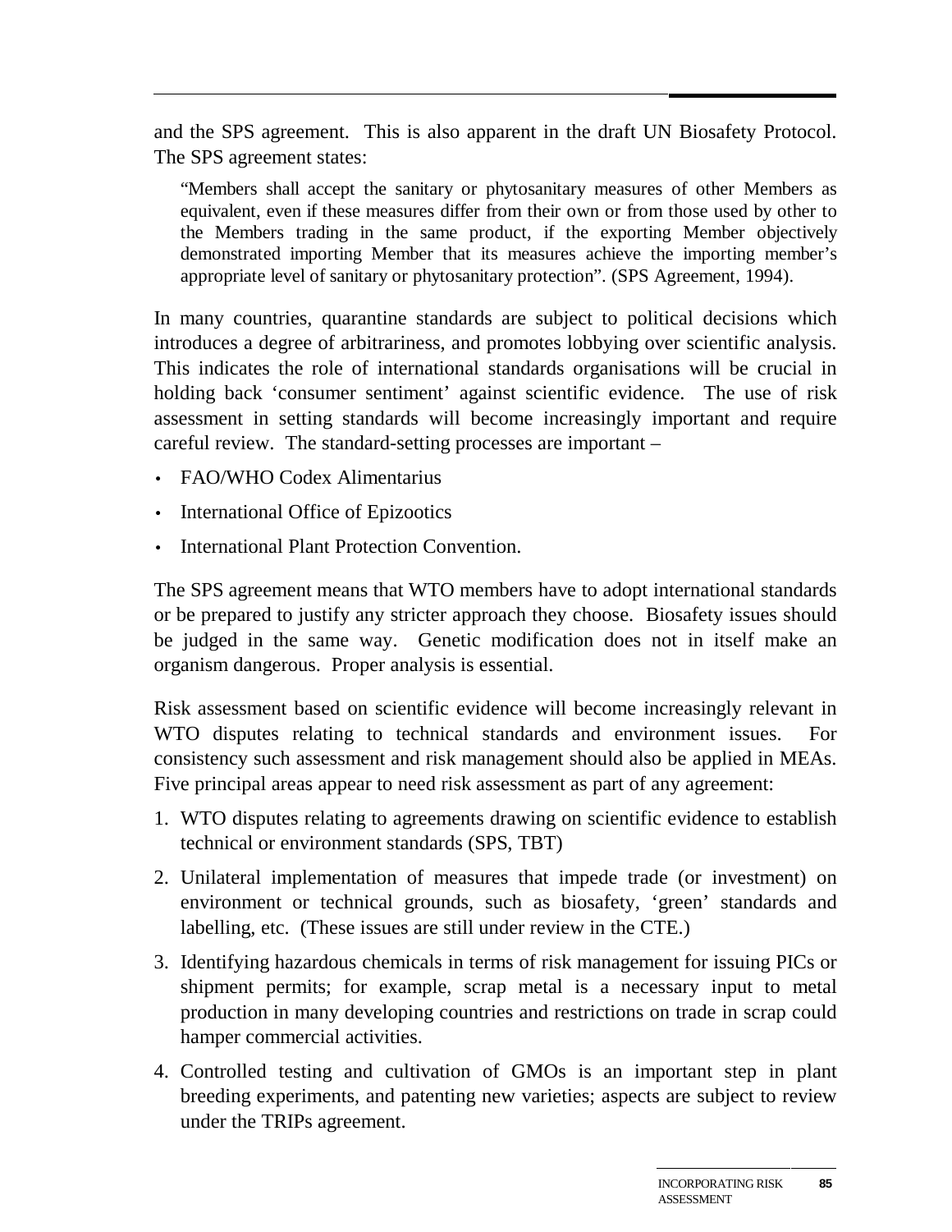and the SPS agreement. This is also apparent in the draft UN Biosafety Protocol. The SPS agreement states:

> "Members shall accept the sanitary or phytosanitary measures of other Members as equivalent, even if these measures differ from their own or from those used by other to the Members trading in the same product, if the exporting Member objectively demonstrated importing Member that its measures achieve the importing member's appropriate level of sanitary or phytosanitary protection". (SPS Agreement, 1994).

In many countries, quarantine standards are subject to political decisions which introduces a degree of arbitrariness, and promotes lobbying over scientific analysis. This indicates the role of international standards organisations will be crucial in holding back 'consumer sentiment' against scientific evidence. The use of risk assessment in setting standards will become increasingly important and require careful review. The standard-setting processes are important –

- FAO/WHO Codex Alimentarius
- International Office of Epizootics
- International Plant Protection Convention.

The SPS agreement means that WTO members have to adopt international standards or be prepared to justify any stricter approach they choose. Biosafety issues should be judged in the same way. Genetic modification does not in itself make an organism dangerous. Proper analysis is essential.

Risk assessment based on scientific evidence will become increasingly relevant in WTO disputes relating to technical standards and environment issues. For consistency such assessment and risk management should also be applied in MEAs. Five principal areas appear to need risk assessment as part of any agreement:

1. WTO disputes relating to agreements drawing on scientific evidence to establish technical or environment standards (SPS, TBT)
2. Unilateral implementation of measures that impede trade (or investment) on environment or technical grounds, such as biosafety, 'green' standards and labelling, etc. (These issues are still under review in the CTE.)
3. Identifying hazardous chemicals in terms of risk management for issuing PICs or shipment permits; for example, scrap metal is a necessary input to metal production in many developing countries and restrictions on trade in scrap could hamper commercial activities.
4. Controlled testing and cultivation of GMOs is an important step in plant breeding experiments, and patenting new varieties; aspects are subject to review under the TRIPs agreement.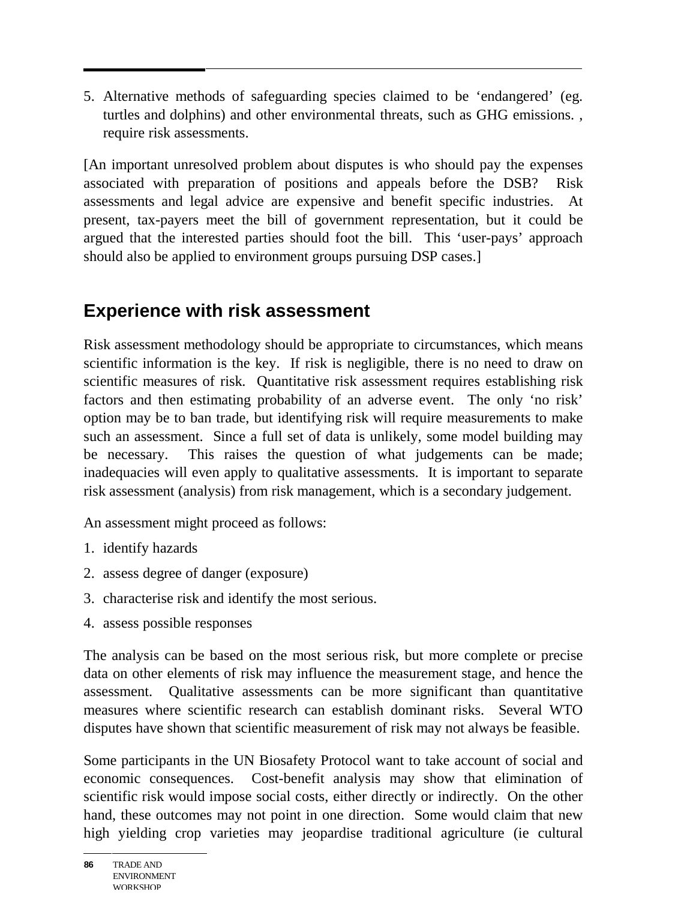5. Alternative methods of safeguarding species claimed to be ‘endangered’ (eg. turtles and dolphins) and other environmental threats, such as GHG emissions. , require risk assessments.

[An important unresolved problem about disputes is who should pay the expenses associated with preparation of positions and appeals before the DSB? Risk assessments and legal advice are expensive and benefit specific industries. At present, tax-payers meet the bill of government representation, but it could be argued that the interested parties should foot the bill. This ‘user-pays’ approach should also be applied to environment groups pursuing DSP cases.]

## Experience with risk assessment

Risk assessment methodology should be appropriate to circumstances, which means scientific information is the key. If risk is negligible, there is no need to draw on scientific measures of risk. Quantitative risk assessment requires establishing risk factors and then estimating probability of an adverse event. The only ‘no risk’ option may be to ban trade, but identifying risk will require measurements to make such an assessment. Since a full set of data is unlikely, some model building may be necessary. This raises the question of what judgements can be made; inadequacies will even apply to qualitative assessments. It is important to separate risk assessment (analysis) from risk management, which is a secondary judgement.

An assessment might proceed as follows:

1. identify hazards
2. assess degree of danger (exposure)
3. characterise risk and identify the most serious.
4. assess possible responses

The analysis can be based on the most serious risk, but more complete or precise data on other elements of risk may influence the measurement stage, and hence the assessment. Qualitative assessments can be more significant than quantitative measures where scientific research can establish dominant risks. Several WTO disputes have shown that scientific measurement of risk may not always be feasible.

Some participants in the UN Biosafety Protocol want to take account of social and economic consequences. Cost-benefit analysis may show that elimination of scientific risk would impose social costs, either directly or indirectly. On the other hand, these outcomes may not point in one direction. Some would claim that new high yielding crop varieties may jeopardise traditional agriculture (ie cultural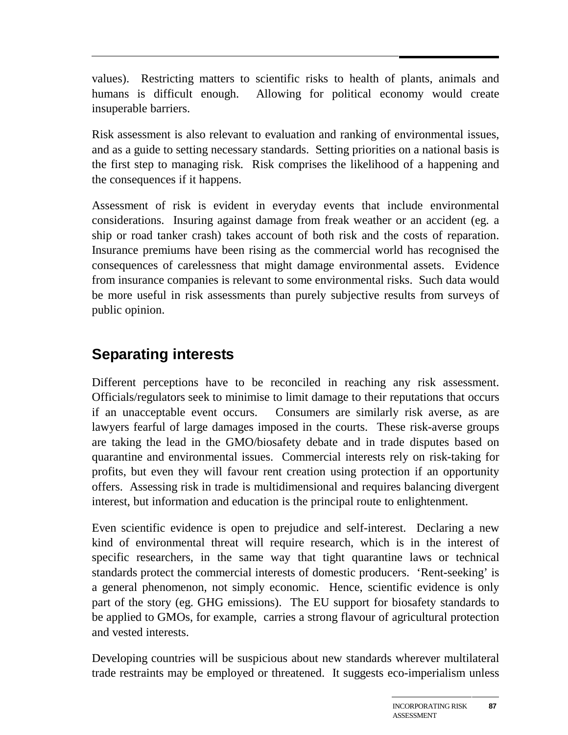values). Restricting matters to scientific risks to health of plants, animals and humans is difficult enough. Allowing for political economy would create insuperable barriers.

Risk assessment is also relevant to evaluation and ranking of environmental issues, and as a guide to setting necessary standards. Setting priorities on a national basis is the first step to managing risk. Risk comprises the likelihood of a happening and the consequences if it happens.

Assessment of risk is evident in everyday events that include environmental considerations. Insuring against damage from freak weather or an accident (eg. a ship or road tanker crash) takes account of both risk and the costs of reparation. Insurance premiums have been rising as the commercial world has recognised the consequences of carelessness that might damage environmental assets. Evidence from insurance companies is relevant to some environmental risks. Such data would be more useful in risk assessments than purely subjective results from surveys of public opinion.

## Separating interests

Different perceptions have to be reconciled in reaching any risk assessment. Officials/regulators seek to minimise to limit damage to their reputations that occurs if an unacceptable event occurs. Consumers are similarly risk averse, as are lawyers fearful of large damages imposed in the courts. These risk-averse groups are taking the lead in the GMO/biosafety debate and in trade disputes based on quarantine and environmental issues. Commercial interests rely on risk-taking for profits, but even they will favour rent creation using protection if an opportunity offers. Assessing risk in trade is multidimensional and requires balancing divergent interest, but information and education is the principal route to enlightenment.

Even scientific evidence is open to prejudice and self-interest. Declaring a new kind of environmental threat will require research, which is in the interest of specific researchers, in the same way that tight quarantine laws or technical standards protect the commercial interests of domestic producers. 'Rent-seeking' is a general phenomenon, not simply economic. Hence, scientific evidence is only part of the story (eg. GHG emissions). The EU support for biosafety standards to be applied to GMOs, for example, carries a strong flavour of agricultural protection and vested interests.

Developing countries will be suspicious about new standards wherever multilateral trade restraints may be employed or threatened. It suggests eco-imperialism unless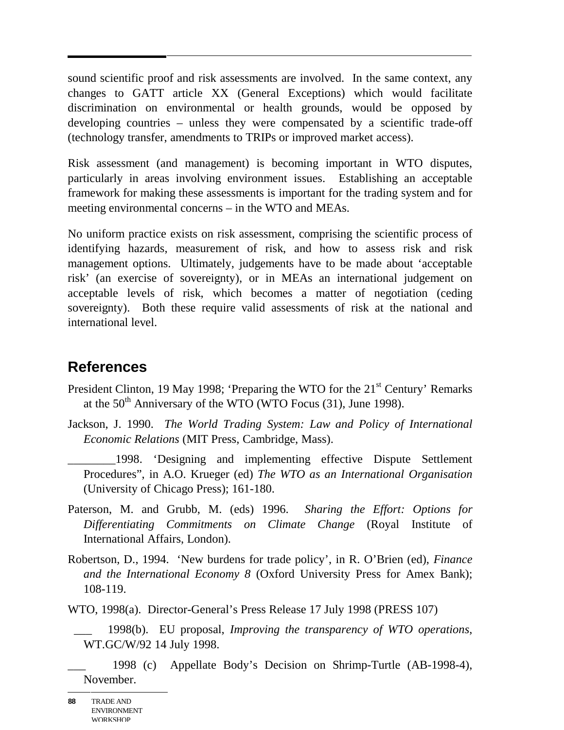sound scientific proof and risk assessments are involved. In the same context, any changes to GATT article XX (General Exceptions) which would facilitate discrimination on environmental or health grounds, would be opposed by developing countries – unless they were compensated by a scientific trade-off (technology transfer, amendments to TRIPs or improved market access).

Risk assessment (and management) is becoming important in WTO disputes, particularly in areas involving environment issues. Establishing an acceptable framework for making these assessments is important for the trading system and for meeting environmental concerns – in the WTO and MEAs.

No uniform practice exists on risk assessment, comprising the scientific process of identifying hazards, measurement of risk, and how to assess risk and risk management options. Ultimately, judgements have to be made about 'acceptable risk' (an exercise of sovereignty), or in MEAs an international judgement on acceptable levels of risk, which becomes a matter of negotiation (ceding sovereignty). Both these require valid assessments of risk at the national and international level.

## References

President Clinton, 19 May 1998; 'Preparing the WTO for the 21st Century' Remarks at the 50th Anniversary of the WTO (WTO Focus (31), June 1998).

Jackson, J. 1990. *The World Trading System: Law and Policy of International Economic Relations* (MIT Press, Cambridge, Mass).

________1998. 'Designing and implementing effective Dispute Settlement Procedures", in A.O. Krueger (ed) *The WTO as an International Organisation* (University of Chicago Press); 161-180.

Paterson, M. and Grubb, M. (eds) 1996. *Sharing the Effort: Options for Differentiating Commitments on Climate Change* (Royal Institute of International Affairs, London).

Robertson, D., 1994. 'New burdens for trade policy', in R. O'Brien (ed), *Finance and the International Economy 8* (Oxford University Press for Amex Bank); 108-119.

WTO, 1998(a). Director-General's Press Release 17 July 1998 (PRESS 107)

___ 1998(b). EU proposal, *Improving the transparency of WTO operations*, WT.GC/W/92 14 July 1998.

___ 1998 (c) Appellate Body's Decision on Shrimp-Turtle (AB-1998-4), November.